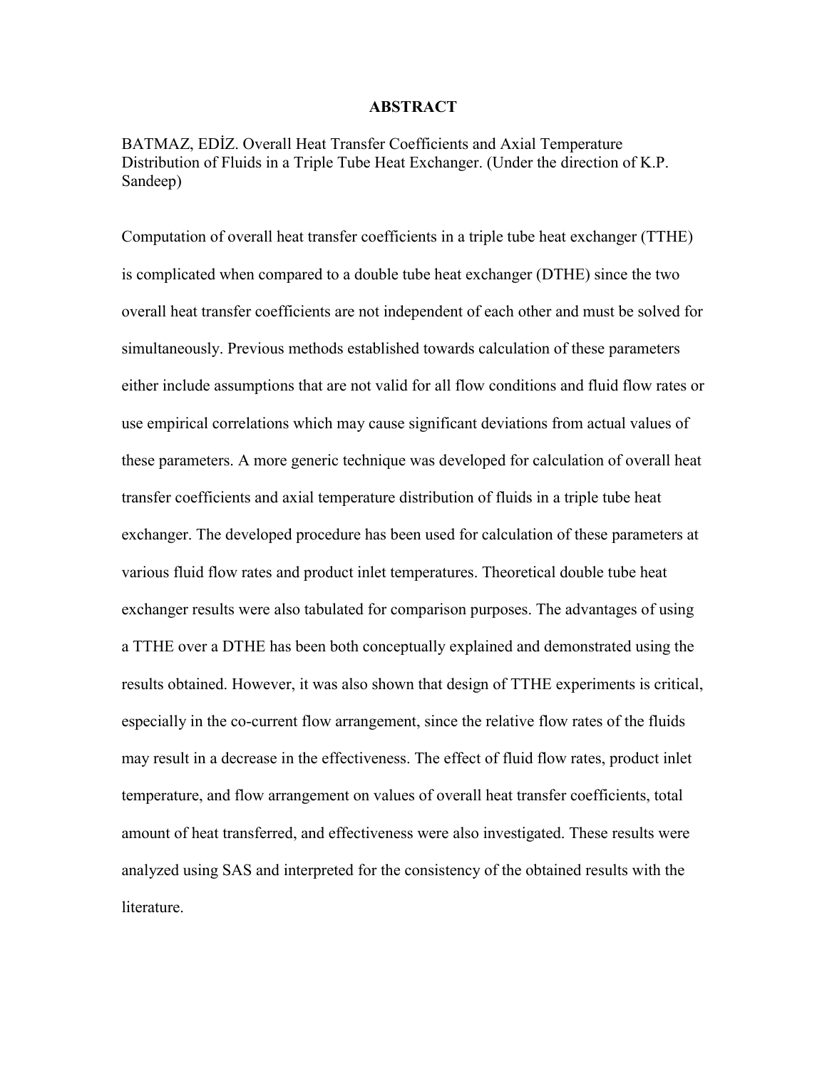# ABSTRACT

BATMAZ, EDİZ. Overall Heat Transfer Coefficients and Axial Temperature Distribution of Fluids in a Triple Tube Heat Exchanger. (Under the direction of K.P. Sandeep)

Computation of overall heat transfer coefficients in a triple tube heat exchanger (TTHE) is complicated when compared to a double tube heat exchanger (DTHE) since the two overall heat transfer coefficients are not independent of each other and must be solved for simultaneously. Previous methods established towards calculation of these parameters either include assumptions that are not valid for all flow conditions and fluid flow rates or use empirical correlations which may cause significant deviations from actual values of these parameters. A more generic technique was developed for calculation of overall heat transfer coefficients and axial temperature distribution of fluids in a triple tube heat exchanger. The developed procedure has been used for calculation of these parameters at various fluid flow rates and product inlet temperatures. Theoretical double tube heat exchanger results were also tabulated for comparison purposes. The advantages of using a TTHE over a DTHE has been both conceptually explained and demonstrated using the results obtained. However, it was also shown that design of TTHE experiments is critical, especially in the co-current flow arrangement, since the relative flow rates of the fluids may result in a decrease in the effectiveness. The effect of fluid flow rates, product inlet temperature, and flow arrangement on values of overall heat transfer coefficients, total amount of heat transferred, and effectiveness were also investigated. These results were analyzed using SAS and interpreted for the consistency of the obtained results with the literature.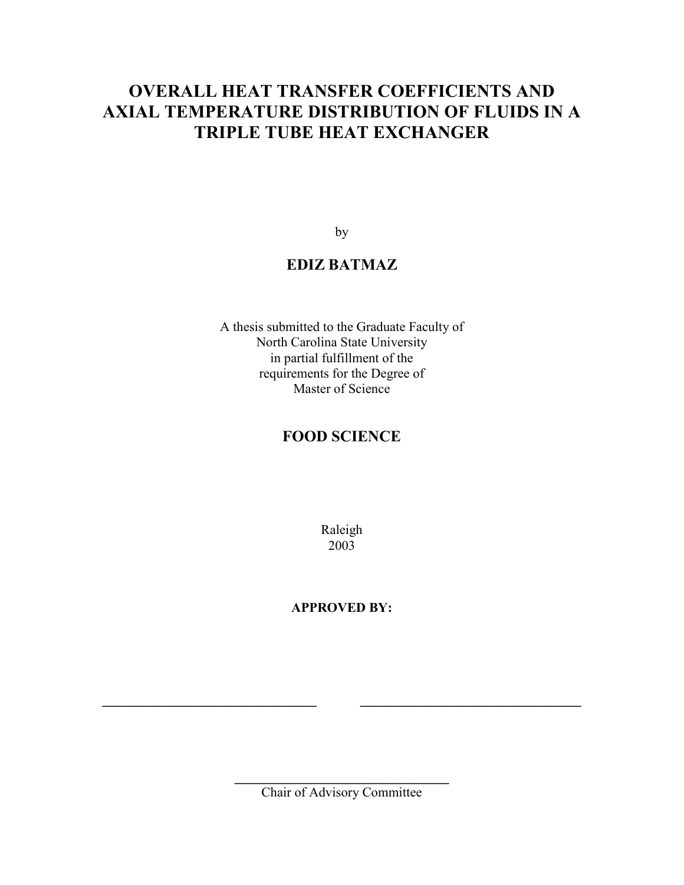# OVERALL HEAT TRANSFER COEFFICIENTS AND AXIAL TEMPERATURE DISTRIBUTION OF FLUIDS IN A TRIPLE TUBE HEAT EXCHANGER

by

**EDIZ BATMAZ**

A thesis submitted to the Graduate Faculty of
North Carolina State University
in partial fulfillment of the
requirements for the Degree of
Master of Science

**FOOD SCIENCE**

Raleigh
2003

**APPROVED BY:**

\_\_\_\_\_\_\_\_\_\_\_\_\_\_\_\_\_\_\_\_\_\_\_\_\_\_\_\_\_\_ \_\_\_\_\_\_\_\_\_\_\_\_\_\_\_\_\_\_\_\_\_\_\_\_\_\_\_\_\_\_

\_\_\_\_\_\_\_\_\_\_\_\_\_\_\_\_\_\_\_\_\_\_\_\_\_\_\_\_\_\_
Chair of Advisory Committee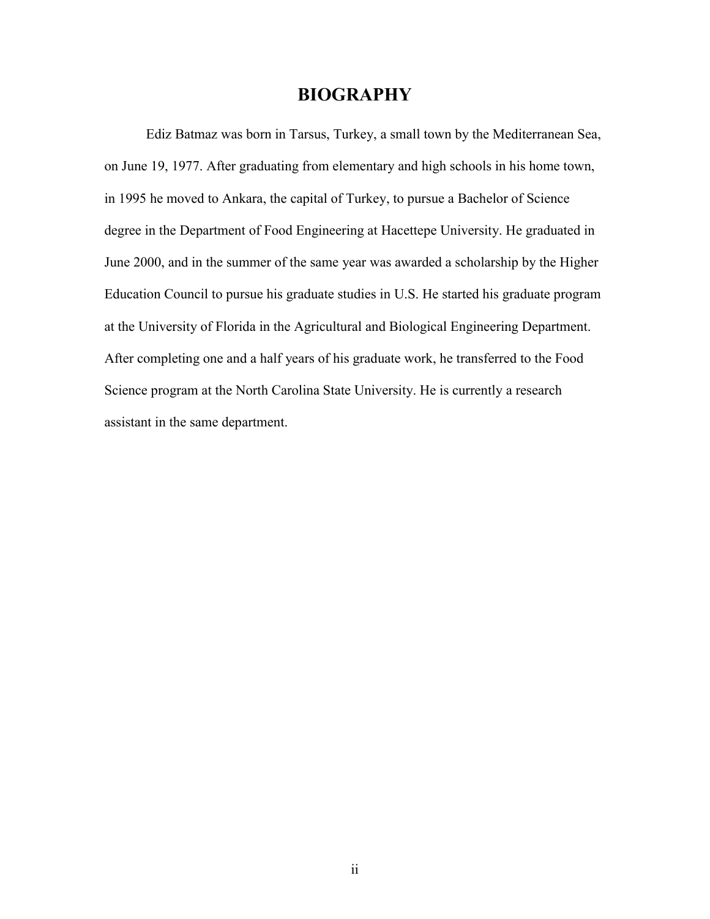# BIOGRAPHY

Ediz Batmaz was born in Tarsus, Turkey, a small town by the Mediterranean Sea, on June 19, 1977. After graduating from elementary and high schools in his home town, in 1995 he moved to Ankara, the capital of Turkey, to pursue a Bachelor of Science degree in the Department of Food Engineering at Hacettepe University. He graduated in June 2000, and in the summer of the same year was awarded a scholarship by the Higher Education Council to pursue his graduate studies in U.S. He started his graduate program at the University of Florida in the Agricultural and Biological Engineering Department. After completing one and a half years of his graduate work, he transferred to the Food Science program at the North Carolina State University. He is currently a research assistant in the same department.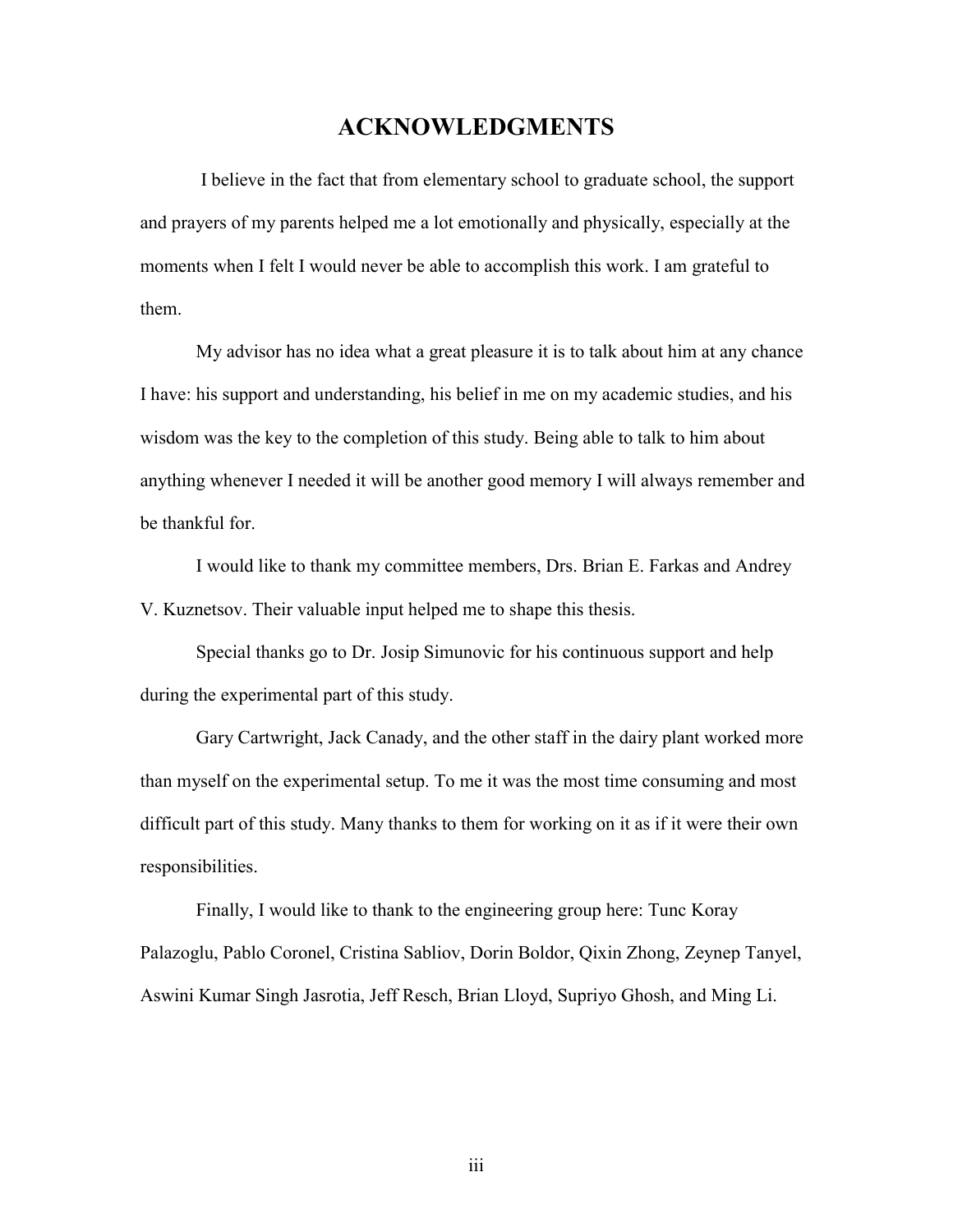# ACKNOWLEDGMENTS

I believe in the fact that from elementary school to graduate school, the support and prayers of my parents helped me a lot emotionally and physically, especially at the moments when I felt I would never be able to accomplish this work. I am grateful to them.

My advisor has no idea what a great pleasure it is to talk about him at any chance I have: his support and understanding, his belief in me on my academic studies, and his wisdom was the key to the completion of this study. Being able to talk to him about anything whenever I needed it will be another good memory I will always remember and be thankful for.

I would like to thank my committee members, Drs. Brian E. Farkas and Andrey V. Kuznetsov. Their valuable input helped me to shape this thesis.

Special thanks go to Dr. Josip Simunovic for his continuous support and help during the experimental part of this study.

Gary Cartwright, Jack Canady, and the other staff in the dairy plant worked more than myself on the experimental setup. To me it was the most time consuming and most difficult part of this study. Many thanks to them for working on it as if it were their own responsibilities.

Finally, I would like to thank to the engineering group here: Tunc Koray Palazoglu, Pablo Coronel, Cristina Sabliov, Dorin Boldor, Qixin Zhong, Zeynep Tanyel, Aswini Kumar Singh Jasrotia, Jeff Resch, Brian Lloyd, Supriyo Ghosh, and Ming Li.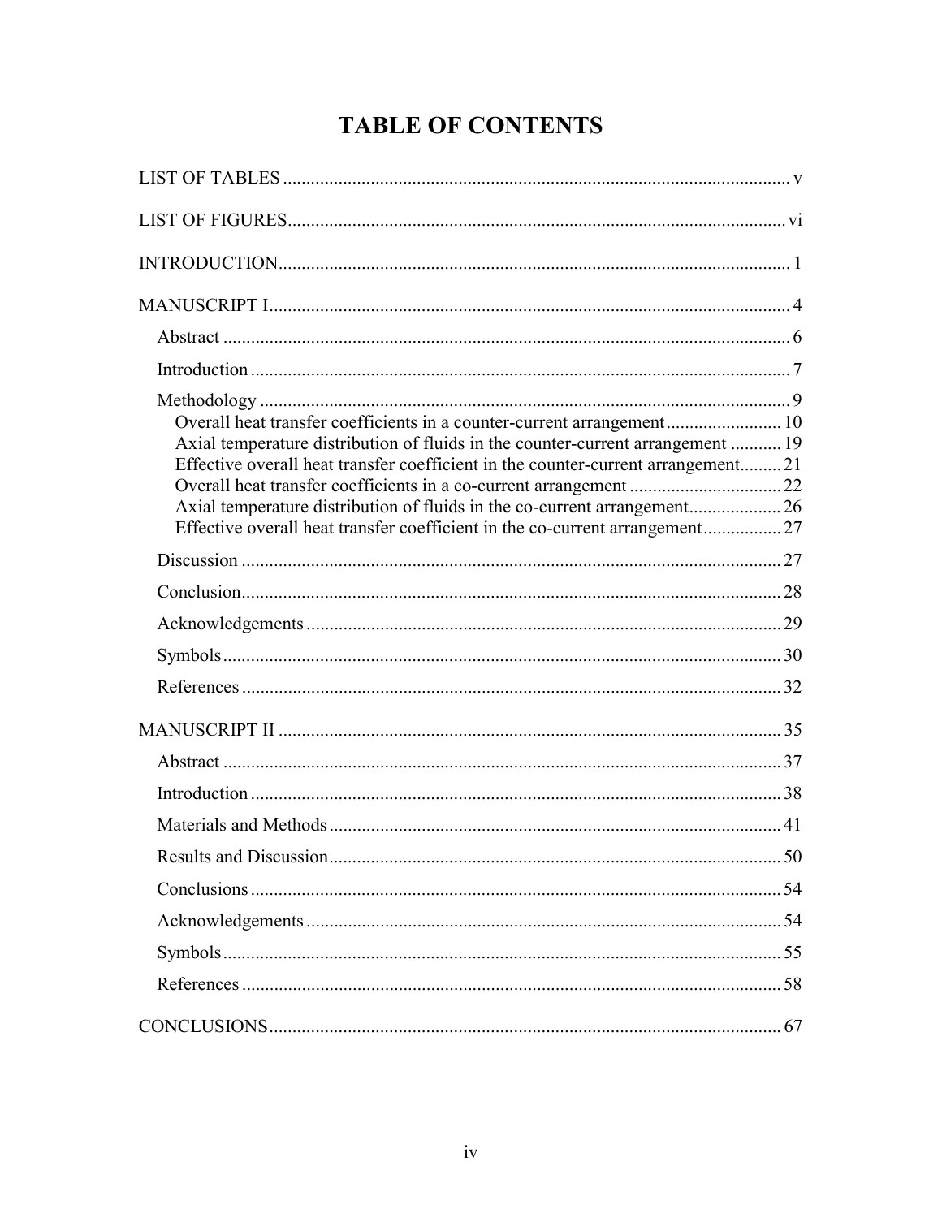# TABLE OF CONTENTS

LIST OF TABLES ..... v

LIST OF FIGURES ..... vi

INTRODUCTION ..... 1

MANUSCRIPT I ..... 4

- Abstract ..... 6
- Introduction ..... 7
- Methodology ..... 9
  - Overall heat transfer coefficients in a counter-current arrangement ..... 10
  - Axial temperature distribution of fluids in the counter-current arrangement ..... 19
  - Effective overall heat transfer coefficient in the counter-current arrangement ..... 21
  - Overall heat transfer coefficients in a co-current arrangement ..... 22
  - Axial temperature distribution of fluids in the co-current arrangement ..... 26
  - Effective overall heat transfer coefficient in the co-current arrangement ..... 27
- Discussion ..... 27
- Conclusion ..... 28
- Acknowledgements ..... 29
- Symbols ..... 30
- References ..... 32

MANUSCRIPT II ..... 35

- Abstract ..... 37
- Introduction ..... 38
- Materials and Methods ..... 41
- Results and Discussion ..... 50
- Conclusions ..... 54
- Acknowledgements ..... 54
- Symbols ..... 55
- References ..... 58

CONCLUSIONS ..... 67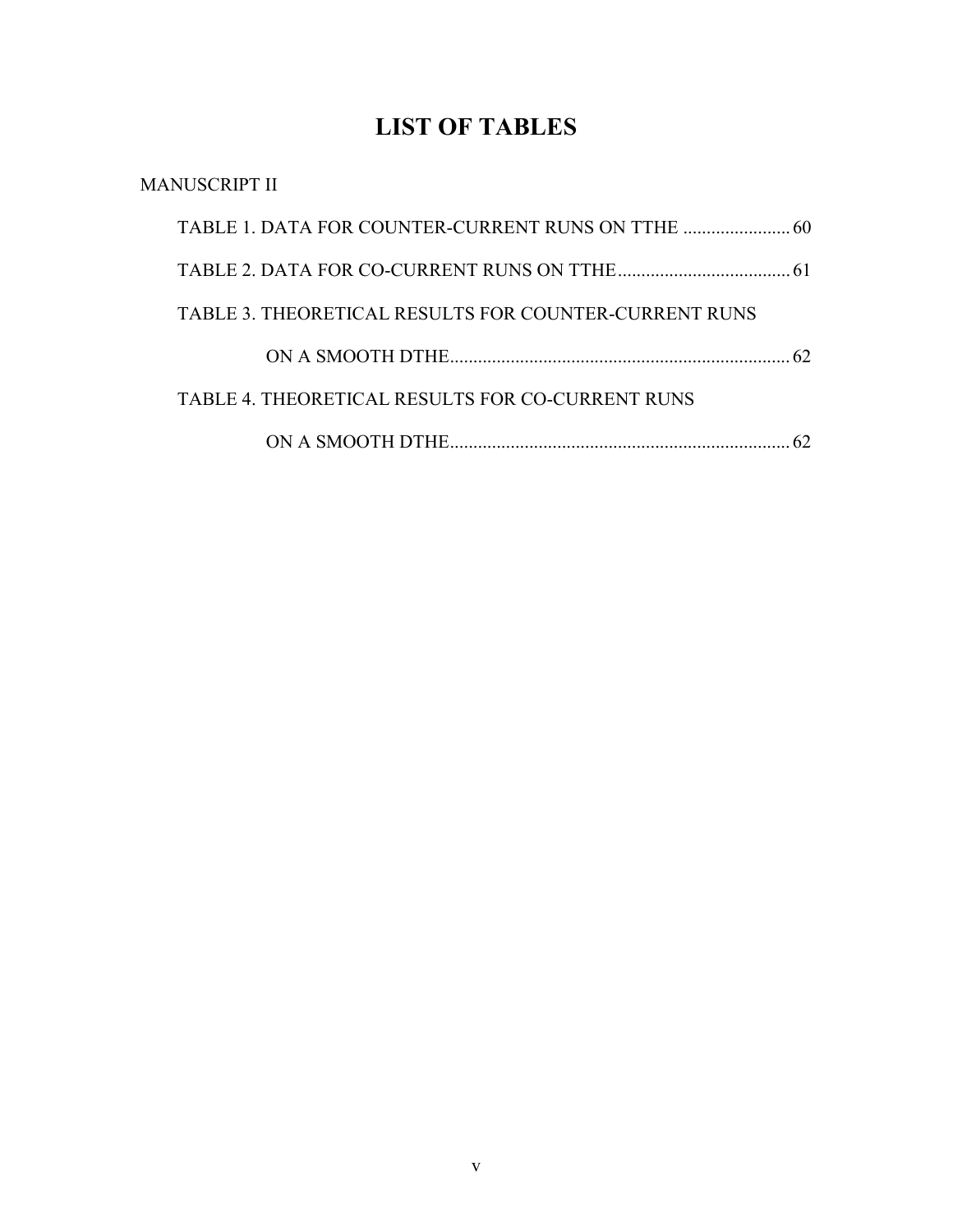# LIST OF TABLES

MANUSCRIPT II

TABLE 1. DATA FOR COUNTER-CURRENT RUNS ON TTHE ....................... 60

TABLE 2. DATA FOR CO-CURRENT RUNS ON TTHE ..................................... 61

TABLE 3. THEORETICAL RESULTS FOR COUNTER-CURRENT RUNS ON A SMOOTH DTHE ......................................................................... 62

TABLE 4. THEORETICAL RESULTS FOR CO-CURRENT RUNS ON A SMOOTH DTHE ......................................................................... 62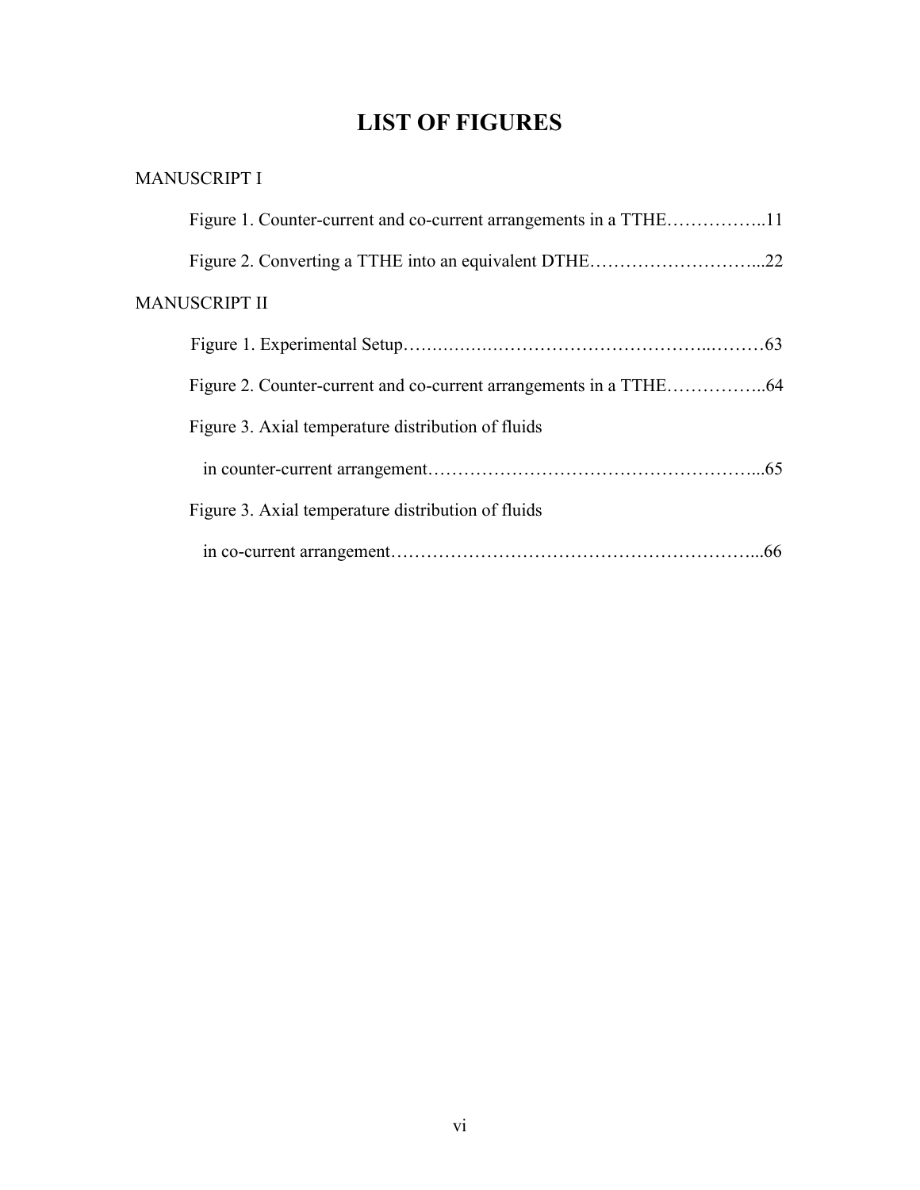# LIST OF FIGURES

MANUSCRIPT I

Figure 1. Counter-current and co-current arrangements in a TTHE……………..11

Figure 2. Converting a TTHE into an equivalent DTHE………………………...22

MANUSCRIPT II

Figure 1. Experimental Setup…….……….…………………………..………63

Figure 2. Counter-current and co-current arrangements in a TTHE……………..64

Figure 3. Axial temperature distribution of fluids in counter-current arrangement……………………………………………...65

Figure 3. Axial temperature distribution of fluids in co-current arrangement……………………………………………………...66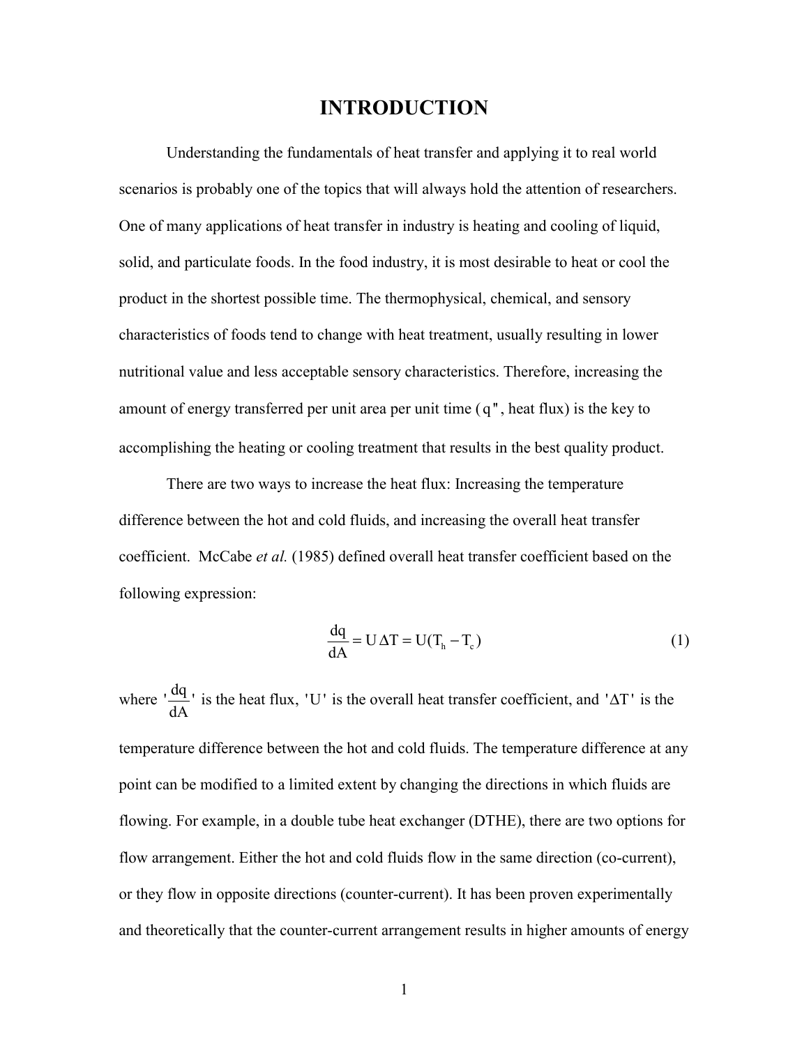# INTRODUCTION

Understanding the fundamentals of heat transfer and applying it to real world scenarios is probably one of the topics that will always hold the attention of researchers. One of many applications of heat transfer in industry is heating and cooling of liquid, solid, and particulate foods. In the food industry, it is most desirable to heat or cool the product in the shortest possible time. The thermophysical, chemical, and sensory characteristics of foods tend to change with heat treatment, usually resulting in lower nutritional value and less acceptable sensory characteristics. Therefore, increasing the amount of energy transferred per unit area per unit time ($q''$, heat flux) is the key to accomplishing the heating or cooling treatment that results in the best quality product.

There are two ways to increase the heat flux: Increasing the temperature difference between the hot and cold fluids, and increasing the overall heat transfer coefficient. McCabe *et al.* (1985) defined overall heat transfer coefficient based on the following expression:

$$\frac{dq}{dA} = U\,\Delta T = U(T_h - T_c) \tag{1}$$

where '$\frac{dq}{dA}$' is the heat flux, '$U$' is the overall heat transfer coefficient, and '$\Delta T$' is the temperature difference between the hot and cold fluids. The temperature difference at any point can be modified to a limited extent by changing the directions in which fluids are flowing. For example, in a double tube heat exchanger (DTHE), there are two options for flow arrangement. Either the hot and cold fluids flow in the same direction (co-current), or they flow in opposite directions (counter-current). It has been proven experimentally and theoretically that the counter-current arrangement results in higher amounts of energy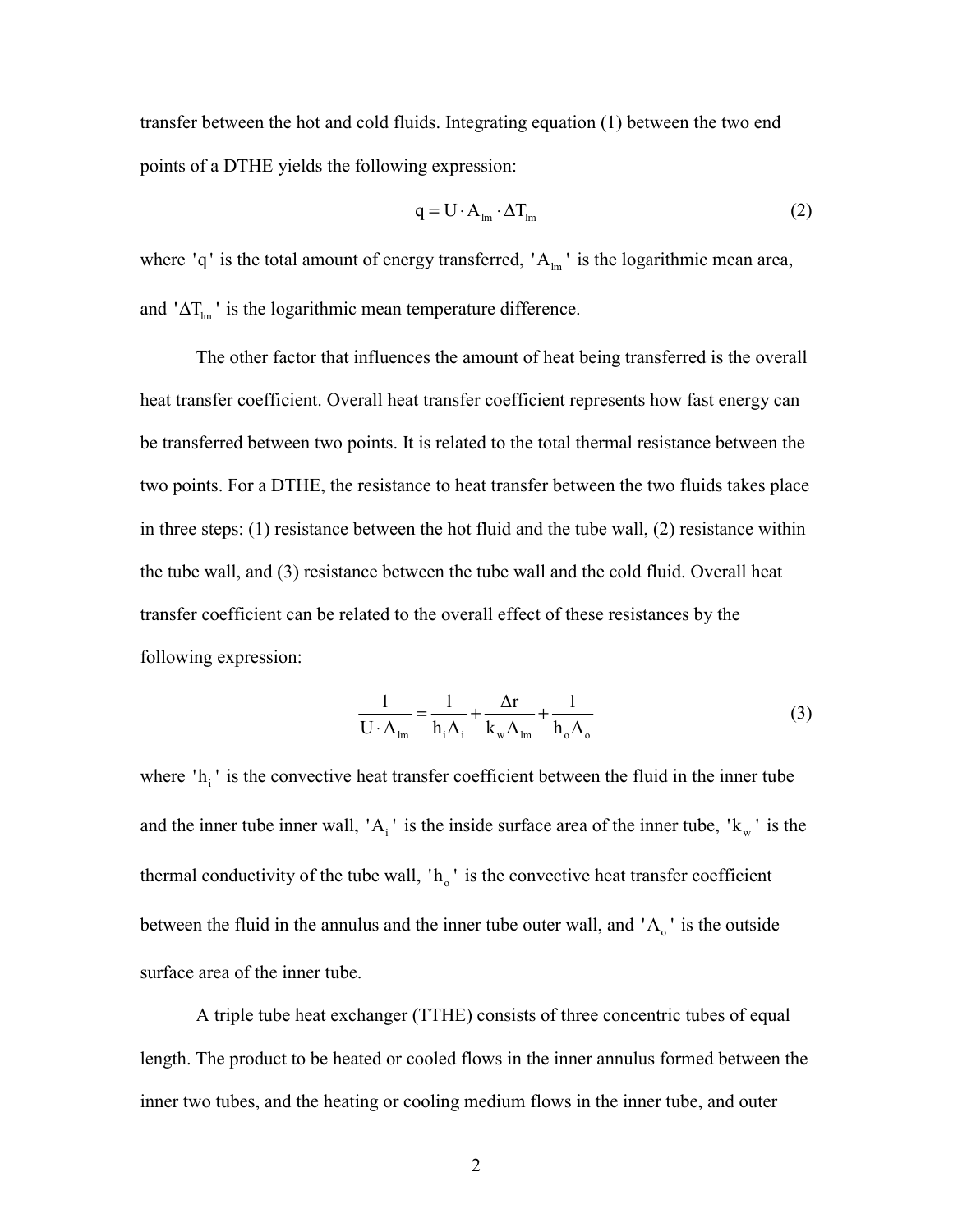transfer between the hot and cold fluids. Integrating equation (1) between the two end points of a DTHE yields the following expression:

$$q = U \cdot A_{lm} \cdot \Delta T_{lm} \tag{2}$$

where '$q$' is the total amount of energy transferred, '$A_{lm}$' is the logarithmic mean area, and '$\Delta T_{lm}$' is the logarithmic mean temperature difference.

The other factor that influences the amount of heat being transferred is the overall heat transfer coefficient. Overall heat transfer coefficient represents how fast energy can be transferred between two points. It is related to the total thermal resistance between the two points. For a DTHE, the resistance to heat transfer between the two fluids takes place in three steps: (1) resistance between the hot fluid and the tube wall, (2) resistance within the tube wall, and (3) resistance between the tube wall and the cold fluid. Overall heat transfer coefficient can be related to the overall effect of these resistances by the following expression:

$$\frac{1}{U \cdot A_{lm}} = \frac{1}{h_i A_i} + \frac{\Delta r}{k_w A_{lm}} + \frac{1}{h_o A_o} \tag{3}$$

where '$h_i$' is the convective heat transfer coefficient between the fluid in the inner tube and the inner tube inner wall, '$A_i$' is the inside surface area of the inner tube, '$k_w$' is the thermal conductivity of the tube wall, '$h_o$' is the convective heat transfer coefficient between the fluid in the annulus and the inner tube outer wall, and '$A_o$' is the outside surface area of the inner tube.

A triple tube heat exchanger (TTHE) consists of three concentric tubes of equal length. The product to be heated or cooled flows in the inner annulus formed between the inner two tubes, and the heating or cooling medium flows in the inner tube, and outer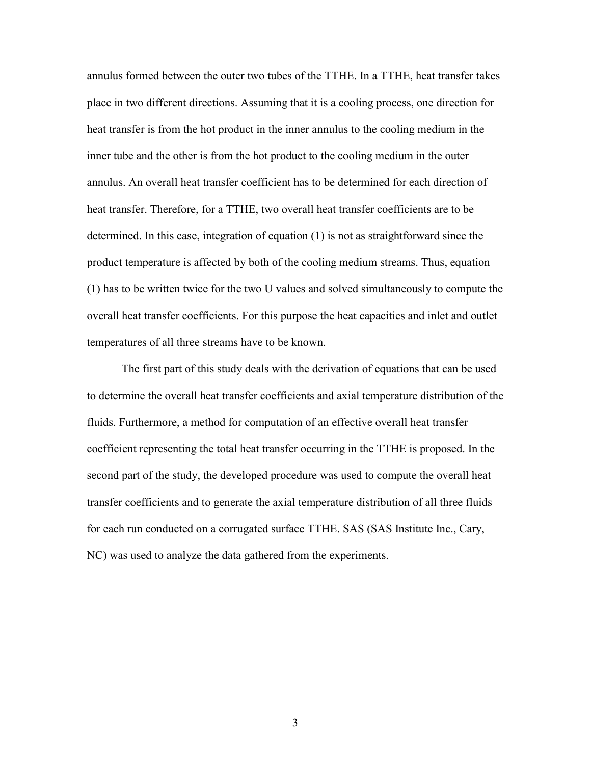annulus formed between the outer two tubes of the TTHE. In a TTHE, heat transfer takes place in two different directions. Assuming that it is a cooling process, one direction for heat transfer is from the hot product in the inner annulus to the cooling medium in the inner tube and the other is from the hot product to the cooling medium in the outer annulus. An overall heat transfer coefficient has to be determined for each direction of heat transfer. Therefore, for a TTHE, two overall heat transfer coefficients are to be determined. In this case, integration of equation (1) is not as straightforward since the product temperature is affected by both of the cooling medium streams. Thus, equation (1) has to be written twice for the two U values and solved simultaneously to compute the overall heat transfer coefficients. For this purpose the heat capacities and inlet and outlet temperatures of all three streams have to be known.

The first part of this study deals with the derivation of equations that can be used to determine the overall heat transfer coefficients and axial temperature distribution of the fluids. Furthermore, a method for computation of an effective overall heat transfer coefficient representing the total heat transfer occurring in the TTHE is proposed. In the second part of the study, the developed procedure was used to compute the overall heat transfer coefficients and to generate the axial temperature distribution of all three fluids for each run conducted on a corrugated surface TTHE. SAS (SAS Institute Inc., Cary, NC) was used to analyze the data gathered from the experiments.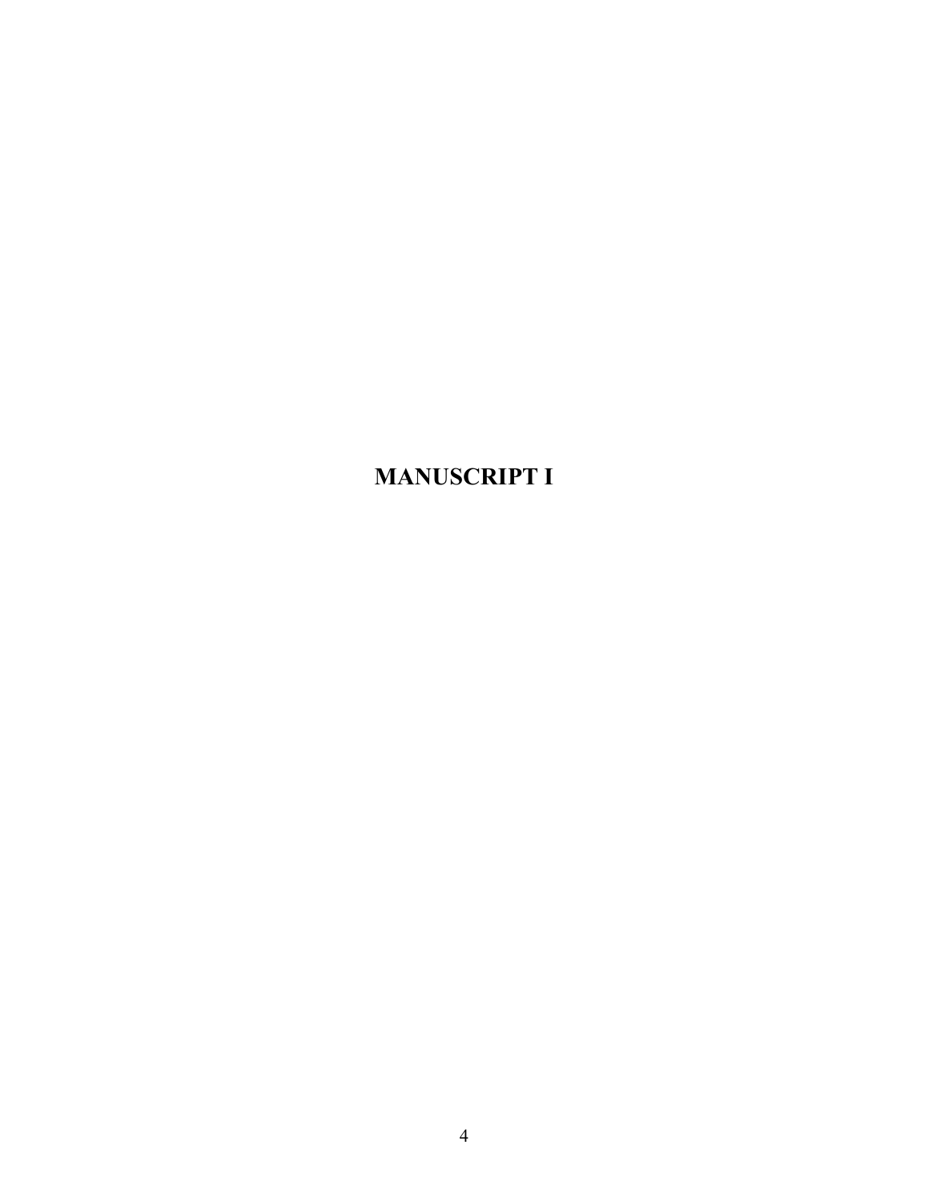# MANUSCRIPT I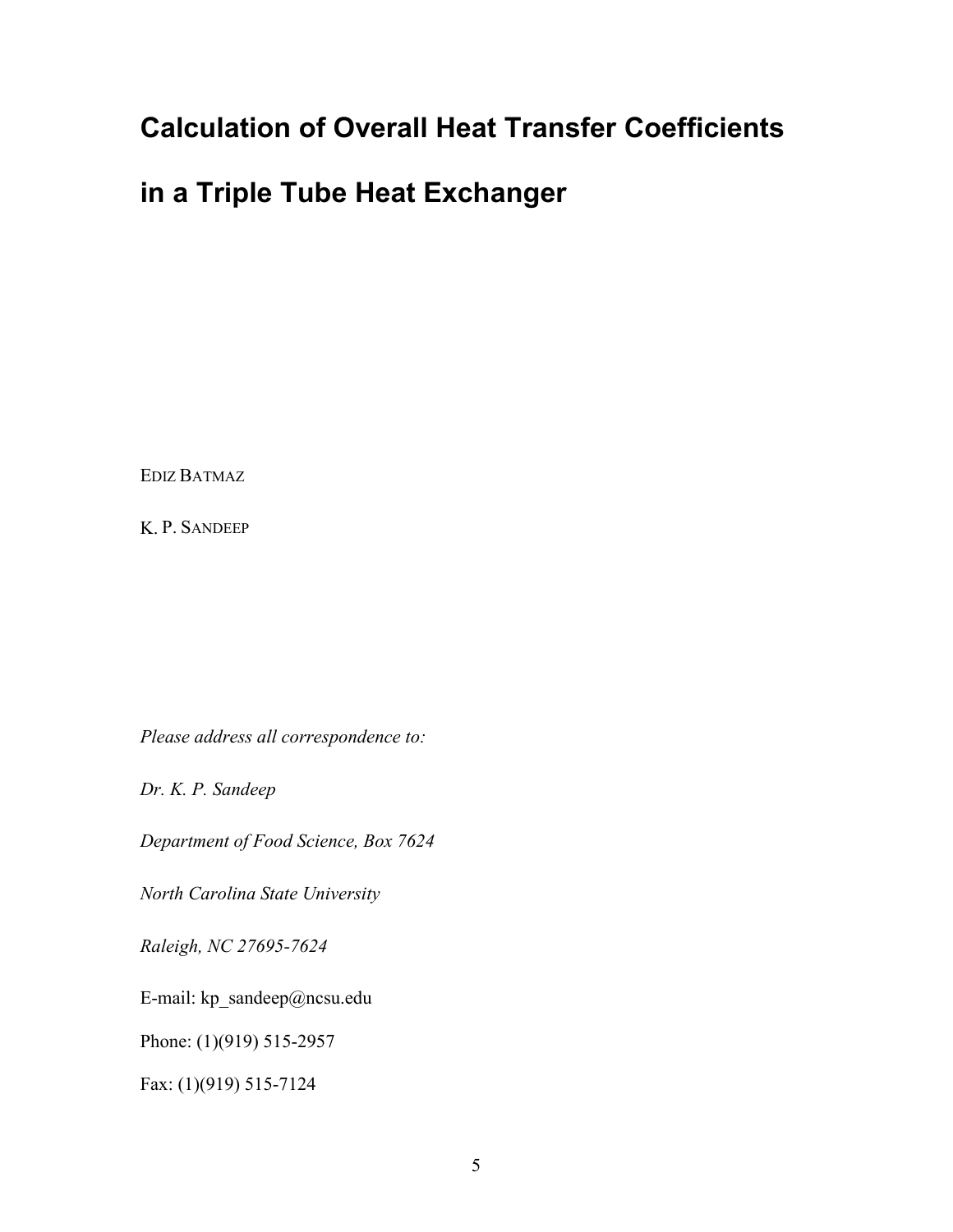# Calculation of Overall Heat Transfer Coefficients in a Triple Tube Heat Exchanger

EDIZ BATMAZ

K. P. SANDEEP

*Please address all correspondence to:*

*Dr. K. P. Sandeep*

*Department of Food Science, Box 7624*

*North Carolina State University*

*Raleigh, NC 27695-7624*

E-mail: kp_sandeep@ncsu.edu

Phone: (1)(919) 515-2957

Fax: (1)(919) 515-7124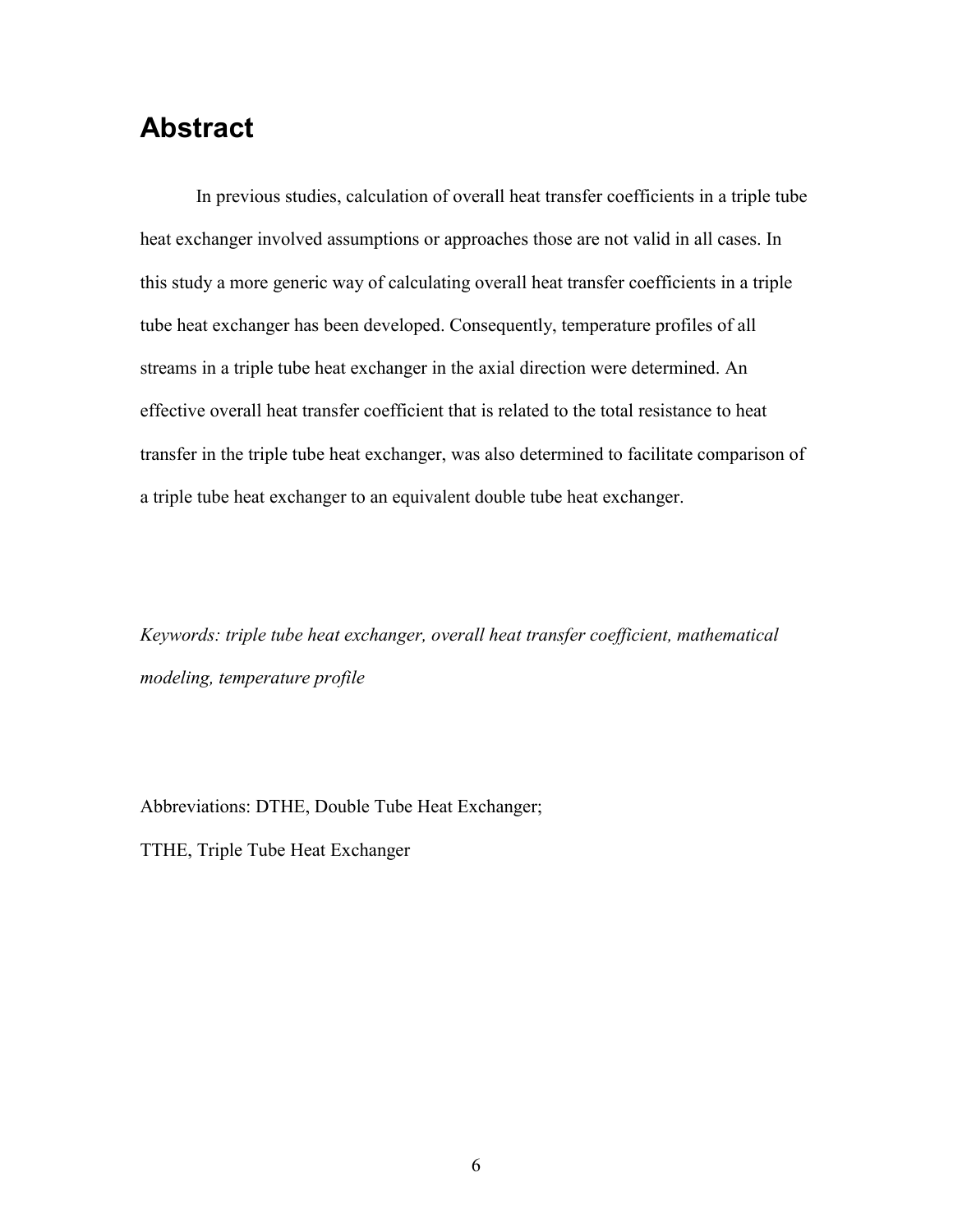# Abstract

In previous studies, calculation of overall heat transfer coefficients in a triple tube heat exchanger involved assumptions or approaches those are not valid in all cases. In this study a more generic way of calculating overall heat transfer coefficients in a triple tube heat exchanger has been developed. Consequently, temperature profiles of all streams in a triple tube heat exchanger in the axial direction were determined. An effective overall heat transfer coefficient that is related to the total resistance to heat transfer in the triple tube heat exchanger, was also determined to facilitate comparison of a triple tube heat exchanger to an equivalent double tube heat exchanger.

*Keywords: triple tube heat exchanger, overall heat transfer coefficient, mathematical modeling, temperature profile*

Abbreviations: DTHE, Double Tube Heat Exchanger;

TTHE, Triple Tube Heat Exchanger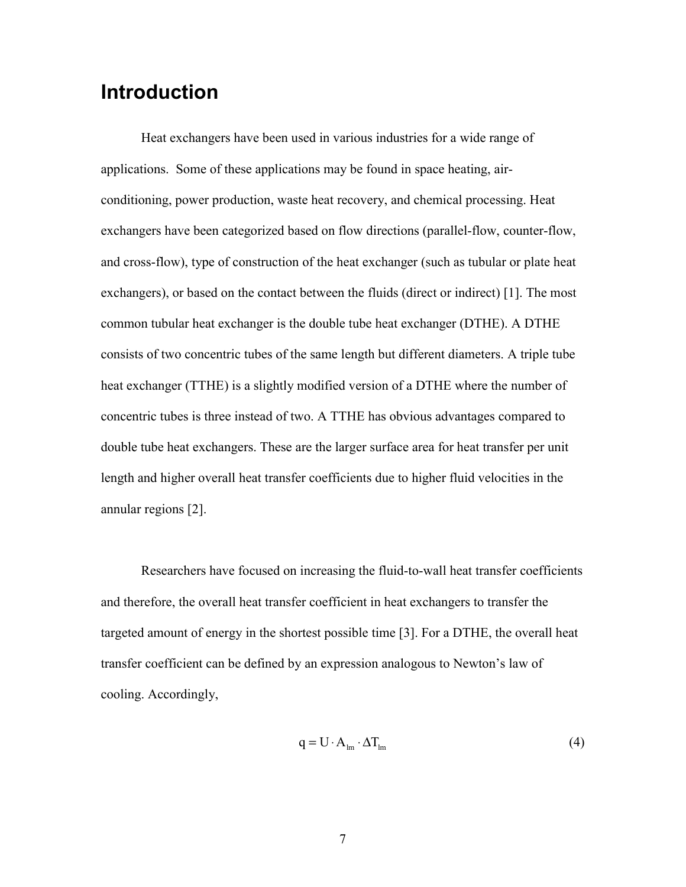## Introduction

Heat exchangers have been used in various industries for a wide range of applications. Some of these applications may be found in space heating, air-conditioning, power production, waste heat recovery, and chemical processing. Heat exchangers have been categorized based on flow directions (parallel-flow, counter-flow, and cross-flow), type of construction of the heat exchanger (such as tubular or plate heat exchangers), or based on the contact between the fluids (direct or indirect) [1]. The most common tubular heat exchanger is the double tube heat exchanger (DTHE). A DTHE consists of two concentric tubes of the same length but different diameters. A triple tube heat exchanger (TTHE) is a slightly modified version of a DTHE where the number of concentric tubes is three instead of two. A TTHE has obvious advantages compared to double tube heat exchangers. These are the larger surface area for heat transfer per unit length and higher overall heat transfer coefficients due to higher fluid velocities in the annular regions [2].

Researchers have focused on increasing the fluid-to-wall heat transfer coefficients and therefore, the overall heat transfer coefficient in heat exchangers to transfer the targeted amount of energy in the shortest possible time [3]. For a DTHE, the overall heat transfer coefficient can be defined by an expression analogous to Newton's law of cooling. Accordingly,

$$q = U \cdot A_{lm} \cdot \Delta T_{lm} \tag{4}$$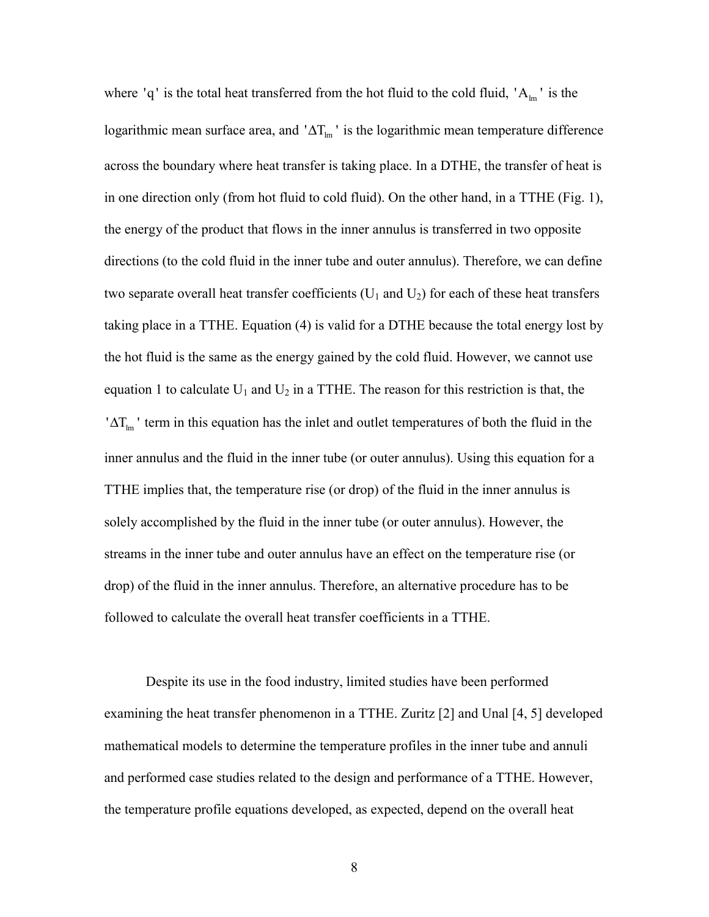where 'q' is the total heat transferred from the hot fluid to the cold fluid, '$A_{lm}$' is the logarithmic mean surface area, and '$\Delta T_{lm}$' is the logarithmic mean temperature difference across the boundary where heat transfer is taking place. In a DTHE, the transfer of heat is in one direction only (from hot fluid to cold fluid). On the other hand, in a TTHE (Fig. 1), the energy of the product that flows in the inner annulus is transferred in two opposite directions (to the cold fluid in the inner tube and outer annulus). Therefore, we can define two separate overall heat transfer coefficients ($U_1$ and $U_2$) for each of these heat transfers taking place in a TTHE. Equation (4) is valid for a DTHE because the total energy lost by the hot fluid is the same as the energy gained by the cold fluid. However, we cannot use equation 1 to calculate $U_1$ and $U_2$ in a TTHE. The reason for this restriction is that, the '$\Delta T_{lm}$' term in this equation has the inlet and outlet temperatures of both the fluid in the inner annulus and the fluid in the inner tube (or outer annulus). Using this equation for a TTHE implies that, the temperature rise (or drop) of the fluid in the inner annulus is solely accomplished by the fluid in the inner tube (or outer annulus). However, the streams in the inner tube and outer annulus have an effect on the temperature rise (or drop) of the fluid in the inner annulus. Therefore, an alternative procedure has to be followed to calculate the overall heat transfer coefficients in a TTHE.

Despite its use in the food industry, limited studies have been performed examining the heat transfer phenomenon in a TTHE. Zuritz [2] and Unal [4, 5] developed mathematical models to determine the temperature profiles in the inner tube and annuli and performed case studies related to the design and performance of a TTHE. However, the temperature profile equations developed, as expected, depend on the overall heat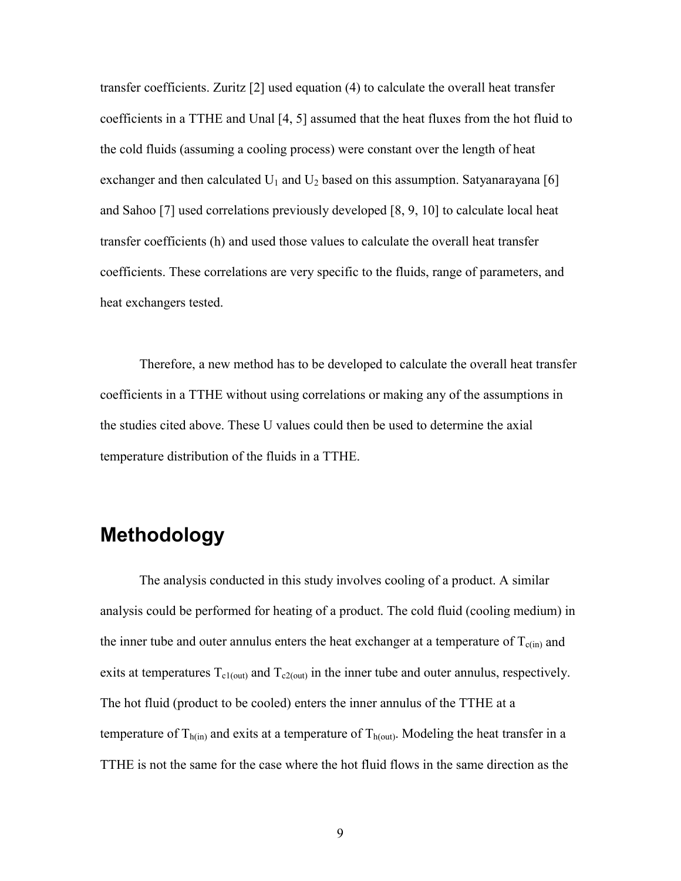transfer coefficients. Zuritz [2] used equation (4) to calculate the overall heat transfer coefficients in a TTHE and Unal [4, 5] assumed that the heat fluxes from the hot fluid to the cold fluids (assuming a cooling process) were constant over the length of heat exchanger and then calculated $U_1$ and $U_2$ based on this assumption. Satyanarayana [6] and Sahoo [7] used correlations previously developed [8, 9, 10] to calculate local heat transfer coefficients (h) and used those values to calculate the overall heat transfer coefficients. These correlations are very specific to the fluids, range of parameters, and heat exchangers tested.

Therefore, a new method has to be developed to calculate the overall heat transfer coefficients in a TTHE without using correlations or making any of the assumptions in the studies cited above. These U values could then be used to determine the axial temperature distribution of the fluids in a TTHE.

# Methodology

The analysis conducted in this study involves cooling of a product. A similar analysis could be performed for heating of a product. The cold fluid (cooling medium) in the inner tube and outer annulus enters the heat exchanger at a temperature of $T_{c(in)}$ and exits at temperatures $T_{c1(out)}$ and $T_{c2(out)}$ in the inner tube and outer annulus, respectively. The hot fluid (product to be cooled) enters the inner annulus of the TTHE at a temperature of $T_{h(in)}$ and exits at a temperature of $T_{h(out)}$. Modeling the heat transfer in a TTHE is not the same for the case where the hot fluid flows in the same direction as the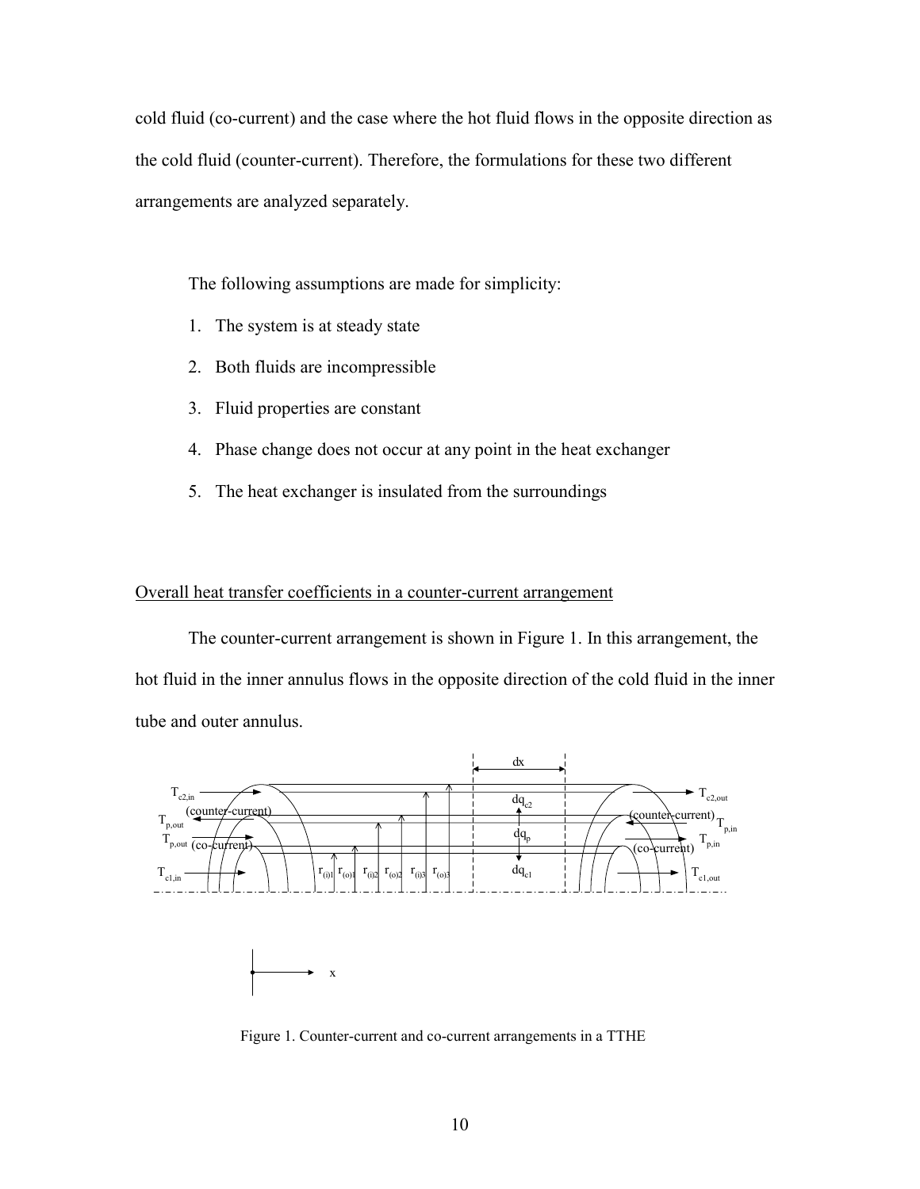cold fluid (co-current) and the case where the hot fluid flows in the opposite direction as the cold fluid (counter-current). Therefore, the formulations for these two different arrangements are analyzed separately.

The following assumptions are made for simplicity:

1. The system is at steady state
2. Both fluids are incompressible
3. Fluid properties are constant
4. Phase change does not occur at any point in the heat exchanger
5. The heat exchanger is insulated from the surroundings

Overall heat transfer coefficients in a counter-current arrangement

The counter-current arrangement is shown in Figure 1. In this arrangement, the hot fluid in the inner annulus flows in the opposite direction of the cold fluid in the inner tube and outer annulus.

Figure 1. Counter-current and co-current arrangements in a TTHE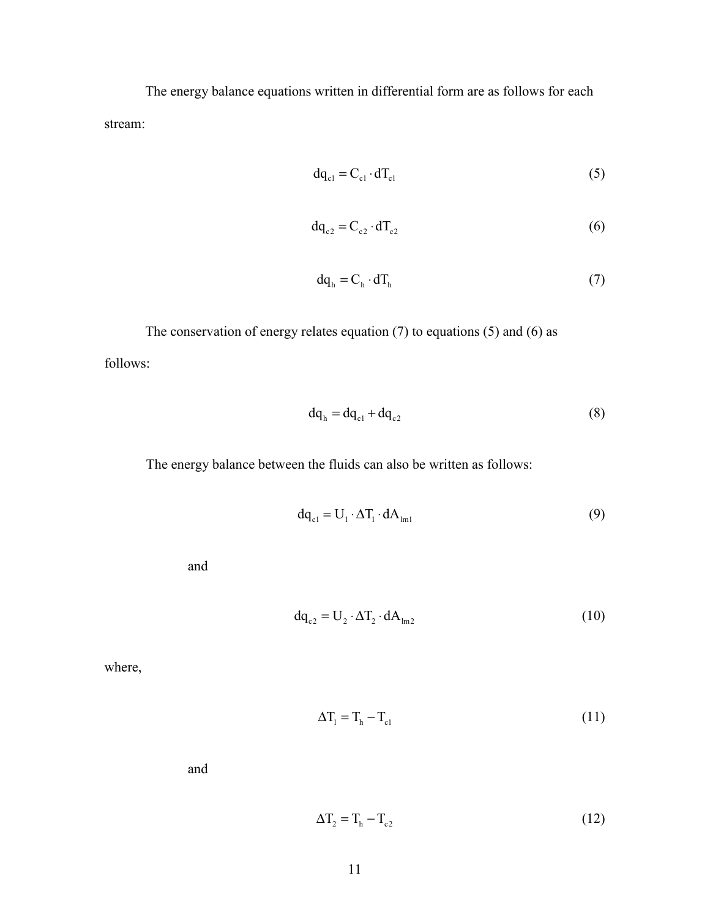The energy balance equations written in differential form are as follows for each stream:

$$dq_{c1} = C_{c1} \cdot dT_{c1} \tag{5}$$

$$dq_{c2} = C_{c2} \cdot dT_{c2} \tag{6}$$

$$dq_{h} = C_{h} \cdot dT_{h} \tag{7}$$

The conservation of energy relates equation (7) to equations (5) and (6) as follows:

$$dq_{h} = dq_{c1} + dq_{c2} \tag{8}$$

The energy balance between the fluids can also be written as follows:

$$dq_{c1} = U_{1} \cdot \Delta T_{1} \cdot dA_{lm1} \tag{9}$$

and

$$dq_{c2} = U_{2} \cdot \Delta T_{2} \cdot dA_{lm2} \tag{10}$$

where,

$$\Delta T_{1} = T_{h} - T_{c1} \tag{11}$$

and

$$\Delta T_{2} = T_{h} - T_{c2} \tag{12}$$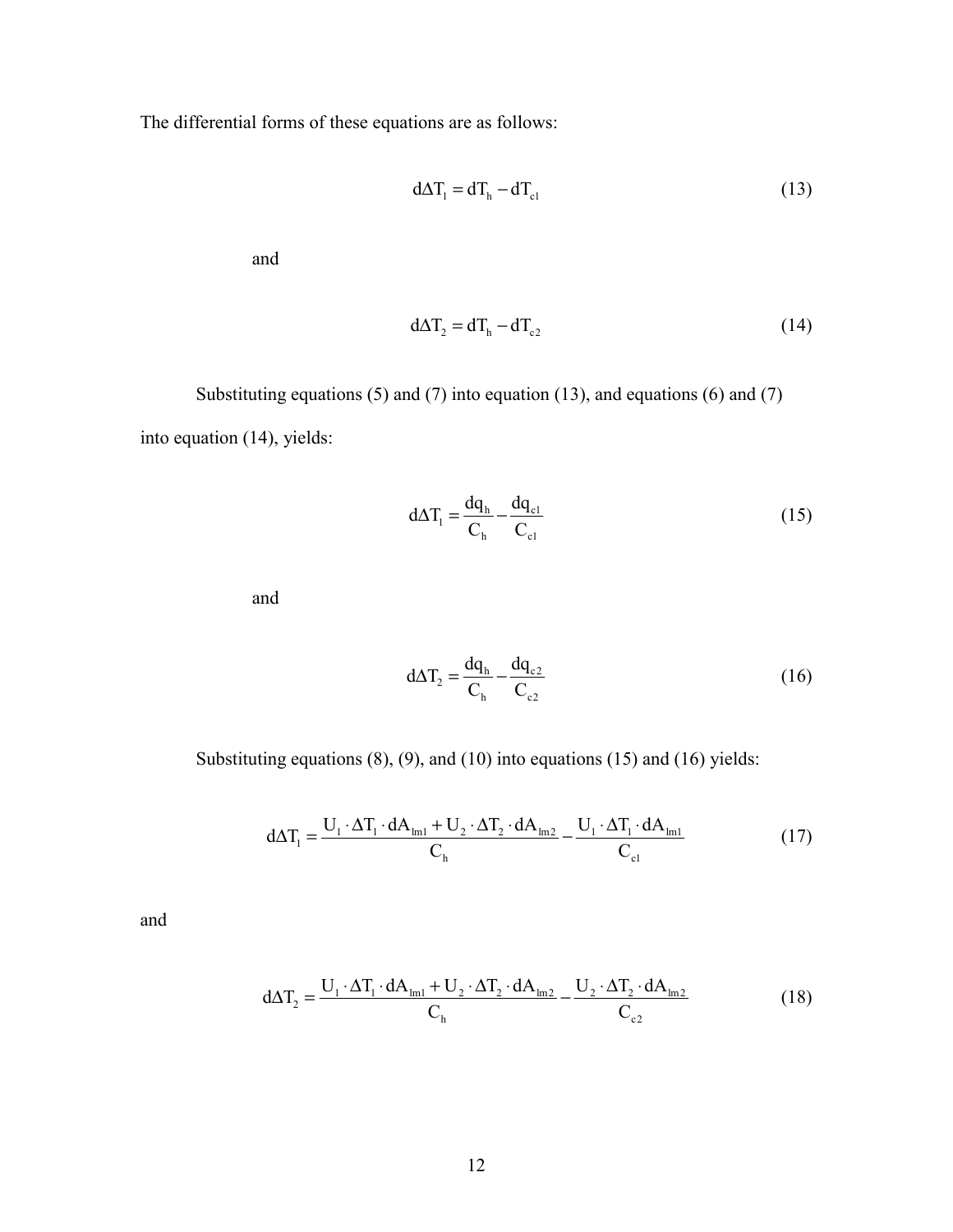The differential forms of these equations are as follows:

$$d\Delta T_1 = dT_h - dT_{c1} \tag{13}$$

and

$$d\Delta T_2 = dT_h - dT_{c2} \tag{14}$$

Substituting equations (5) and (7) into equation (13), and equations (6) and (7) into equation (14), yields:

$$d\Delta T_1 = \frac{dq_h}{C_h} - \frac{dq_{c1}}{C_{c1}} \tag{15}$$

and

$$d\Delta T_2 = \frac{dq_h}{C_h} - \frac{dq_{c2}}{C_{c2}} \tag{16}$$

Substituting equations (8), (9), and (10) into equations (15) and (16) yields:

$$d\Delta T_1 = \frac{U_1 \cdot \Delta T_1 \cdot dA_{lm1} + U_2 \cdot \Delta T_2 \cdot dA_{lm2}}{C_h} - \frac{U_1 \cdot \Delta T_1 \cdot dA_{lm1}}{C_{c1}} \tag{17}$$

and

$$d\Delta T_2 = \frac{U_1 \cdot \Delta T_1 \cdot dA_{lm1} + U_2 \cdot \Delta T_2 \cdot dA_{lm2}}{C_h} - \frac{U_2 \cdot \Delta T_2 \cdot dA_{lm2}}{C_{c2}} \tag{18}$$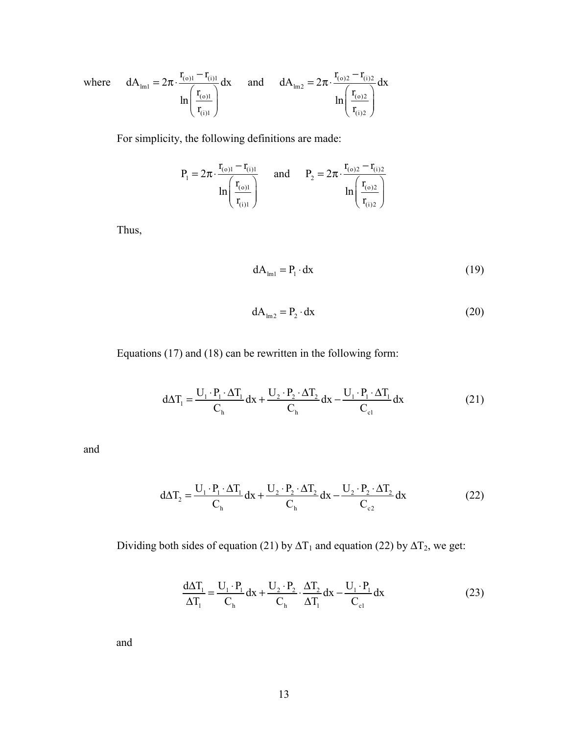where $dA_{lm1} = 2\pi \cdot \frac{r_{(o)1} - r_{(i)1}}{\ln\left(\frac{r_{(o)1}}{r_{(i)1}}\right)} dx$ and $dA_{lm2} = 2\pi \cdot \frac{r_{(o)2} - r_{(i)2}}{\ln\left(\frac{r_{(o)2}}{r_{(i)2}}\right)} dx$

For simplicity, the following definitions are made:

$$P_1 = 2\pi \cdot \frac{r_{(o)1} - r_{(i)1}}{\ln\left(\frac{r_{(o)1}}{r_{(i)1}}\right)} \quad \text{and} \quad P_2 = 2\pi \cdot \frac{r_{(o)2} - r_{(i)2}}{\ln\left(\frac{r_{(o)2}}{r_{(i)2}}\right)}$$

Thus,

$$dA_{lm1} = P_1 \cdot dx \tag{19}$$

$$dA_{lm2} = P_2 \cdot dx \tag{20}$$

Equations (17) and (18) can be rewritten in the following form:

$$d\Delta T_1 = \frac{U_1 \cdot P_1 \cdot \Delta T_1}{C_h} dx + \frac{U_2 \cdot P_2 \cdot \Delta T_2}{C_h} dx - \frac{U_1 \cdot P_1 \cdot \Delta T_1}{C_{c1}} dx \tag{21}$$

and

$$d\Delta T_2 = \frac{U_1 \cdot P_1 \cdot \Delta T_1}{C_h} dx + \frac{U_2 \cdot P_2 \cdot \Delta T_2}{C_h} dx - \frac{U_2 \cdot P_2 \cdot \Delta T_2}{C_{c2}} dx \tag{22}$$

Dividing both sides of equation (21) by $\Delta T_1$ and equation (22) by $\Delta T_2$, we get:

$$\frac{d\Delta T_1}{\Delta T_1} = \frac{U_1 \cdot P_1}{C_h} dx + \frac{U_2 \cdot P_2}{C_h} \cdot \frac{\Delta T_2}{\Delta T_1} dx - \frac{U_1 \cdot P_1}{C_{c1}} dx \tag{23}$$

and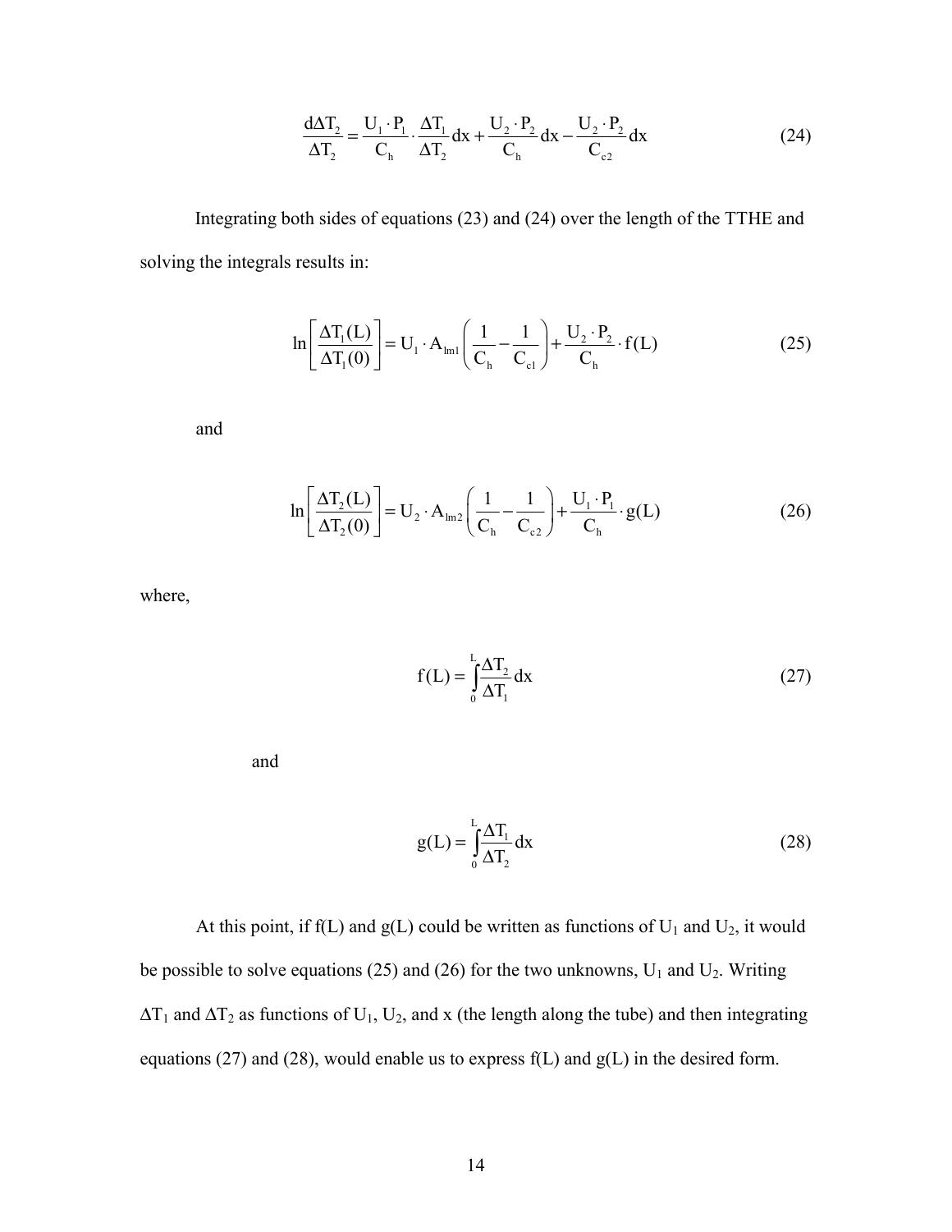$$\frac{d\Delta T_2}{\Delta T_2} = \frac{U_1 \cdot P_1}{C_h} \cdot \frac{\Delta T_1}{\Delta T_2} dx + \frac{U_2 \cdot P_2}{C_h} dx - \frac{U_2 \cdot P_2}{C_{c2}} dx \tag{24}$$

Integrating both sides of equations (23) and (24) over the length of the TTHE and solving the integrals results in:

$$\ln\left[\frac{\Delta T_1(L)}{\Delta T_1(0)}\right] = U_1 \cdot A_{lm1}\left(\frac{1}{C_h} - \frac{1}{C_{c1}}\right) + \frac{U_2 \cdot P_2}{C_h} \cdot f(L) \tag{25}$$

and

$$\ln\left[\frac{\Delta T_2(L)}{\Delta T_2(0)}\right] = U_2 \cdot A_{lm2}\left(\frac{1}{C_h} - \frac{1}{C_{c2}}\right) + \frac{U_1 \cdot P_1}{C_h} \cdot g(L) \tag{26}$$

where,

$$f(L) = \int_0^L \frac{\Delta T_2}{\Delta T_1} dx \tag{27}$$

and

$$g(L) = \int_0^L \frac{\Delta T_1}{\Delta T_2} dx \tag{28}$$

At this point, if f(L) and g(L) could be written as functions of $U_1$ and $U_2$, it would be possible to solve equations (25) and (26) for the two unknowns, $U_1$ and $U_2$. Writing $\Delta T_1$ and $\Delta T_2$ as functions of $U_1$, $U_2$, and x (the length along the tube) and then integrating equations (27) and (28), would enable us to express f(L) and g(L) in the desired form.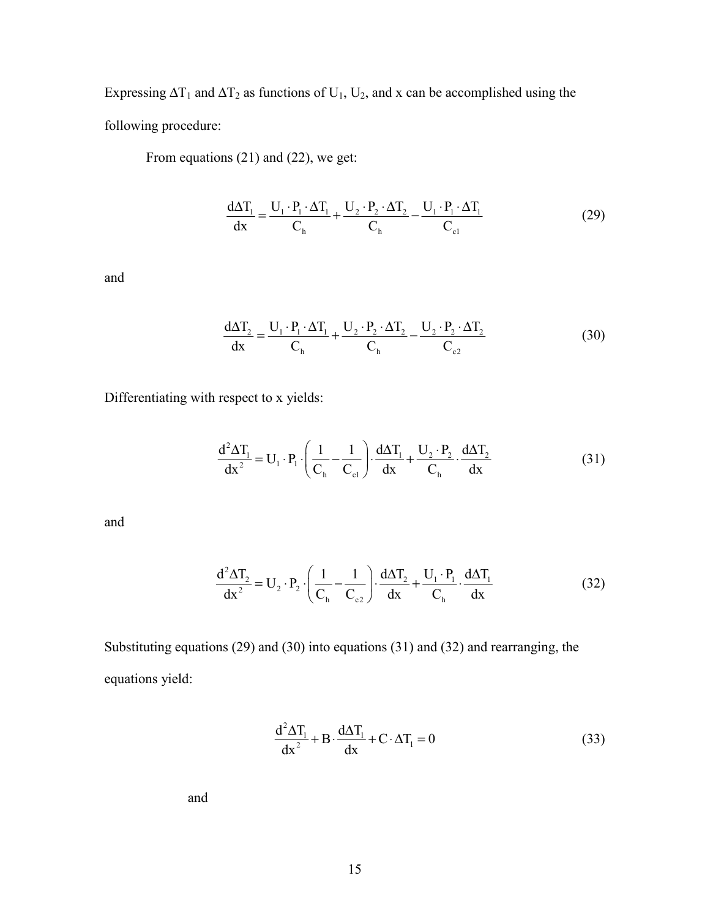Expressing $\Delta T_1$ and $\Delta T_2$ as functions of $U_1$, $U_2$, and x can be accomplished using the following procedure:

From equations (21) and (22), we get:

$$\frac{d\Delta T_1}{dx} = \frac{U_1 \cdot P_1 \cdot \Delta T_1}{C_h} + \frac{U_2 \cdot P_2 \cdot \Delta T_2}{C_h} - \frac{U_1 \cdot P_1 \cdot \Delta T_1}{C_{c1}} \tag{29}$$

and

$$\frac{d\Delta T_2}{dx} = \frac{U_1 \cdot P_1 \cdot \Delta T_1}{C_h} + \frac{U_2 \cdot P_2 \cdot \Delta T_2}{C_h} - \frac{U_2 \cdot P_2 \cdot \Delta T_2}{C_{c2}} \tag{30}$$

Differentiating with respect to x yields:

$$\frac{d^2\Delta T_1}{dx^2} = U_1 \cdot P_1 \cdot \left(\frac{1}{C_h} - \frac{1}{C_{c1}}\right) \cdot \frac{d\Delta T_1}{dx} + \frac{U_2 \cdot P_2}{C_h} \cdot \frac{d\Delta T_2}{dx} \tag{31}$$

and

$$\frac{d^2\Delta T_2}{dx^2} = U_2 \cdot P_2 \cdot \left(\frac{1}{C_h} - \frac{1}{C_{c2}}\right) \cdot \frac{d\Delta T_2}{dx} + \frac{U_1 \cdot P_1}{C_h} \cdot \frac{d\Delta T_1}{dx} \tag{32}$$

Substituting equations (29) and (30) into equations (31) and (32) and rearranging, the equations yield:

$$\frac{d^2\Delta T_1}{dx^2} + B \cdot \frac{d\Delta T_1}{dx} + C \cdot \Delta T_1 = 0 \tag{33}$$

and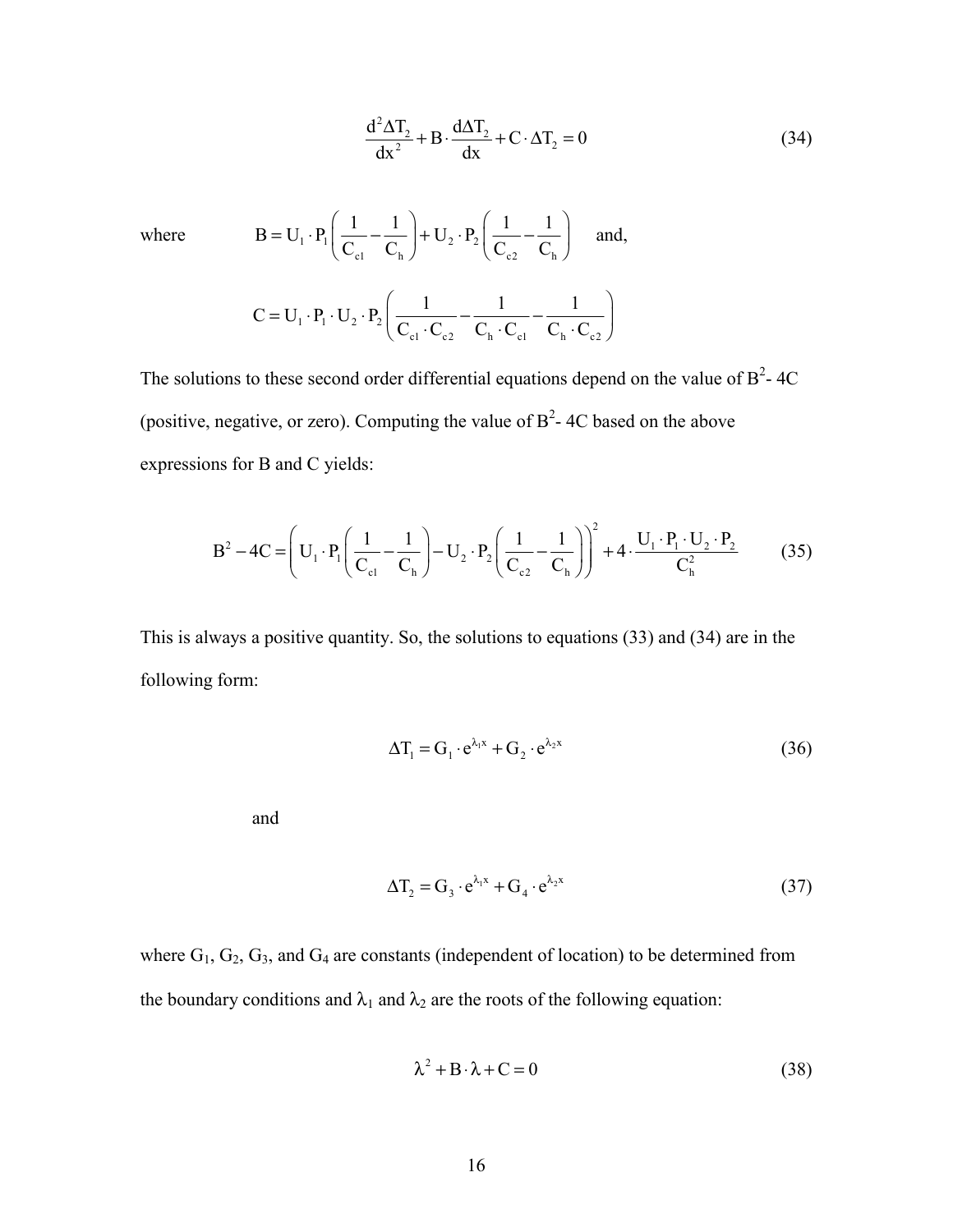$$\frac{d^2\Delta T_2}{dx^2} + B \cdot \frac{d\Delta T_2}{dx} + C \cdot \Delta T_2 = 0 \tag{34}$$

where $\quad B = U_1 \cdot P_1 \left( \frac{1}{C_{c1}} - \frac{1}{C_h} \right) + U_2 \cdot P_2 \left( \frac{1}{C_{c2}} - \frac{1}{C_h} \right)$ and,

$$C = U_1 \cdot P_1 \cdot U_2 \cdot P_2 \left( \frac{1}{C_{c1} \cdot C_{c2}} - \frac{1}{C_h \cdot C_{c1}} - \frac{1}{C_h \cdot C_{c2}} \right)$$

The solutions to these second order differential equations depend on the value of $B^2$- 4C (positive, negative, or zero). Computing the value of $B^2$- 4C based on the above expressions for B and C yields:

$$B^2 - 4C = \left( U_1 \cdot P_1 \left( \frac{1}{C_{c1}} - \frac{1}{C_h} \right) - U_2 \cdot P_2 \left( \frac{1}{C_{c2}} - \frac{1}{C_h} \right) \right)^2 + 4 \cdot \frac{U_1 \cdot P_1 \cdot U_2 \cdot P_2}{C_h^2} \tag{35}$$

This is always a positive quantity. So, the solutions to equations (33) and (34) are in the following form:

$$\Delta T_1 = G_1 \cdot e^{\lambda_1 x} + G_2 \cdot e^{\lambda_2 x} \tag{36}$$

and

$$\Delta T_2 = G_3 \cdot e^{\lambda_1 x} + G_4 \cdot e^{\lambda_2 x} \tag{37}$$

where $G_1$, $G_2$, $G_3$, and $G_4$ are constants (independent of location) to be determined from the boundary conditions and $\lambda_1$ and $\lambda_2$ are the roots of the following equation:

$$\lambda^2 + B \cdot \lambda + C = 0 \tag{38}$$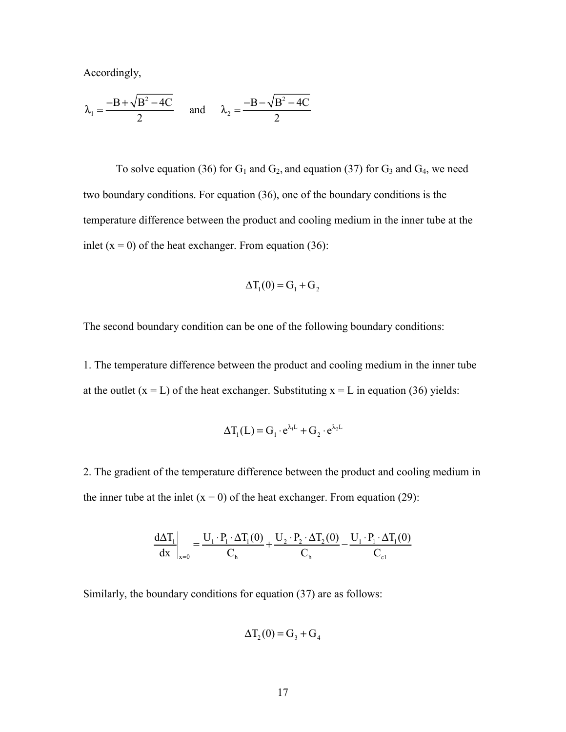Accordingly,

$$\lambda_1 = \frac{-B + \sqrt{B^2 - 4C}}{2} \quad \text{and} \quad \lambda_2 = \frac{-B - \sqrt{B^2 - 4C}}{2}$$

To solve equation (36) for $G_1$ and $G_2$, and equation (37) for $G_3$ and $G_4$, we need two boundary conditions. For equation (36), one of the boundary conditions is the temperature difference between the product and cooling medium in the inner tube at the inlet (x = 0) of the heat exchanger. From equation (36):

$$\Delta T_1(0) = G_1 + G_2$$

The second boundary condition can be one of the following boundary conditions:

1. The temperature difference between the product and cooling medium in the inner tube at the outlet (x = L) of the heat exchanger. Substituting x = L in equation (36) yields:

$$\Delta T_1(L) = G_1 \cdot e^{\lambda_1 L} + G_2 \cdot e^{\lambda_2 L}$$

2. The gradient of the temperature difference between the product and cooling medium in the inner tube at the inlet (x = 0) of the heat exchanger. From equation (29):

$$\left.\frac{d\Delta T_1}{dx}\right|_{x=0} = \frac{U_1 \cdot P_1 \cdot \Delta T_1(0)}{C_h} + \frac{U_2 \cdot P_2 \cdot \Delta T_2(0)}{C_h} - \frac{U_1 \cdot P_1 \cdot \Delta T_1(0)}{C_{c1}}$$

Similarly, the boundary conditions for equation (37) are as follows:

$$\Delta T_2(0) = G_3 + G_4$$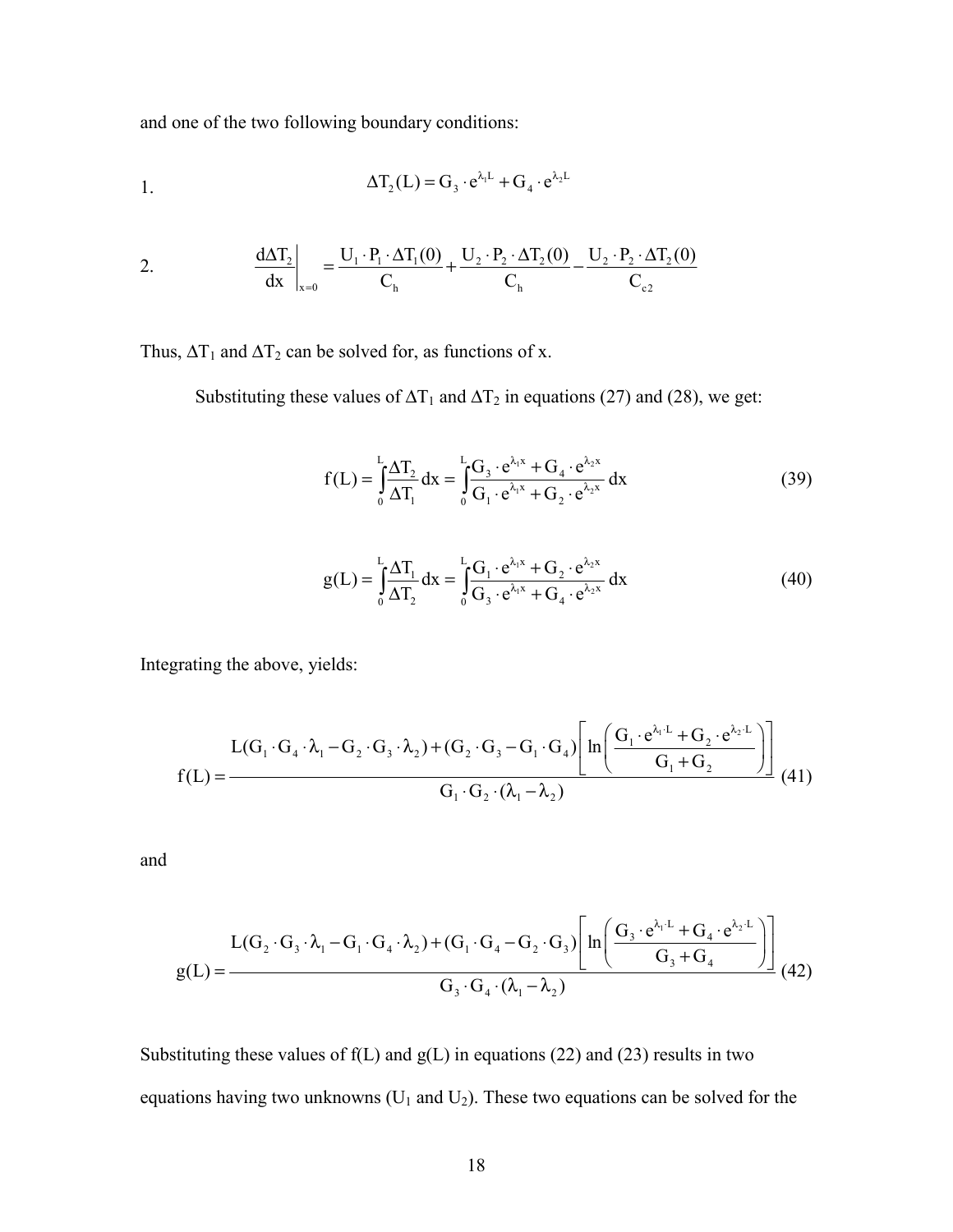and one of the two following boundary conditions:

1. $$\Delta T_2(L) = G_3 \cdot e^{\lambda_1 L} + G_4 \cdot e^{\lambda_2 L}$$

2. $$\left.\frac{d\Delta T_2}{dx}\right|_{x=0} = \frac{U_1 \cdot P_1 \cdot \Delta T_1(0)}{C_h} + \frac{U_2 \cdot P_2 \cdot \Delta T_2(0)}{C_h} - \frac{U_2 \cdot P_2 \cdot \Delta T_2(0)}{C_{c2}}$$

Thus, $\Delta T_1$ and $\Delta T_2$ can be solved for, as functions of x.

Substituting these values of $\Delta T_1$ and $\Delta T_2$ in equations (27) and (28), we get:

$$f(L) = \int_0^L \frac{\Delta T_2}{\Delta T_1} dx = \int_0^L \frac{G_3 \cdot e^{\lambda_1 x} + G_4 \cdot e^{\lambda_2 x}}{G_1 \cdot e^{\lambda_1 x} + G_2 \cdot e^{\lambda_2 x}} dx \tag{39}$$

$$g(L) = \int_0^L \frac{\Delta T_1}{\Delta T_2} dx = \int_0^L \frac{G_1 \cdot e^{\lambda_1 x} + G_2 \cdot e^{\lambda_2 x}}{G_3 \cdot e^{\lambda_1 x} + G_4 \cdot e^{\lambda_2 x}} dx \tag{40}$$

Integrating the above, yields:

$$f(L) = \frac{L(G_1 \cdot G_4 \cdot \lambda_1 - G_2 \cdot G_3 \cdot \lambda_2) + (G_2 \cdot G_3 - G_1 \cdot G_4)\left[\ln\left(\frac{G_1 \cdot e^{\lambda_1 \cdot L} + G_2 \cdot e^{\lambda_2 \cdot L}}{G_1 + G_2}\right)\right]}{G_1 \cdot G_2 \cdot (\lambda_1 - \lambda_2)} \tag{41}$$

and

$$g(L) = \frac{L(G_2 \cdot G_3 \cdot \lambda_1 - G_1 \cdot G_4 \cdot \lambda_2) + (G_1 \cdot G_4 - G_2 \cdot G_3)\left[\ln\left(\frac{G_3 \cdot e^{\lambda_1 \cdot L} + G_4 \cdot e^{\lambda_2 \cdot L}}{G_3 + G_4}\right)\right]}{G_3 \cdot G_4 \cdot (\lambda_1 - \lambda_2)} \tag{42}$$

Substituting these values of f(L) and g(L) in equations (22) and (23) results in two equations having two unknowns ($U_1$ and $U_2$). These two equations can be solved for the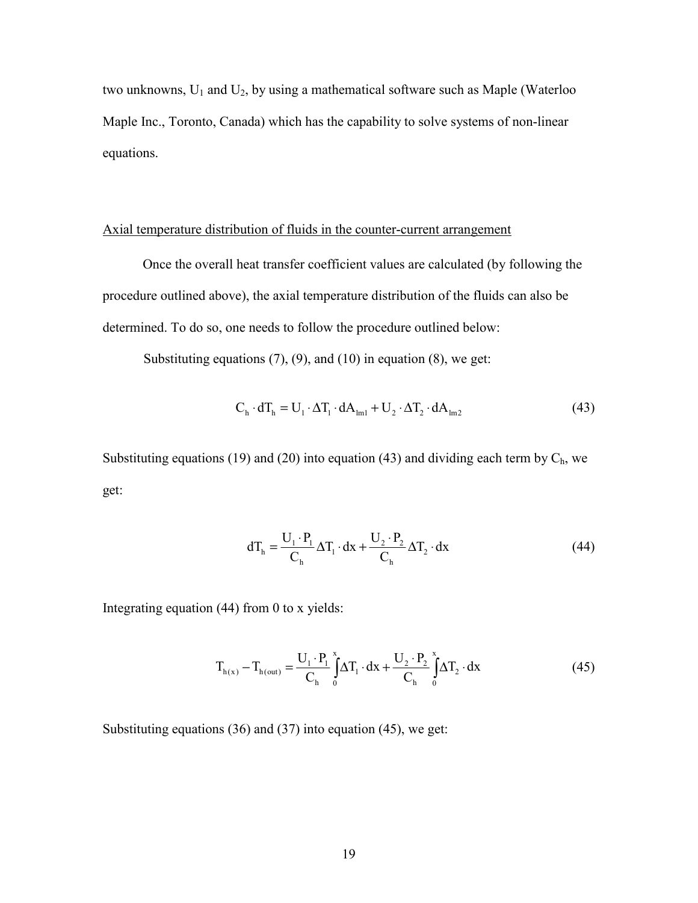two unknowns, $U_1$ and $U_2$, by using a mathematical software such as Maple (Waterloo Maple Inc., Toronto, Canada) which has the capability to solve systems of non-linear equations.

Axial temperature distribution of fluids in the counter-current arrangement

Once the overall heat transfer coefficient values are calculated (by following the procedure outlined above), the axial temperature distribution of the fluids can also be determined. To do so, one needs to follow the procedure outlined below:

Substituting equations (7), (9), and (10) in equation (8), we get:

$$C_h \cdot dT_h = U_1 \cdot \Delta T_1 \cdot dA_{lm1} + U_2 \cdot \Delta T_2 \cdot dA_{lm2} \tag{43}$$

Substituting equations (19) and (20) into equation (43) and dividing each term by $C_h$, we get:

$$dT_h = \frac{U_1 \cdot P_1}{C_h} \Delta T_1 \cdot dx + \frac{U_2 \cdot P_2}{C_h} \Delta T_2 \cdot dx \tag{44}$$

Integrating equation (44) from 0 to x yields:

$$T_{h(x)} - T_{h(out)} = \frac{U_1 \cdot P_1}{C_h} \int_0^x \Delta T_1 \cdot dx + \frac{U_2 \cdot P_2}{C_h} \int_0^x \Delta T_2 \cdot dx \tag{45}$$

Substituting equations (36) and (37) into equation (45), we get: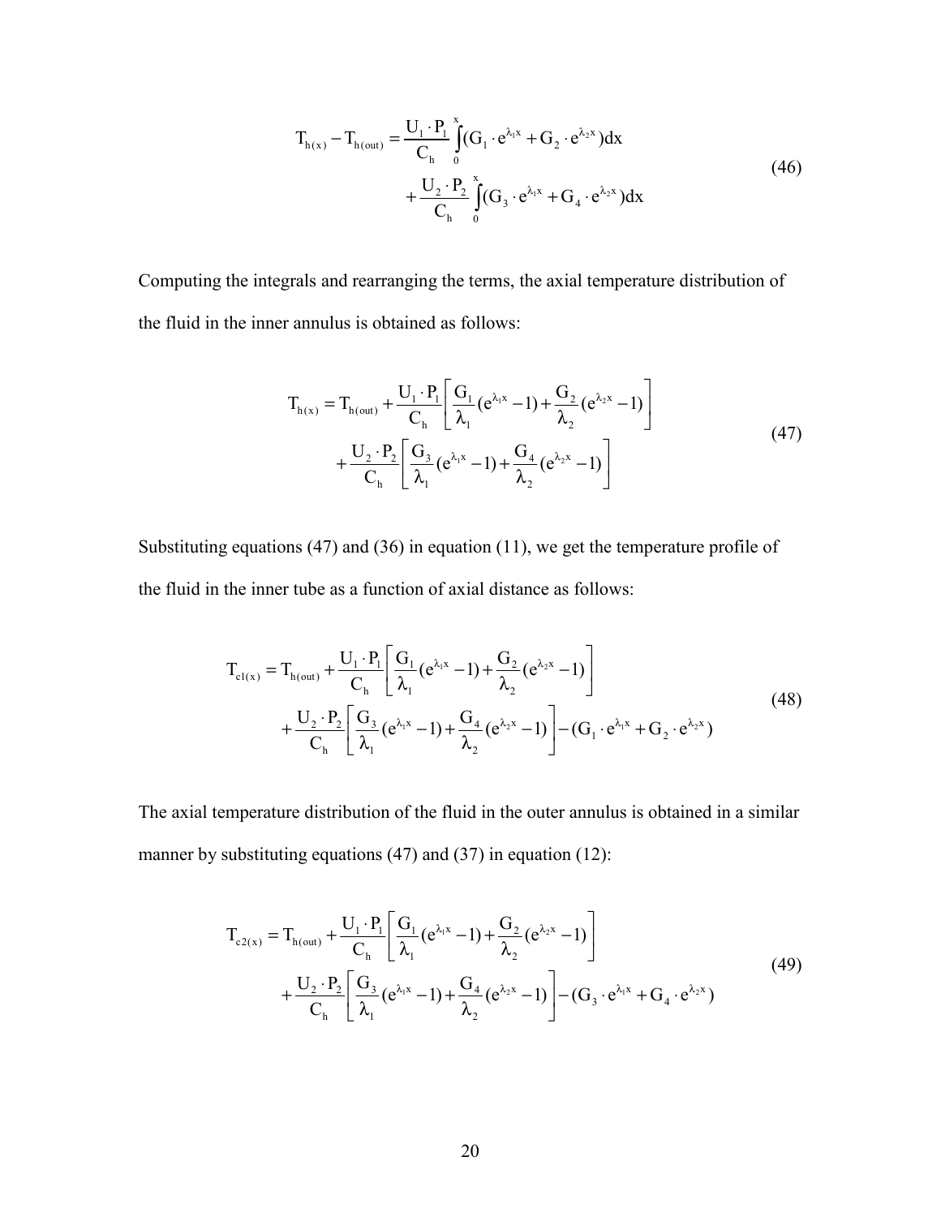$$
\begin{aligned}
T_{h(x)} - T_{h(out)} = \frac{U_1 \cdot P_1}{C_h} \int_0^x (G_1 \cdot e^{\lambda_1 x} + G_2 \cdot e^{\lambda_2 x}) dx \\
+ \frac{U_2 \cdot P_2}{C_h} \int_0^x (G_3 \cdot e^{\lambda_1 x} + G_4 \cdot e^{\lambda_2 x}) dx
\end{aligned}
\tag{46}
$$

Computing the integrals and rearranging the terms, the axial temperature distribution of the fluid in the inner annulus is obtained as follows:

$$
\begin{aligned}
T_{h(x)} = T_{h(out)} + \frac{U_1 \cdot P_1}{C_h} \left[ \frac{G_1}{\lambda_1} (e^{\lambda_1 x} - 1) + \frac{G_2}{\lambda_2} (e^{\lambda_2 x} - 1) \right] \\
+ \frac{U_2 \cdot P_2}{C_h} \left[ \frac{G_3}{\lambda_1} (e^{\lambda_1 x} - 1) + \frac{G_4}{\lambda_2} (e^{\lambda_2 x} - 1) \right]
\end{aligned}
\tag{47}
$$

Substituting equations (47) and (36) in equation (11), we get the temperature profile of the fluid in the inner tube as a function of axial distance as follows:

$$
\begin{aligned}
T_{c1(x)} = T_{h(out)} + \frac{U_1 \cdot P_1}{C_h} \left[ \frac{G_1}{\lambda_1} (e^{\lambda_1 x} - 1) + \frac{G_2}{\lambda_2} (e^{\lambda_2 x} - 1) \right] \\
+ \frac{U_2 \cdot P_2}{C_h} \left[ \frac{G_3}{\lambda_1} (e^{\lambda_1 x} - 1) + \frac{G_4}{\lambda_2} (e^{\lambda_2 x} - 1) \right] - (G_1 \cdot e^{\lambda_1 x} + G_2 \cdot e^{\lambda_2 x})
\end{aligned}
\tag{48}
$$

The axial temperature distribution of the fluid in the outer annulus is obtained in a similar manner by substituting equations (47) and (37) in equation (12):

$$
\begin{aligned}
T_{c2(x)} = T_{h(out)} + \frac{U_1 \cdot P_1}{C_h} \left[ \frac{G_1}{\lambda_1} (e^{\lambda_1 x} - 1) + \frac{G_2}{\lambda_2} (e^{\lambda_2 x} - 1) \right] \\
+ \frac{U_2 \cdot P_2}{C_h} \left[ \frac{G_3}{\lambda_1} (e^{\lambda_1 x} - 1) + \frac{G_4}{\lambda_2} (e^{\lambda_2 x} - 1) \right] - (G_3 \cdot e^{\lambda_1 x} + G_4 \cdot e^{\lambda_2 x})
\end{aligned}
\tag{49}
$$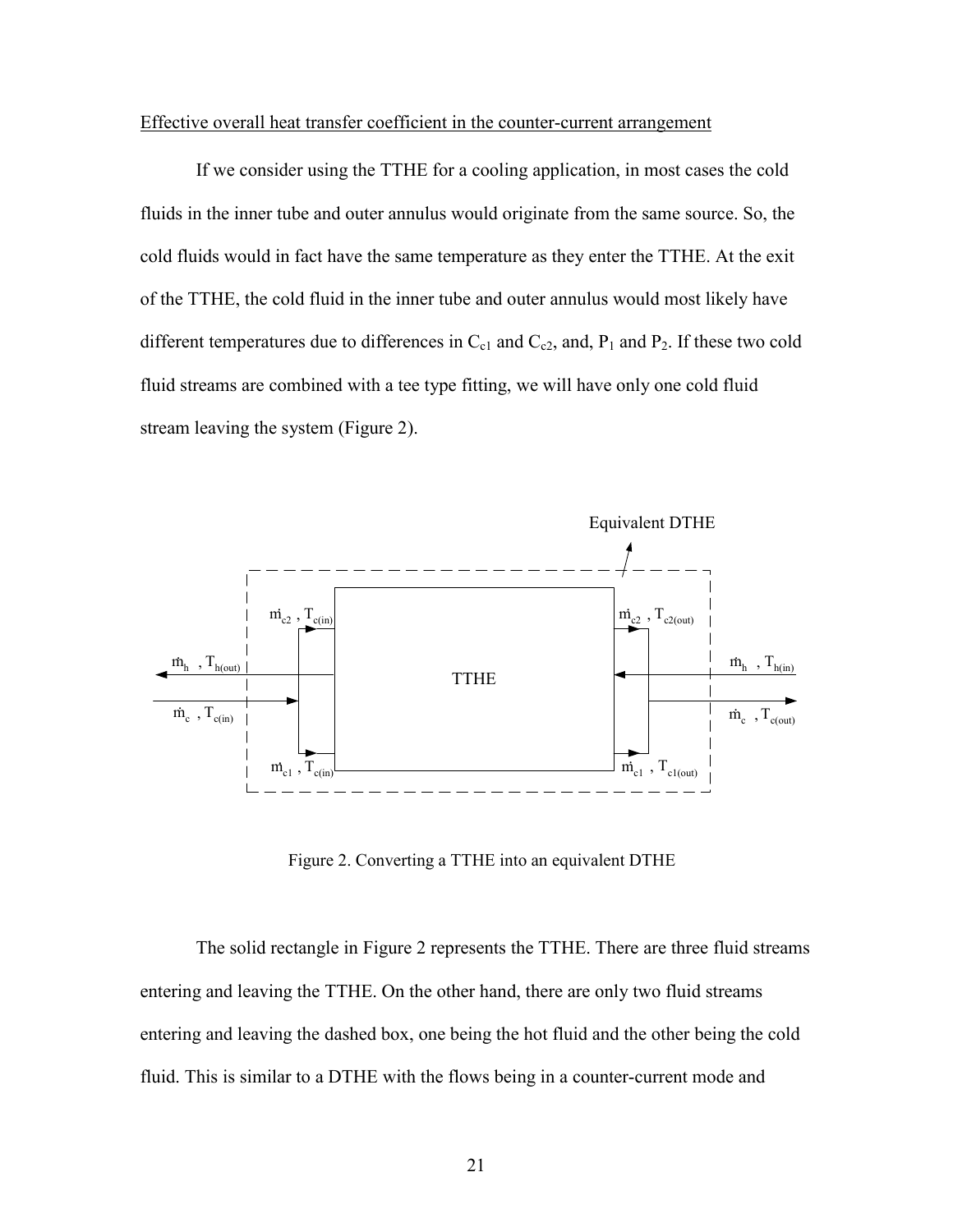Effective overall heat transfer coefficient in the counter-current arrangement

If we consider using the TTHE for a cooling application, in most cases the cold fluids in the inner tube and outer annulus would originate from the same source. So, the cold fluids would in fact have the same temperature as they enter the TTHE. At the exit of the TTHE, the cold fluid in the inner tube and outer annulus would most likely have different temperatures due to differences in $C_{c1}$ and $C_{c2}$, and, $P_1$ and $P_2$. If these two cold fluid streams are combined with a tee type fitting, we will have only one cold fluid stream leaving the system (Figure 2).

Figure 2. Converting a TTHE into an equivalent DTHE

The solid rectangle in Figure 2 represents the TTHE. There are three fluid streams entering and leaving the TTHE. On the other hand, there are only two fluid streams entering and leaving the dashed box, one being the hot fluid and the other being the cold fluid. This is similar to a DTHE with the flows being in a counter-current mode and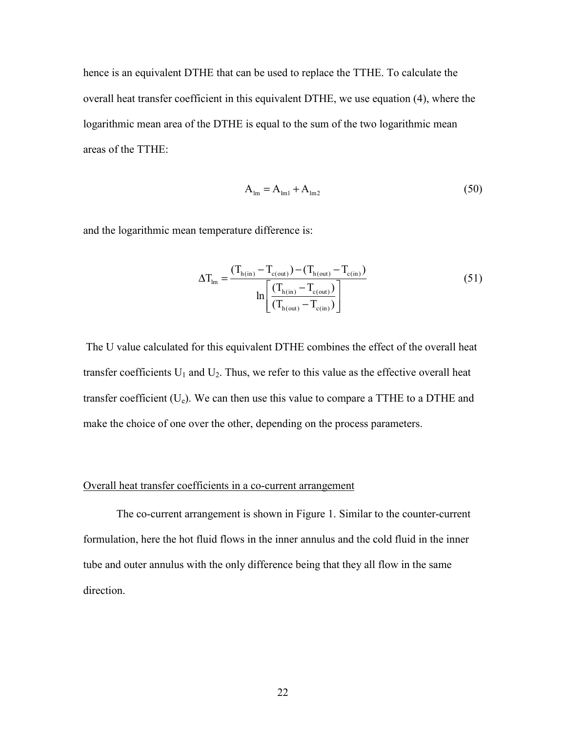hence is an equivalent DTHE that can be used to replace the TTHE. To calculate the overall heat transfer coefficient in this equivalent DTHE, we use equation (4), where the logarithmic mean area of the DTHE is equal to the sum of the two logarithmic mean areas of the TTHE:

$$A_{lm} = A_{lm1} + A_{lm2} \tag{50}$$

and the logarithmic mean temperature difference is:

$$\Delta T_{lm} = \frac{(T_{h(in)} - T_{c(out)}) - (T_{h(out)} - T_{c(in)})}{\ln\left[\frac{(T_{h(in)} - T_{c(out)})}{(T_{h(out)} - T_{c(in)})}\right]} \tag{51}$$

The U value calculated for this equivalent DTHE combines the effect of the overall heat transfer coefficients $U_1$ and $U_2$. Thus, we refer to this value as the effective overall heat transfer coefficient ($U_e$). We can then use this value to compare a TTHE to a DTHE and make the choice of one over the other, depending on the process parameters.

<u>Overall heat transfer coefficients in a co-current arrangement</u>

The co-current arrangement is shown in Figure 1. Similar to the counter-current formulation, here the hot fluid flows in the inner annulus and the cold fluid in the inner tube and outer annulus with the only difference being that they all flow in the same direction.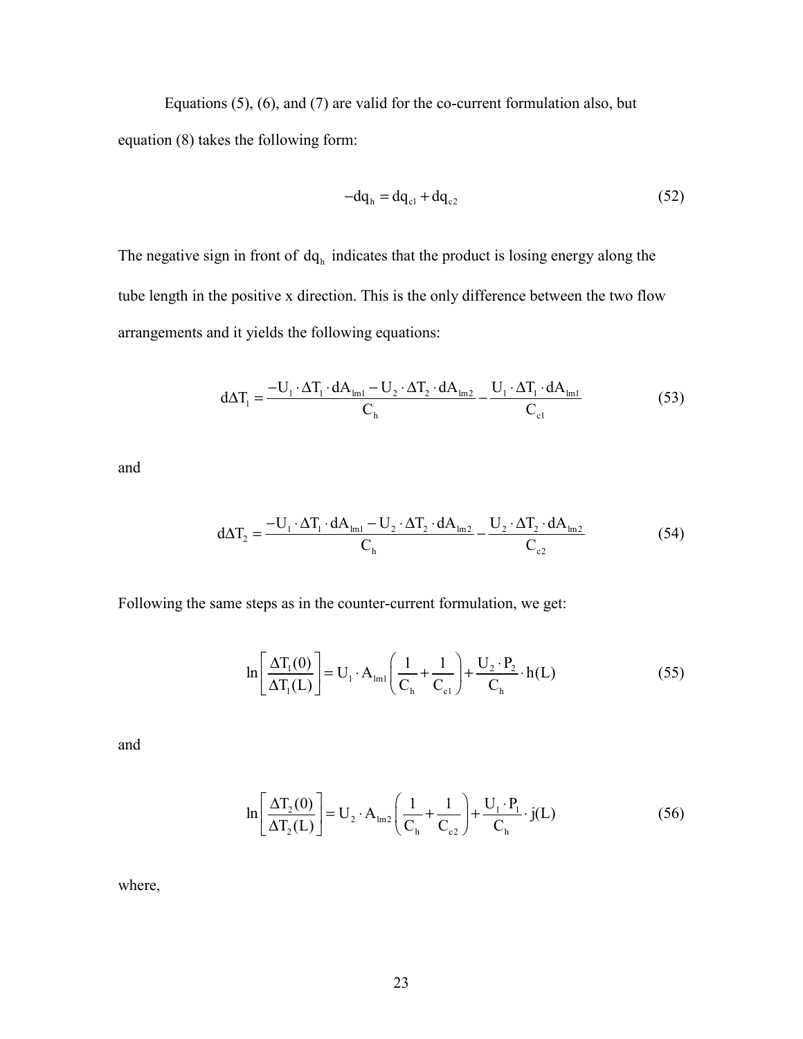Equations (5), (6), and (7) are valid for the co-current formulation also, but equation (8) takes the following form:

$$-dq_h = dq_{c1} + dq_{c2} \tag{52}$$

The negative sign in front of $dq_h$ indicates that the product is losing energy along the tube length in the positive x direction. This is the only difference between the two flow arrangements and it yields the following equations:

$$d\Delta T_1 = \frac{-U_1 \cdot \Delta T_1 \cdot dA_{lm1} - U_2 \cdot \Delta T_2 \cdot dA_{lm2}}{C_h} - \frac{U_1 \cdot \Delta T_1 \cdot dA_{lm1}}{C_{c1}} \tag{53}$$

and

$$d\Delta T_2 = \frac{-U_1 \cdot \Delta T_1 \cdot dA_{lm1} - U_2 \cdot \Delta T_2 \cdot dA_{lm2}}{C_h} - \frac{U_2 \cdot \Delta T_2 \cdot dA_{lm2}}{C_{c2}} \tag{54}$$

Following the same steps as in the counter-current formulation, we get:

$$\ln\left[\frac{\Delta T_1(0)}{\Delta T_1(L)}\right] = U_1 \cdot A_{lm1}\left(\frac{1}{C_h} + \frac{1}{C_{c1}}\right) + \frac{U_2 \cdot P_2}{C_h} \cdot h(L) \tag{55}$$

and

$$\ln\left[\frac{\Delta T_2(0)}{\Delta T_2(L)}\right] = U_2 \cdot A_{lm2}\left(\frac{1}{C_h} + \frac{1}{C_{c2}}\right) + \frac{U_1 \cdot P_1}{C_h} \cdot j(L) \tag{56}$$

where,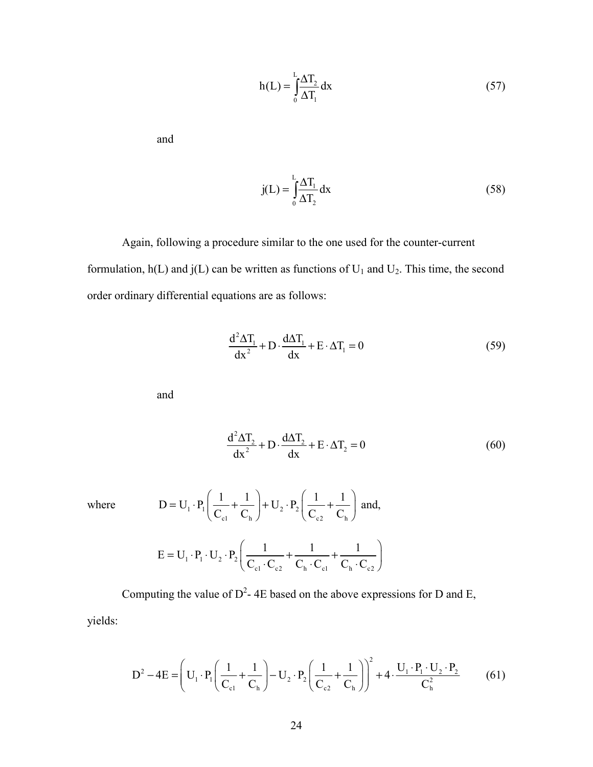$$h(L) = \int_0^L \frac{\Delta T_2}{\Delta T_1} dx \tag{57}$$

and

$$j(L) = \int_0^L \frac{\Delta T_1}{\Delta T_2} dx \tag{58}$$

Again, following a procedure similar to the one used for the counter-current formulation, h(L) and j(L) can be written as functions of $U_1$ and $U_2$. This time, the second order ordinary differential equations are as follows:

$$\frac{d^2 \Delta T_1}{dx^2} + D \cdot \frac{d\Delta T_1}{dx} + E \cdot \Delta T_1 = 0 \tag{59}$$

and

$$\frac{d^2 \Delta T_2}{dx^2} + D \cdot \frac{d\Delta T_2}{dx} + E \cdot \Delta T_2 = 0 \tag{60}$$

where $D = U_1 \cdot P_1 \left( \frac{1}{C_{c1}} + \frac{1}{C_h} \right) + U_2 \cdot P_2 \left( \frac{1}{C_{c2}} + \frac{1}{C_h} \right)$ and,

$$E = U_1 \cdot P_1 \cdot U_2 \cdot P_2 \left( \frac{1}{C_{c1} \cdot C_{c2}} + \frac{1}{C_h \cdot C_{c1}} + \frac{1}{C_h \cdot C_{c2}} \right)$$

Computing the value of $D^2$- 4E based on the above expressions for D and E, yields:

$$D^2 - 4E = \left( U_1 \cdot P_1 \left( \frac{1}{C_{c1}} + \frac{1}{C_h} \right) - U_2 \cdot P_2 \left( \frac{1}{C_{c2}} + \frac{1}{C_h} \right) \right)^2 + 4 \cdot \frac{U_1 \cdot P_1 \cdot U_2 \cdot P_2}{C_h^2} \tag{61}$$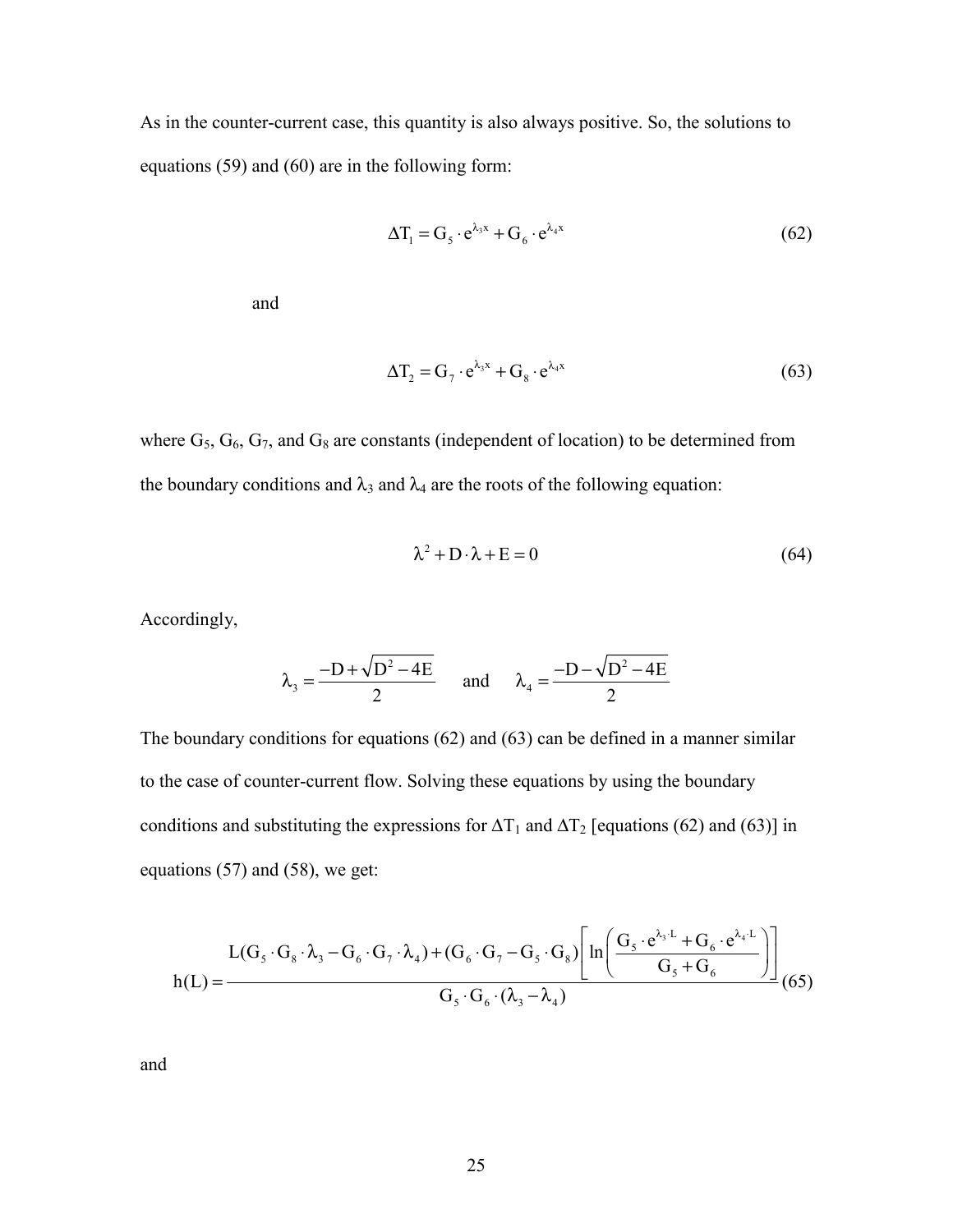As in the counter-current case, this quantity is also always positive. So, the solutions to equations (59) and (60) are in the following form:

$$\Delta T_1 = G_5 \cdot e^{\lambda_3 x} + G_6 \cdot e^{\lambda_4 x} \tag{62}$$

and

$$\Delta T_2 = G_7 \cdot e^{\lambda_3 x} + G_8 \cdot e^{\lambda_4 x} \tag{63}$$

where $G_5$, $G_6$, $G_7$, and $G_8$ are constants (independent of location) to be determined from the boundary conditions and $\lambda_3$ and $\lambda_4$ are the roots of the following equation:

$$\lambda^2 + D \cdot \lambda + E = 0 \tag{64}$$

Accordingly,

$$\lambda_3 = \frac{-D + \sqrt{D^2 - 4E}}{2} \quad \text{and} \quad \lambda_4 = \frac{-D - \sqrt{D^2 - 4E}}{2}$$

The boundary conditions for equations (62) and (63) can be defined in a manner similar to the case of counter-current flow. Solving these equations by using the boundary conditions and substituting the expressions for $\Delta T_1$ and $\Delta T_2$ [equations (62) and (63)] in equations (57) and (58), we get:

$$h(L) = \frac{L(G_5 \cdot G_8 \cdot \lambda_3 - G_6 \cdot G_7 \cdot \lambda_4) + (G_6 \cdot G_7 - G_5 \cdot G_8)\left[\ln\left(\frac{G_5 \cdot e^{\lambda_3 \cdot L} + G_6 \cdot e^{\lambda_4 \cdot L}}{G_5 + G_6}\right)\right]}{G_5 \cdot G_6 \cdot (\lambda_3 - \lambda_4)} \tag{65}$$

and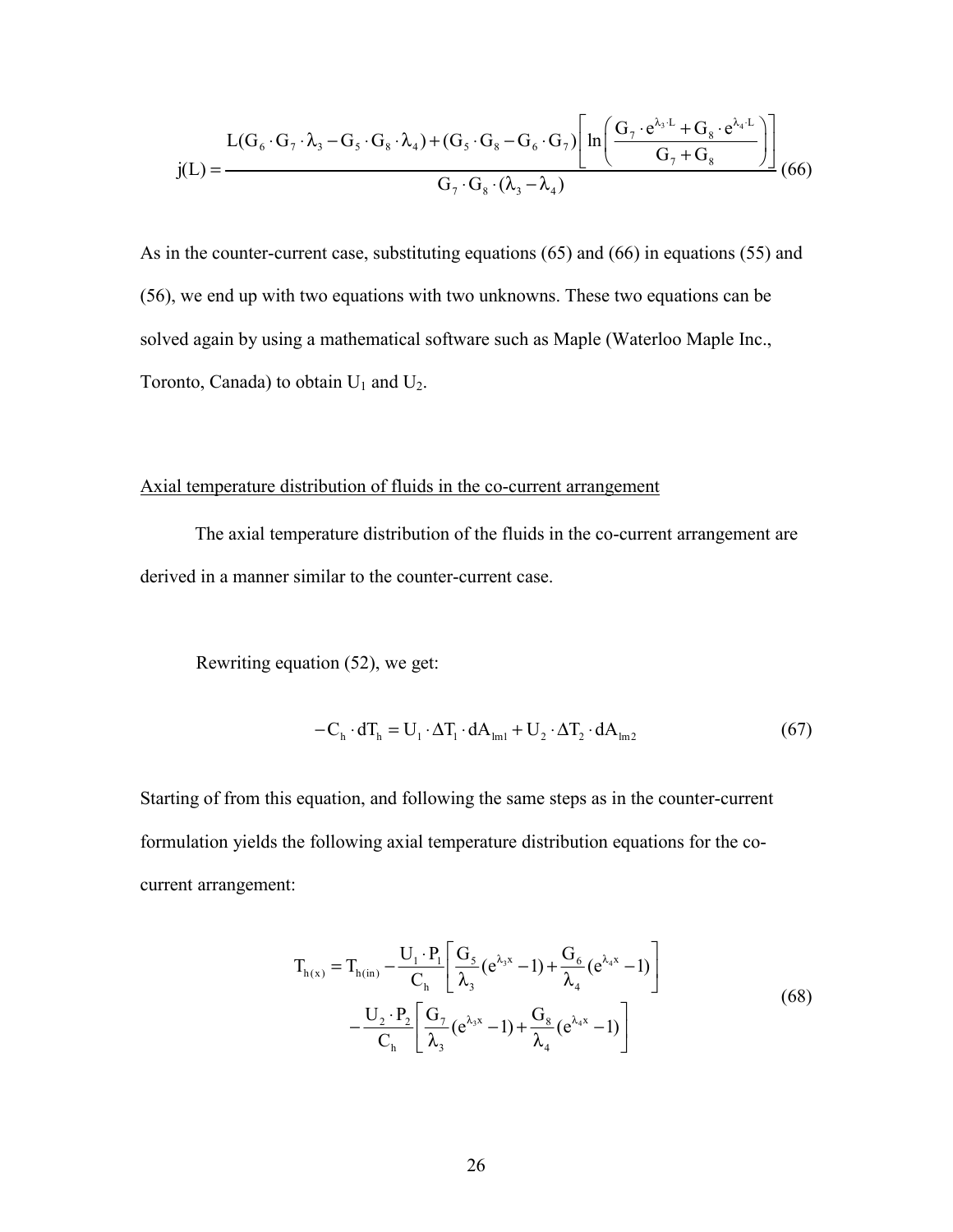$$j(L) = \frac{L(G_6 \cdot G_7 \cdot \lambda_3 - G_5 \cdot G_8 \cdot \lambda_4) + (G_5 \cdot G_8 - G_6 \cdot G_7)\left[\ln\left(\frac{G_7 \cdot e^{\lambda_3 \cdot L} + G_8 \cdot e^{\lambda_4 \cdot L}}{G_7 + G_8}\right)\right]}{G_7 \cdot G_8 \cdot (\lambda_3 - \lambda_4)} \quad (66)$$

As in the counter-current case, substituting equations (65) and (66) in equations (55) and (56), we end up with two equations with two unknowns. These two equations can be solved again by using a mathematical software such as Maple (Waterloo Maple Inc., Toronto, Canada) to obtain $U_1$ and $U_2$.

## Axial temperature distribution of fluids in the co-current arrangement

The axial temperature distribution of the fluids in the co-current arrangement are derived in a manner similar to the counter-current case.

Rewriting equation (52), we get:

$$-C_h \cdot dT_h = U_1 \cdot \Delta T_1 \cdot dA_{lm1} + U_2 \cdot \Delta T_2 \cdot dA_{lm2} \quad (67)$$

Starting of from this equation, and following the same steps as in the counter-current formulation yields the following axial temperature distribution equations for the co-current arrangement:

$$\begin{aligned} T_{h(x)} = T_{h(in)} &- \frac{U_1 \cdot P_1}{C_h}\left[\frac{G_5}{\lambda_3}(e^{\lambda_3 x} - 1) + \frac{G_6}{\lambda_4}(e^{\lambda_4 x} - 1)\right] \\ &- \frac{U_2 \cdot P_2}{C_h}\left[\frac{G_7}{\lambda_3}(e^{\lambda_3 x} - 1) + \frac{G_8}{\lambda_4}(e^{\lambda_4 x} - 1)\right] \end{aligned} \quad (68)$$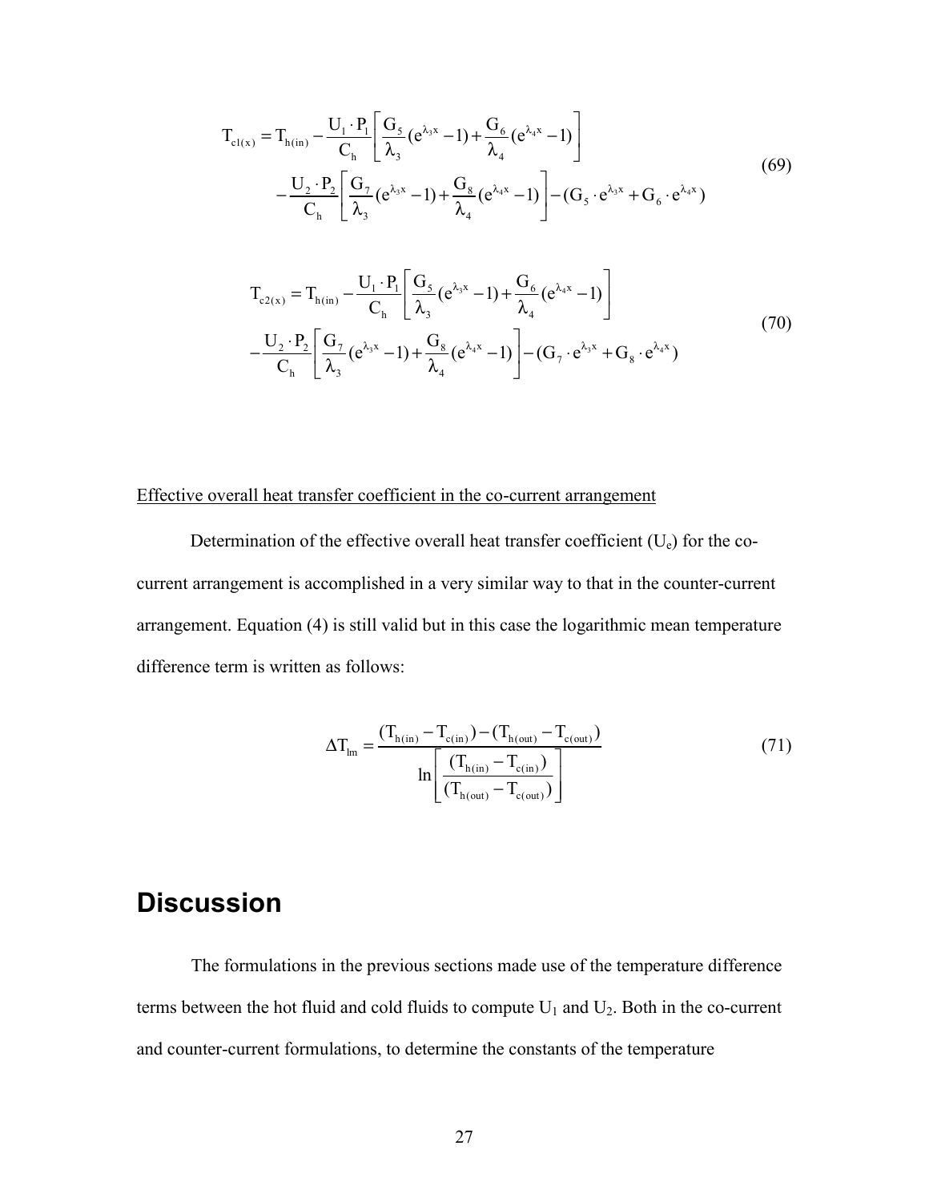$$T_{c1(x)} = T_{h(in)} - \frac{U_1 \cdot P_1}{C_h}\left[\frac{G_5}{\lambda_3}(e^{\lambda_3 x} - 1) + \frac{G_6}{\lambda_4}(e^{\lambda_4 x} - 1)\right] - \frac{U_2 \cdot P_2}{C_h}\left[\frac{G_7}{\lambda_3}(e^{\lambda_3 x} - 1) + \frac{G_8}{\lambda_4}(e^{\lambda_4 x} - 1)\right] - (G_5 \cdot e^{\lambda_3 x} + G_6 \cdot e^{\lambda_4 x}) \tag{69}$$

$$T_{c2(x)} = T_{h(in)} - \frac{U_1 \cdot P_1}{C_h}\left[\frac{G_5}{\lambda_3}(e^{\lambda_3 x} - 1) + \frac{G_6}{\lambda_4}(e^{\lambda_4 x} - 1)\right] - \frac{U_2 \cdot P_2}{C_h}\left[\frac{G_7}{\lambda_3}(e^{\lambda_3 x} - 1) + \frac{G_8}{\lambda_4}(e^{\lambda_4 x} - 1)\right] - (G_7 \cdot e^{\lambda_3 x} + G_8 \cdot e^{\lambda_4 x}) \tag{70}$$

Effective overall heat transfer coefficient in the co-current arrangement

Determination of the effective overall heat transfer coefficient ($U_e$) for the co-current arrangement is accomplished in a very similar way to that in the counter-current arrangement. Equation (4) is still valid but in this case the logarithmic mean temperature difference term is written as follows:

$$\Delta T_{lm} = \frac{(T_{h(in)} - T_{c(in)}) - (T_{h(out)} - T_{c(out)})}{\ln\left[\frac{(T_{h(in)} - T_{c(in)})}{(T_{h(out)} - T_{c(out)})}\right]} \tag{71}$$

# Discussion

The formulations in the previous sections made use of the temperature difference terms between the hot fluid and cold fluids to compute $U_1$ and $U_2$. Both in the co-current and counter-current formulations, to determine the constants of the temperature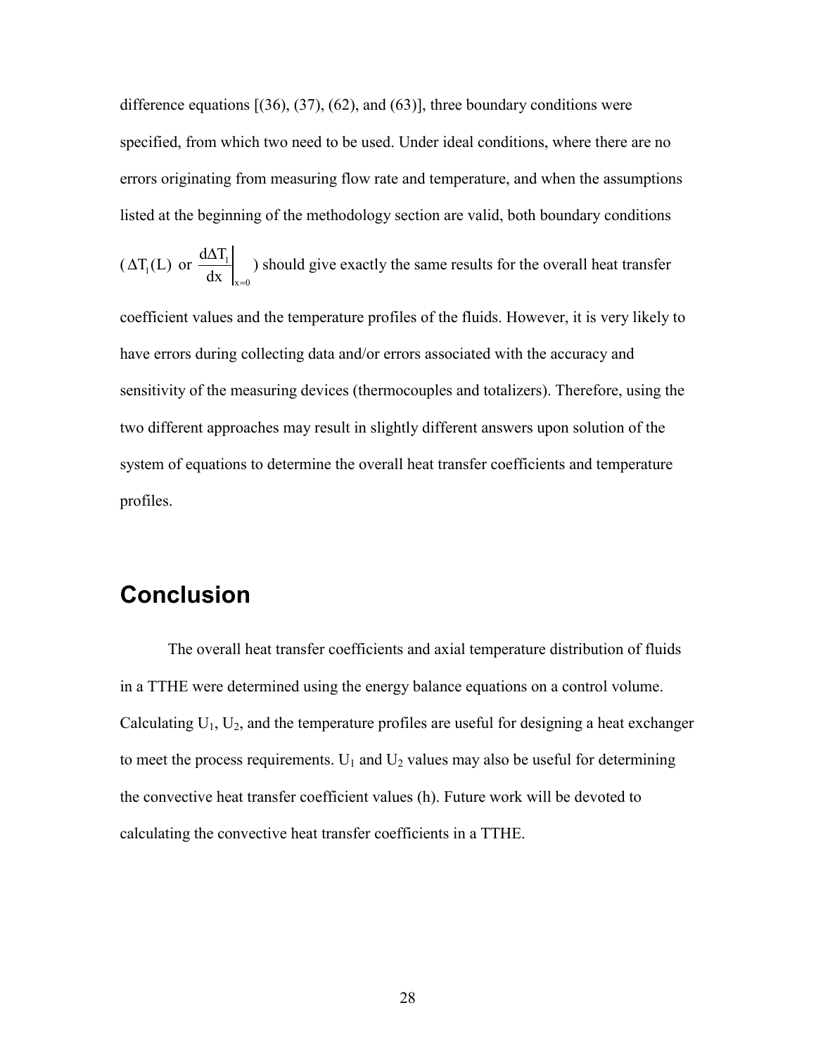difference equations [(36), (37), (62), and (63)], three boundary conditions were specified, from which two need to be used. Under ideal conditions, where there are no errors originating from measuring flow rate and temperature, and when the assumptions listed at the beginning of the methodology section are valid, both boundary conditions ($\Delta T_1(L)$ or $\left.\frac{d\Delta T_1}{dx}\right|_{x=0}$) should give exactly the same results for the overall heat transfer coefficient values and the temperature profiles of the fluids. However, it is very likely to have errors during collecting data and/or errors associated with the accuracy and sensitivity of the measuring devices (thermocouples and totalizers). Therefore, using the two different approaches may result in slightly different answers upon solution of the system of equations to determine the overall heat transfer coefficients and temperature profiles.

## Conclusion

The overall heat transfer coefficients and axial temperature distribution of fluids in a TTHE were determined using the energy balance equations on a control volume. Calculating $U_1$, $U_2$, and the temperature profiles are useful for designing a heat exchanger to meet the process requirements. $U_1$ and $U_2$ values may also be useful for determining the convective heat transfer coefficient values (h). Future work will be devoted to calculating the convective heat transfer coefficients in a TTHE.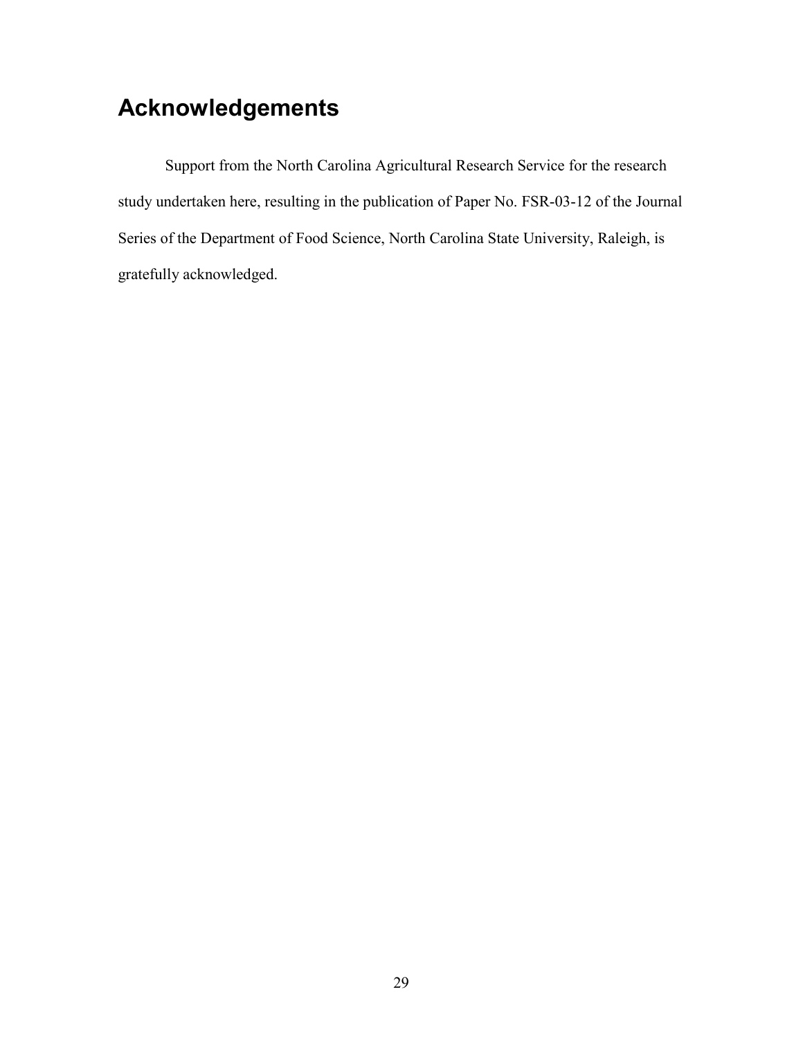# Acknowledgements

Support from the North Carolina Agricultural Research Service for the research study undertaken here, resulting in the publication of Paper No. FSR-03-12 of the Journal Series of the Department of Food Science, North Carolina State University, Raleigh, is gratefully acknowledged.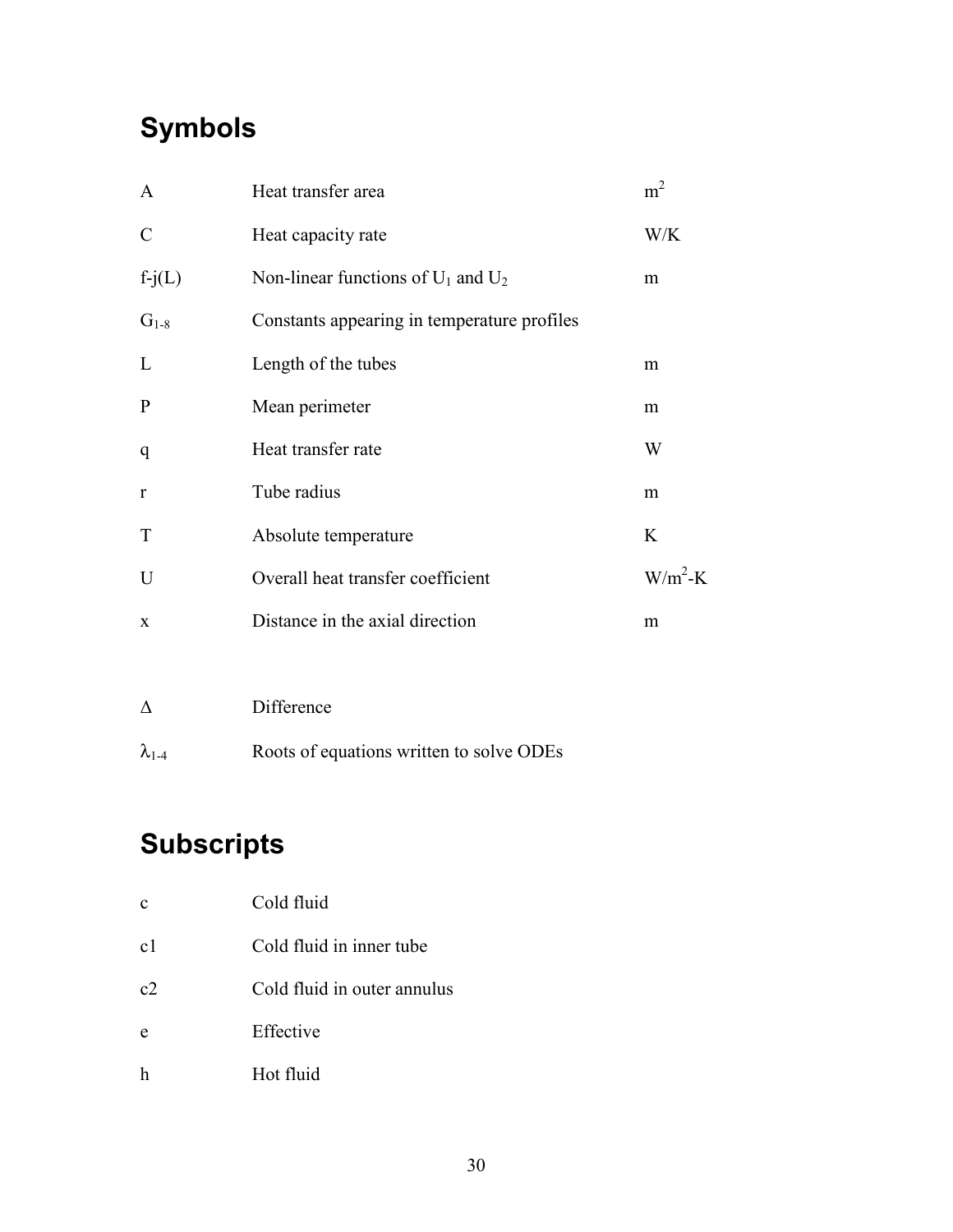# Symbols

| | | |
|---|---|---|
| A | Heat transfer area | $m^2$ |
| C | Heat capacity rate | W/K |
| f-j(L) | Non-linear functions of $U_1$ and $U_2$ | m |
| $G_{1\text{-}8}$ | Constants appearing in temperature profiles | |
| L | Length of the tubes | m |
| P | Mean perimeter | m |
| q | Heat transfer rate | W |
| r | Tube radius | m |
| T | Absolute temperature | K |
| U | Overall heat transfer coefficient | $W/m^2$-K |
| x | Distance in the axial direction | m |
| | | |
| $\Delta$ | Difference | |
| $\lambda_{1\text{-}4}$ | Roots of equations written to solve ODEs | |

# Subscripts

| | |
|---|---|
| c | Cold fluid |
| c1 | Cold fluid in inner tube |
| c2 | Cold fluid in outer annulus |
| e | Effective |
| h | Hot fluid |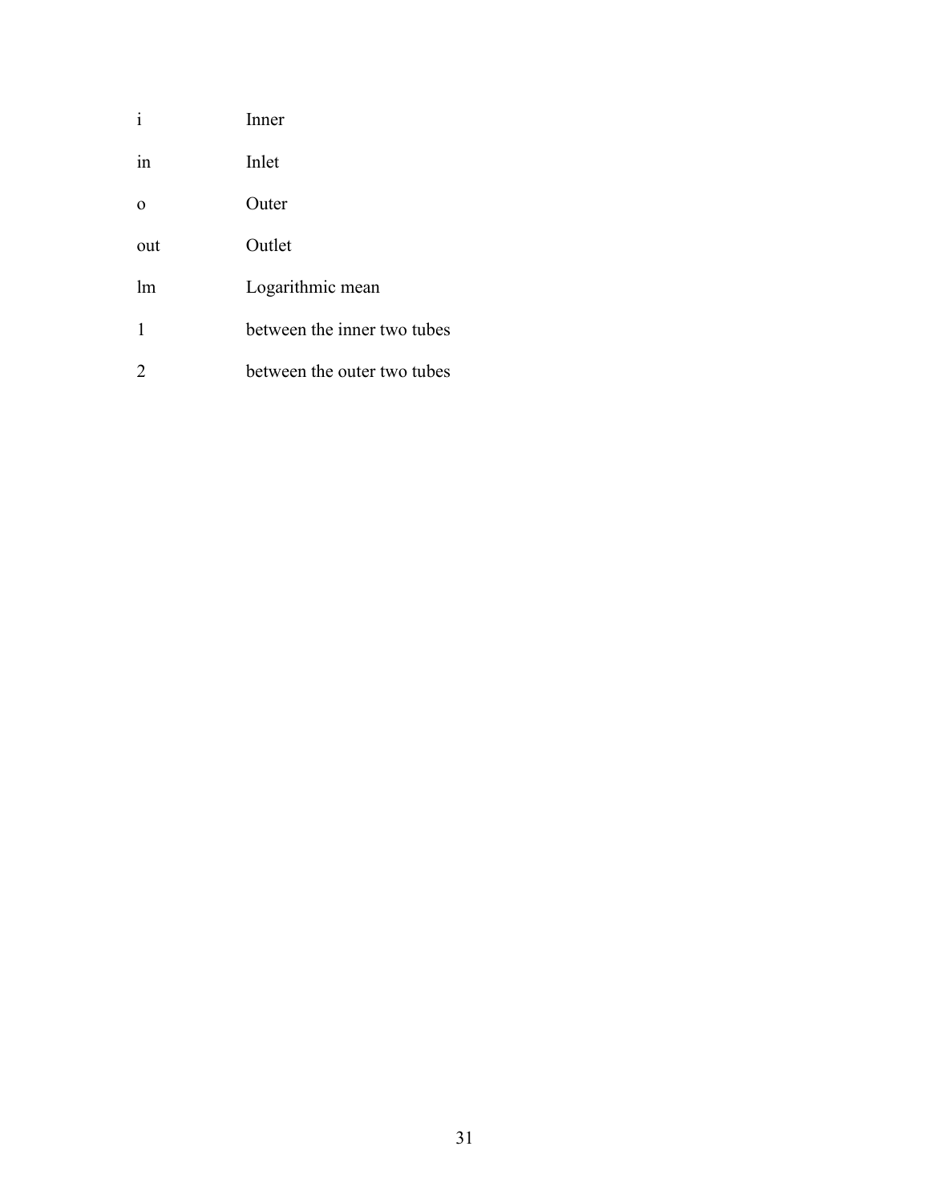| | |
|---|---|
| i | Inner |
| in | Inlet |
| o | Outer |
| out | Outlet |
| lm | Logarithmic mean |
| 1 | between the inner two tubes |
| 2 | between the outer two tubes |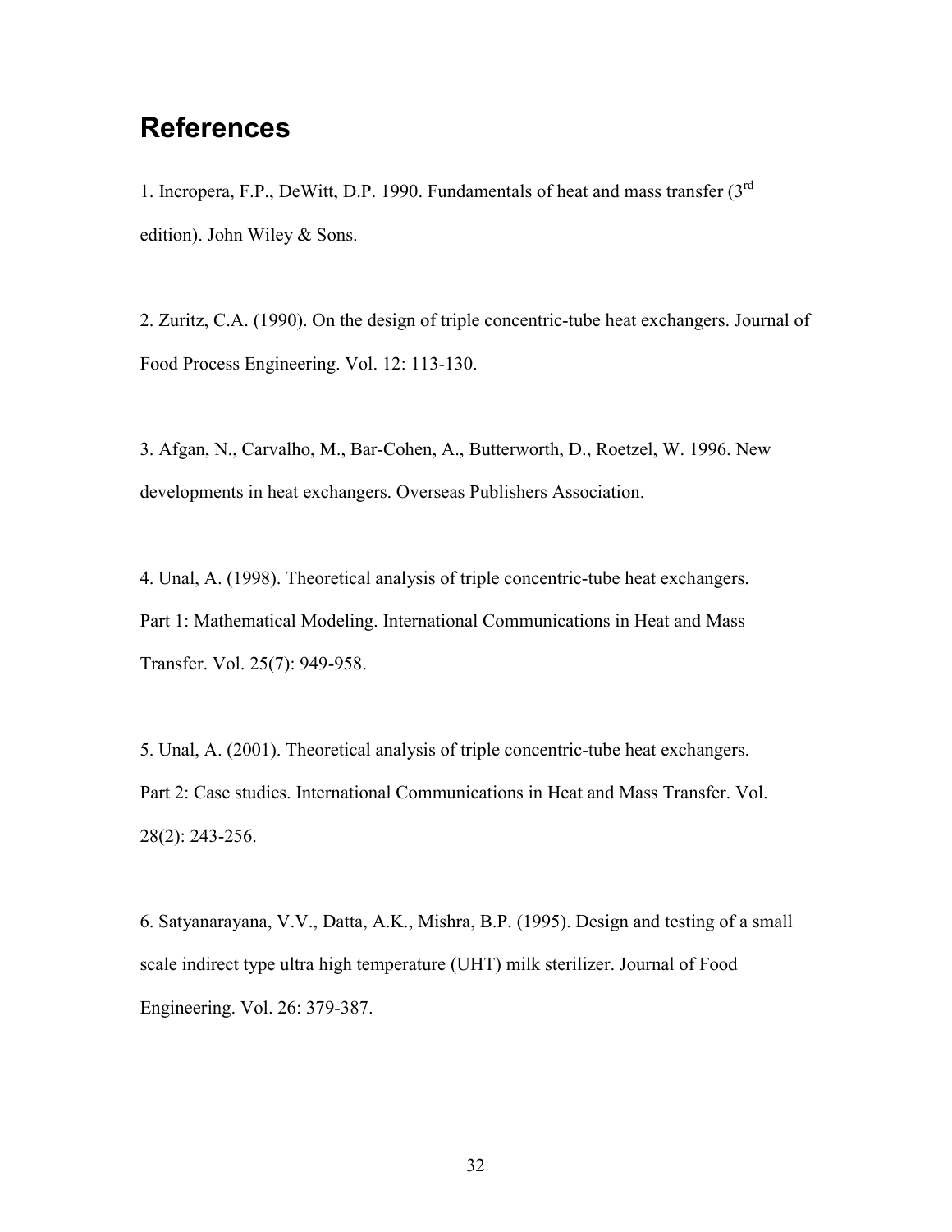# References

1. Incropera, F.P., DeWitt, D.P. 1990. Fundamentals of heat and mass transfer (3rd edition). John Wiley & Sons.

2. Zuritz, C.A. (1990). On the design of triple concentric-tube heat exchangers. Journal of Food Process Engineering. Vol. 12: 113-130.

3. Afgan, N., Carvalho, M., Bar-Cohen, A., Butterworth, D., Roetzel, W. 1996. New developments in heat exchangers. Overseas Publishers Association.

4. Unal, A. (1998). Theoretical analysis of triple concentric-tube heat exchangers. Part 1: Mathematical Modeling. International Communications in Heat and Mass Transfer. Vol. 25(7): 949-958.

5. Unal, A. (2001). Theoretical analysis of triple concentric-tube heat exchangers. Part 2: Case studies. International Communications in Heat and Mass Transfer. Vol. 28(2): 243-256.

6. Satyanarayana, V.V., Datta, A.K., Mishra, B.P. (1995). Design and testing of a small scale indirect type ultra high temperature (UHT) milk sterilizer. Journal of Food Engineering. Vol. 26: 379-387.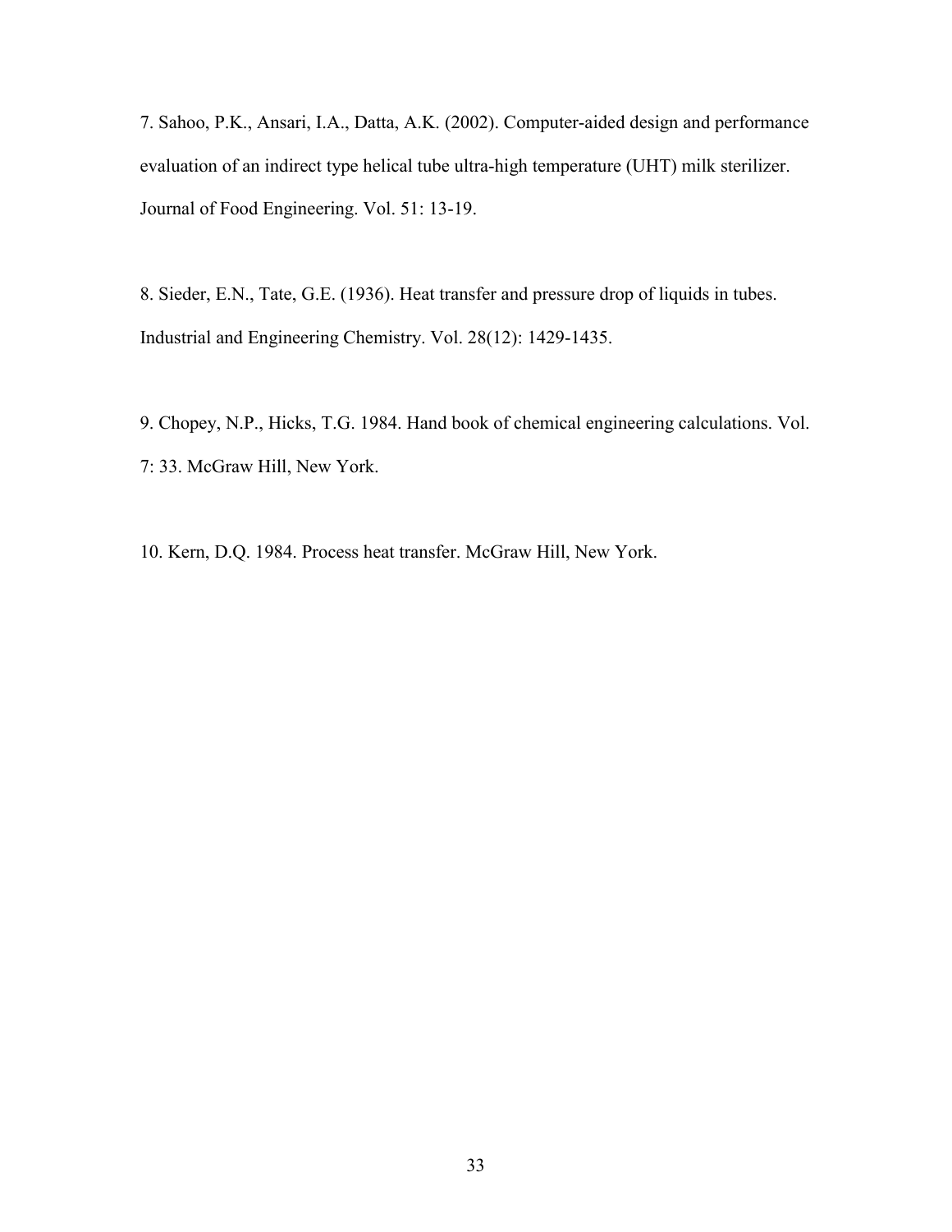7. Sahoo, P.K., Ansari, I.A., Datta, A.K. (2002). Computer-aided design and performance evaluation of an indirect type helical tube ultra-high temperature (UHT) milk sterilizer. Journal of Food Engineering. Vol. 51: 13-19.

8. Sieder, E.N., Tate, G.E. (1936). Heat transfer and pressure drop of liquids in tubes. Industrial and Engineering Chemistry. Vol. 28(12): 1429-1435.

9. Chopey, N.P., Hicks, T.G. 1984. Hand book of chemical engineering calculations. Vol. 7: 33. McGraw Hill, New York.

10. Kern, D.Q. 1984. Process heat transfer. McGraw Hill, New York.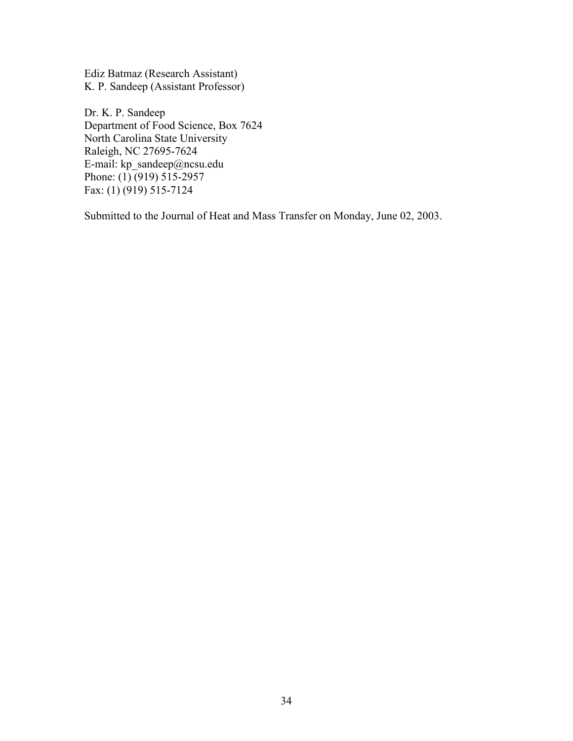Ediz Batmaz (Research Assistant)
K. P. Sandeep (Assistant Professor)

Dr. K. P. Sandeep
Department of Food Science, Box 7624
North Carolina State University
Raleigh, NC 27695-7624
E-mail: kp_sandeep@ncsu.edu
Phone: (1) (919) 515-2957
Fax: (1) (919) 515-7124

Submitted to the Journal of Heat and Mass Transfer on Monday, June 02, 2003.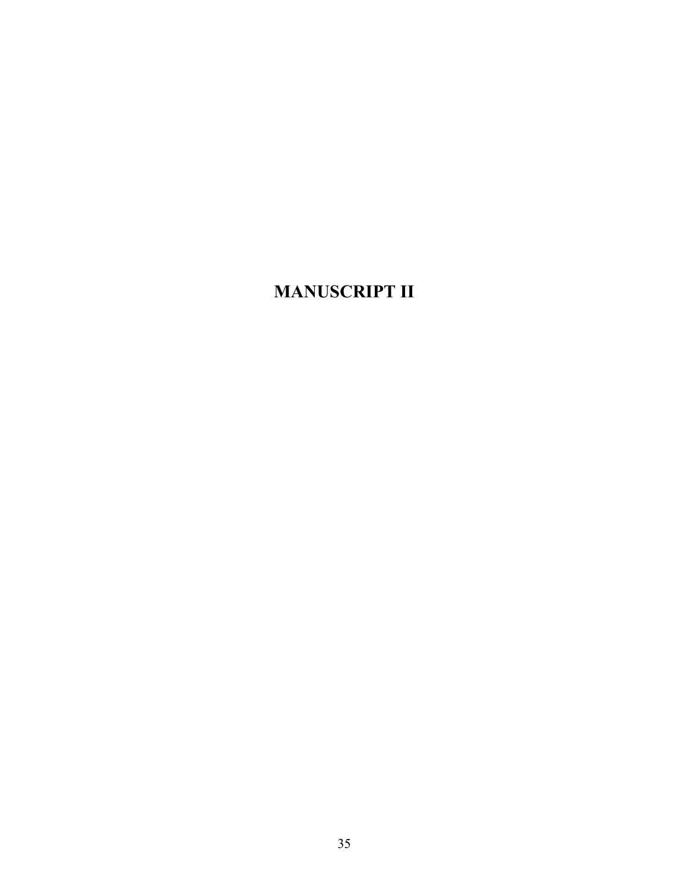# MANUSCRIPT II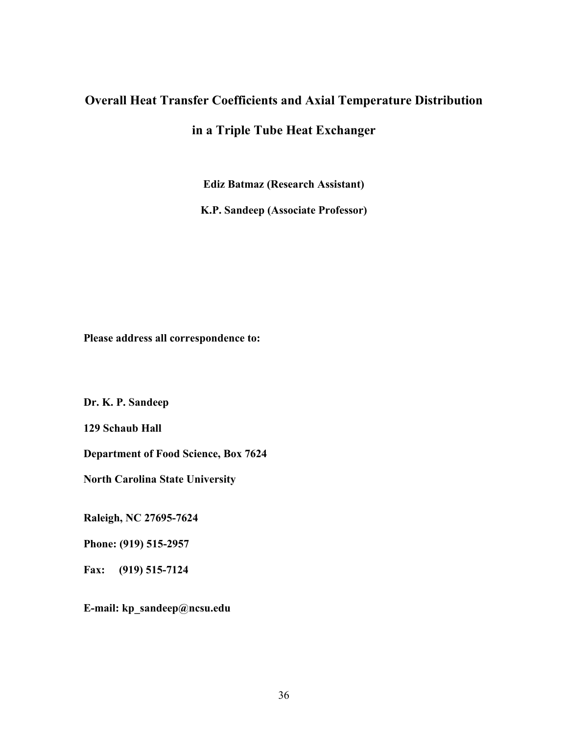# Overall Heat Transfer Coefficients and Axial Temperature Distribution in a Triple Tube Heat Exchanger

**Ediz Batmaz (Research Assistant)**

**K.P. Sandeep (Associate Professor)**

**Please address all correspondence to:**

**Dr. K. P. Sandeep**

**129 Schaub Hall**

**Department of Food Science, Box 7624**

**North Carolina State University**

**Raleigh, NC 27695-7624**

**Phone: (919) 515-2957**

**Fax: (919) 515-7124**

**E-mail: kp_sandeep@ncsu.edu**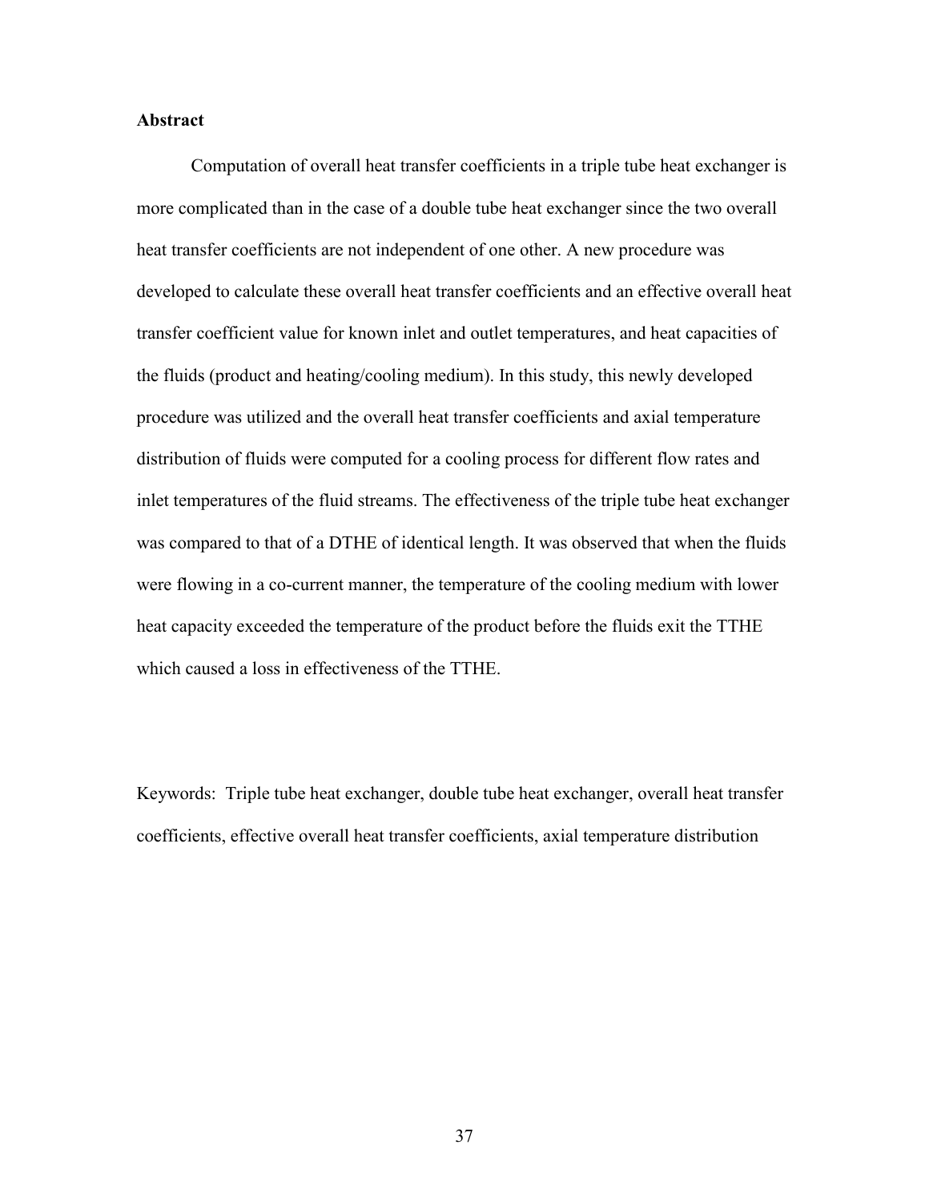**Abstract**

Computation of overall heat transfer coefficients in a triple tube heat exchanger is more complicated than in the case of a double tube heat exchanger since the two overall heat transfer coefficients are not independent of one other. A new procedure was developed to calculate these overall heat transfer coefficients and an effective overall heat transfer coefficient value for known inlet and outlet temperatures, and heat capacities of the fluids (product and heating/cooling medium). In this study, this newly developed procedure was utilized and the overall heat transfer coefficients and axial temperature distribution of fluids were computed for a cooling process for different flow rates and inlet temperatures of the fluid streams. The effectiveness of the triple tube heat exchanger was compared to that of a DTHE of identical length. It was observed that when the fluids were flowing in a co-current manner, the temperature of the cooling medium with lower heat capacity exceeded the temperature of the product before the fluids exit the TTHE which caused a loss in effectiveness of the TTHE.

Keywords: Triple tube heat exchanger, double tube heat exchanger, overall heat transfer coefficients, effective overall heat transfer coefficients, axial temperature distribution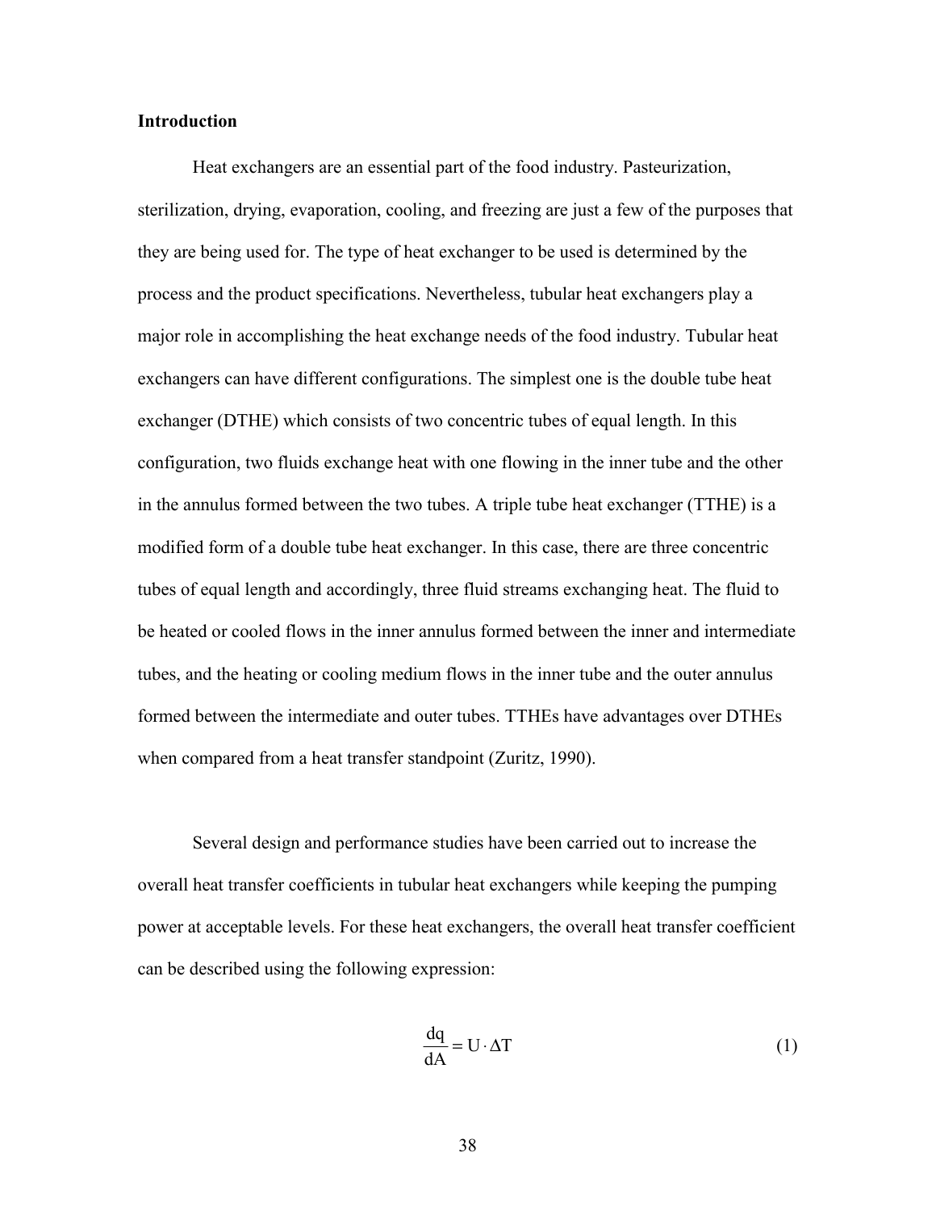## Introduction

Heat exchangers are an essential part of the food industry. Pasteurization, sterilization, drying, evaporation, cooling, and freezing are just a few of the purposes that they are being used for. The type of heat exchanger to be used is determined by the process and the product specifications. Nevertheless, tubular heat exchangers play a major role in accomplishing the heat exchange needs of the food industry. Tubular heat exchangers can have different configurations. The simplest one is the double tube heat exchanger (DTHE) which consists of two concentric tubes of equal length. In this configuration, two fluids exchange heat with one flowing in the inner tube and the other in the annulus formed between the two tubes. A triple tube heat exchanger (TTHE) is a modified form of a double tube heat exchanger. In this case, there are three concentric tubes of equal length and accordingly, three fluid streams exchanging heat. The fluid to be heated or cooled flows in the inner annulus formed between the inner and intermediate tubes, and the heating or cooling medium flows in the inner tube and the outer annulus formed between the intermediate and outer tubes. TTHEs have advantages over DTHEs when compared from a heat transfer standpoint (Zuritz, 1990).

Several design and performance studies have been carried out to increase the overall heat transfer coefficients in tubular heat exchangers while keeping the pumping power at acceptable levels. For these heat exchangers, the overall heat transfer coefficient can be described using the following expression:

$$\frac{dq}{dA} = U \cdot \Delta T \tag{1}$$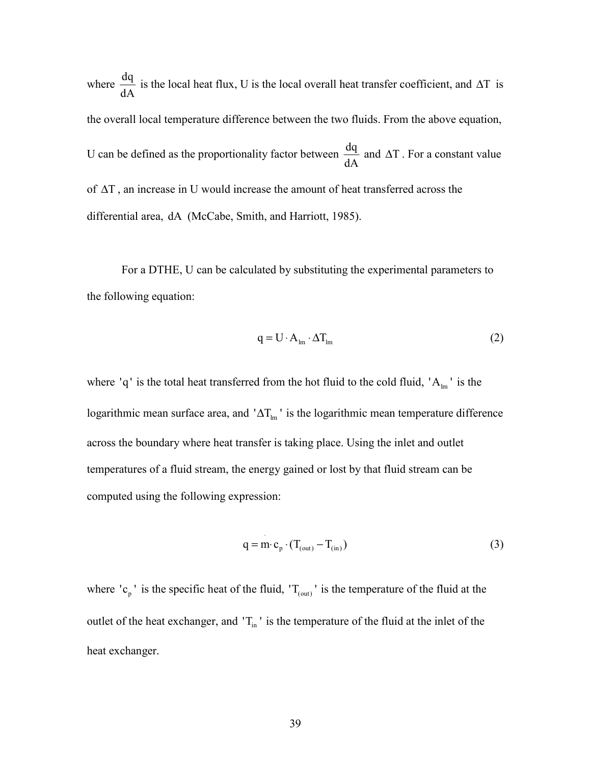where $\frac{dq}{dA}$ is the local heat flux, U is the local overall heat transfer coefficient, and $\Delta T$ is the overall local temperature difference between the two fluids. From the above equation, U can be defined as the proportionality factor between $\frac{dq}{dA}$ and $\Delta T$. For a constant value of $\Delta T$, an increase in U would increase the amount of heat transferred across the differential area, $dA$ (McCabe, Smith, and Harriott, 1985).

For a DTHE, U can be calculated by substituting the experimental parameters to the following equation:

$$q = U \cdot A_{lm} \cdot \Delta T_{lm} \tag{2}$$

where 'q' is the total heat transferred from the hot fluid to the cold fluid, '$A_{lm}$' is the logarithmic mean surface area, and '$\Delta T_{lm}$' is the logarithmic mean temperature difference across the boundary where heat transfer is taking place. Using the inlet and outlet temperatures of a fluid stream, the energy gained or lost by that fluid stream can be computed using the following expression:

$$q = \dot{m} \cdot c_p \cdot (T_{(out)} - T_{(in)}) \tag{3}$$

where '$c_p$' is the specific heat of the fluid, '$T_{(out)}$' is the temperature of the fluid at the outlet of the heat exchanger, and '$T_{in}$' is the temperature of the fluid at the inlet of the heat exchanger.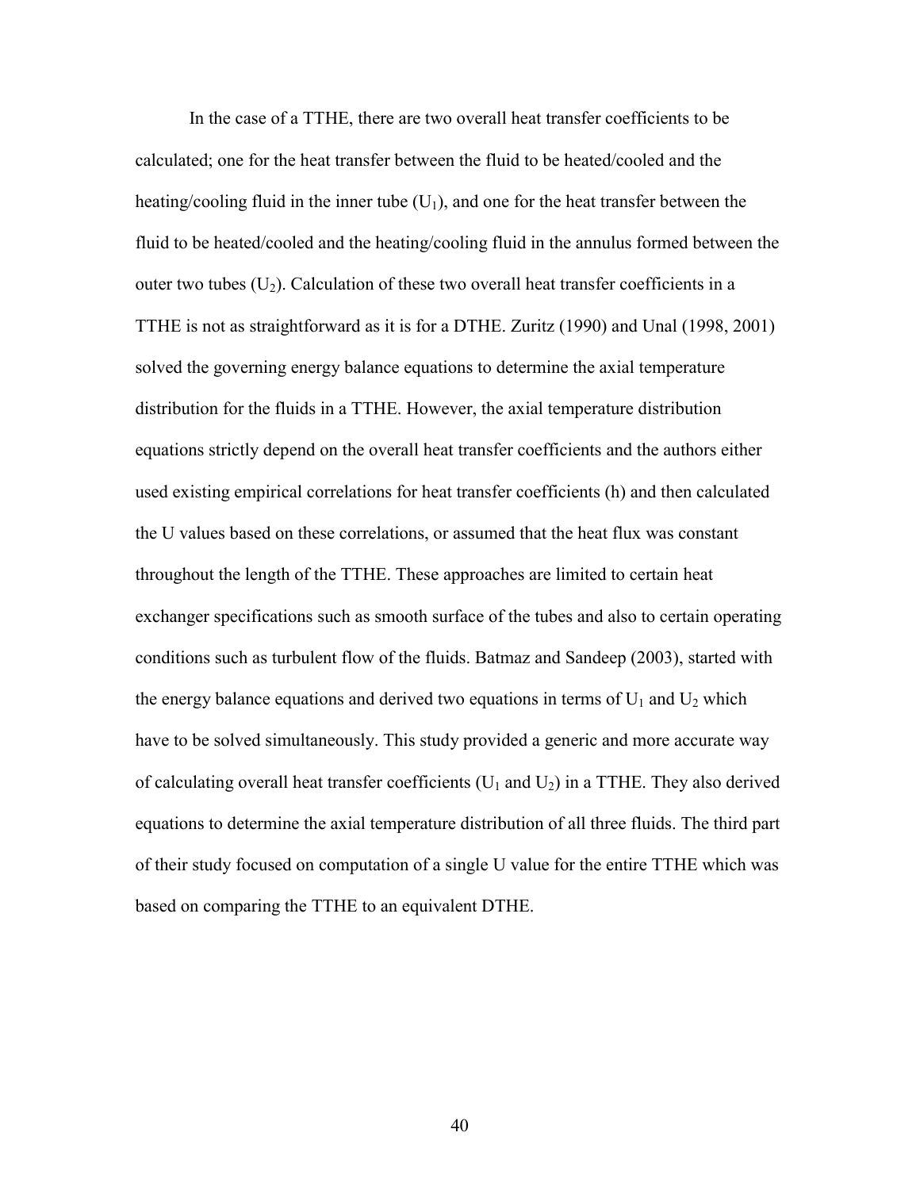In the case of a TTHE, there are two overall heat transfer coefficients to be calculated; one for the heat transfer between the fluid to be heated/cooled and the heating/cooling fluid in the inner tube ($U_1$), and one for the heat transfer between the fluid to be heated/cooled and the heating/cooling fluid in the annulus formed between the outer two tubes ($U_2$). Calculation of these two overall heat transfer coefficients in a TTHE is not as straightforward as it is for a DTHE. Zuritz (1990) and Unal (1998, 2001) solved the governing energy balance equations to determine the axial temperature distribution for the fluids in a TTHE. However, the axial temperature distribution equations strictly depend on the overall heat transfer coefficients and the authors either used existing empirical correlations for heat transfer coefficients (h) and then calculated the U values based on these correlations, or assumed that the heat flux was constant throughout the length of the TTHE. These approaches are limited to certain heat exchanger specifications such as smooth surface of the tubes and also to certain operating conditions such as turbulent flow of the fluids. Batmaz and Sandeep (2003), started with the energy balance equations and derived two equations in terms of $U_1$ and $U_2$ which have to be solved simultaneously. This study provided a generic and more accurate way of calculating overall heat transfer coefficients ($U_1$ and $U_2$) in a TTHE. They also derived equations to determine the axial temperature distribution of all three fluids. The third part of their study focused on computation of a single U value for the entire TTHE which was based on comparing the TTHE to an equivalent DTHE.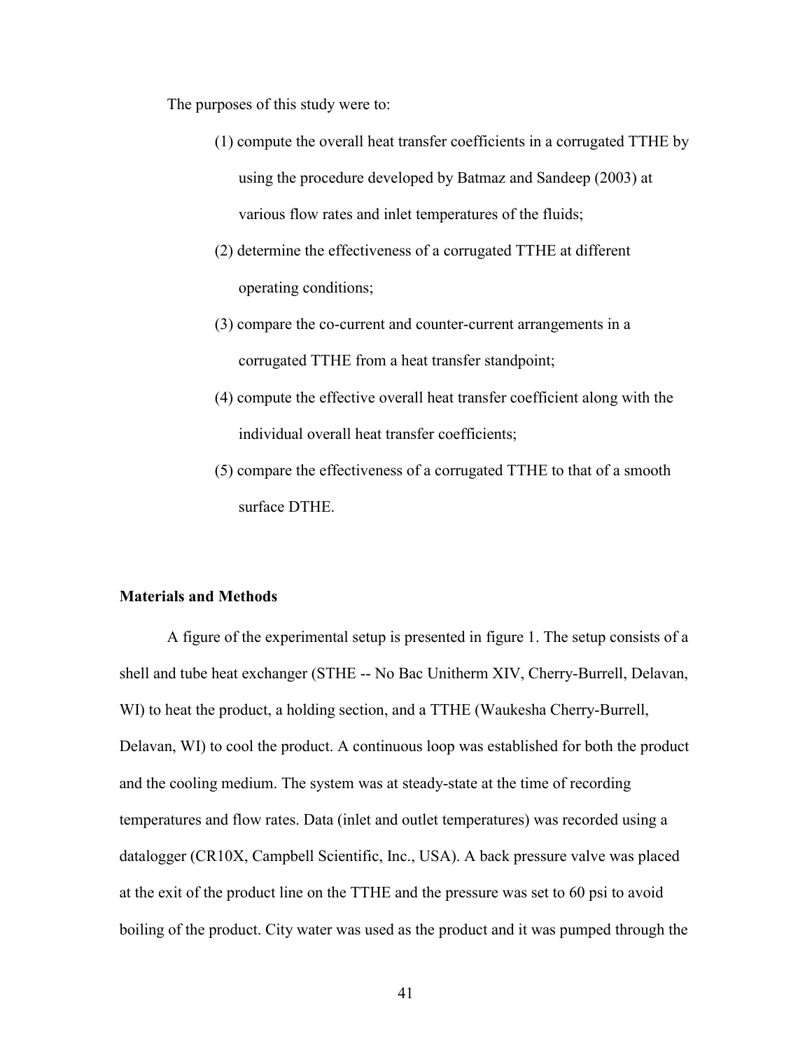The purposes of this study were to:

(1) compute the overall heat transfer coefficients in a corrugated TTHE by using the procedure developed by Batmaz and Sandeep (2003) at various flow rates and inlet temperatures of the fluids;

(2) determine the effectiveness of a corrugated TTHE at different operating conditions;

(3) compare the co-current and counter-current arrangements in a corrugated TTHE from a heat transfer standpoint;

(4) compute the effective overall heat transfer coefficient along with the individual overall heat transfer coefficients;

(5) compare the effectiveness of a corrugated TTHE to that of a smooth surface DTHE.

**Materials and Methods**

A figure of the experimental setup is presented in figure 1. The setup consists of a shell and tube heat exchanger (STHE -- No Bac Unitherm XIV, Cherry-Burrell, Delavan, WI) to heat the product, a holding section, and a TTHE (Waukesha Cherry-Burrell, Delavan, WI) to cool the product. A continuous loop was established for both the product and the cooling medium. The system was at steady-state at the time of recording temperatures and flow rates. Data (inlet and outlet temperatures) was recorded using a datalogger (CR10X, Campbell Scientific, Inc., USA). A back pressure valve was placed at the exit of the product line on the TTHE and the pressure was set to 60 psi to avoid boiling of the product. City water was used as the product and it was pumped through the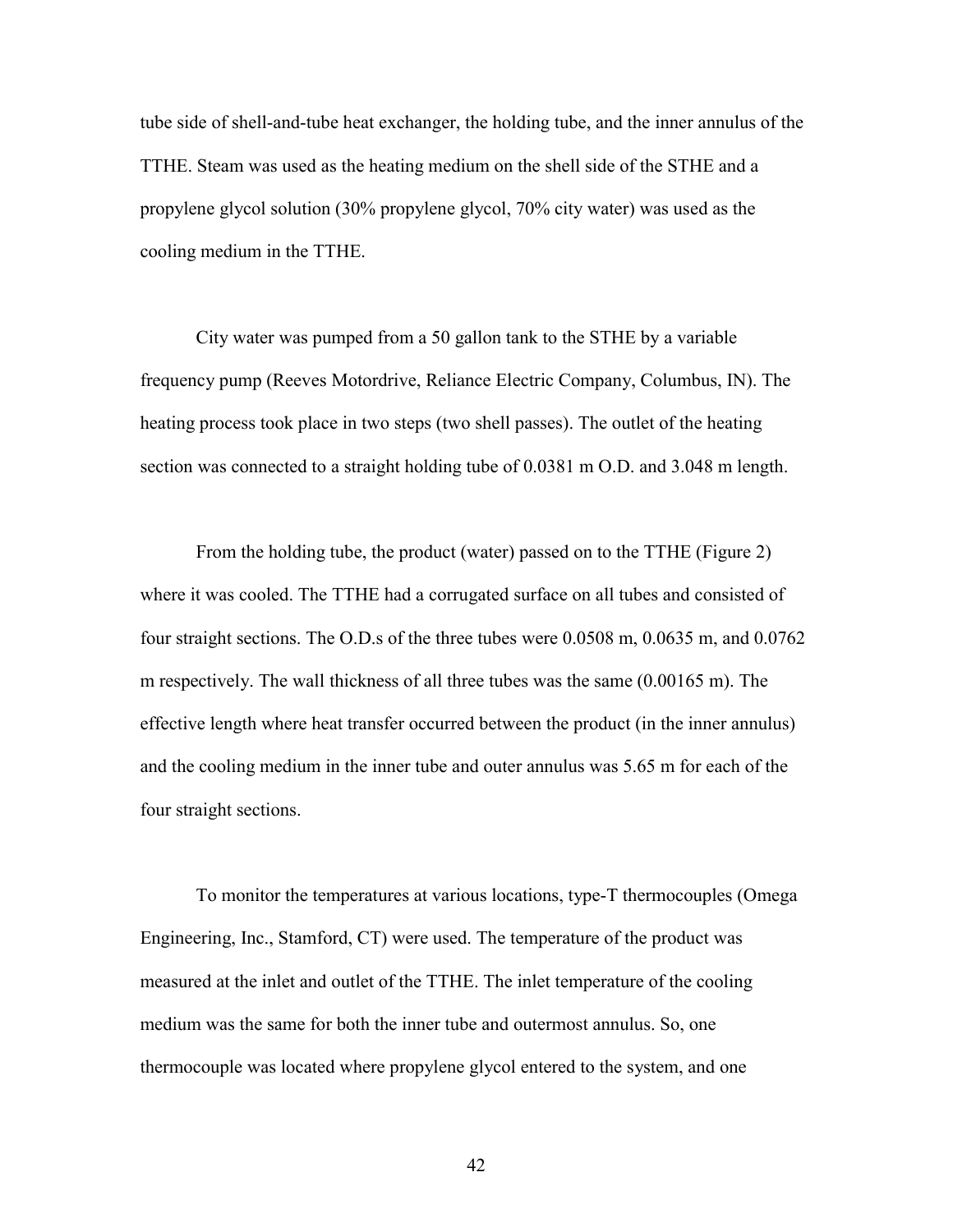tube side of shell-and-tube heat exchanger, the holding tube, and the inner annulus of the TTHE. Steam was used as the heating medium on the shell side of the STHE and a propylene glycol solution (30% propylene glycol, 70% city water) was used as the cooling medium in the TTHE.

City water was pumped from a 50 gallon tank to the STHE by a variable frequency pump (Reeves Motordrive, Reliance Electric Company, Columbus, IN). The heating process took place in two steps (two shell passes). The outlet of the heating section was connected to a straight holding tube of 0.0381 m O.D. and 3.048 m length.

From the holding tube, the product (water) passed on to the TTHE (Figure 2) where it was cooled. The TTHE had a corrugated surface on all tubes and consisted of four straight sections. The O.D.s of the three tubes were 0.0508 m, 0.0635 m, and 0.0762 m respectively. The wall thickness of all three tubes was the same (0.00165 m). The effective length where heat transfer occurred between the product (in the inner annulus) and the cooling medium in the inner tube and outer annulus was 5.65 m for each of the four straight sections.

To monitor the temperatures at various locations, type-T thermocouples (Omega Engineering, Inc., Stamford, CT) were used. The temperature of the product was measured at the inlet and outlet of the TTHE. The inlet temperature of the cooling medium was the same for both the inner tube and outermost annulus. So, one thermocouple was located where propylene glycol entered to the system, and one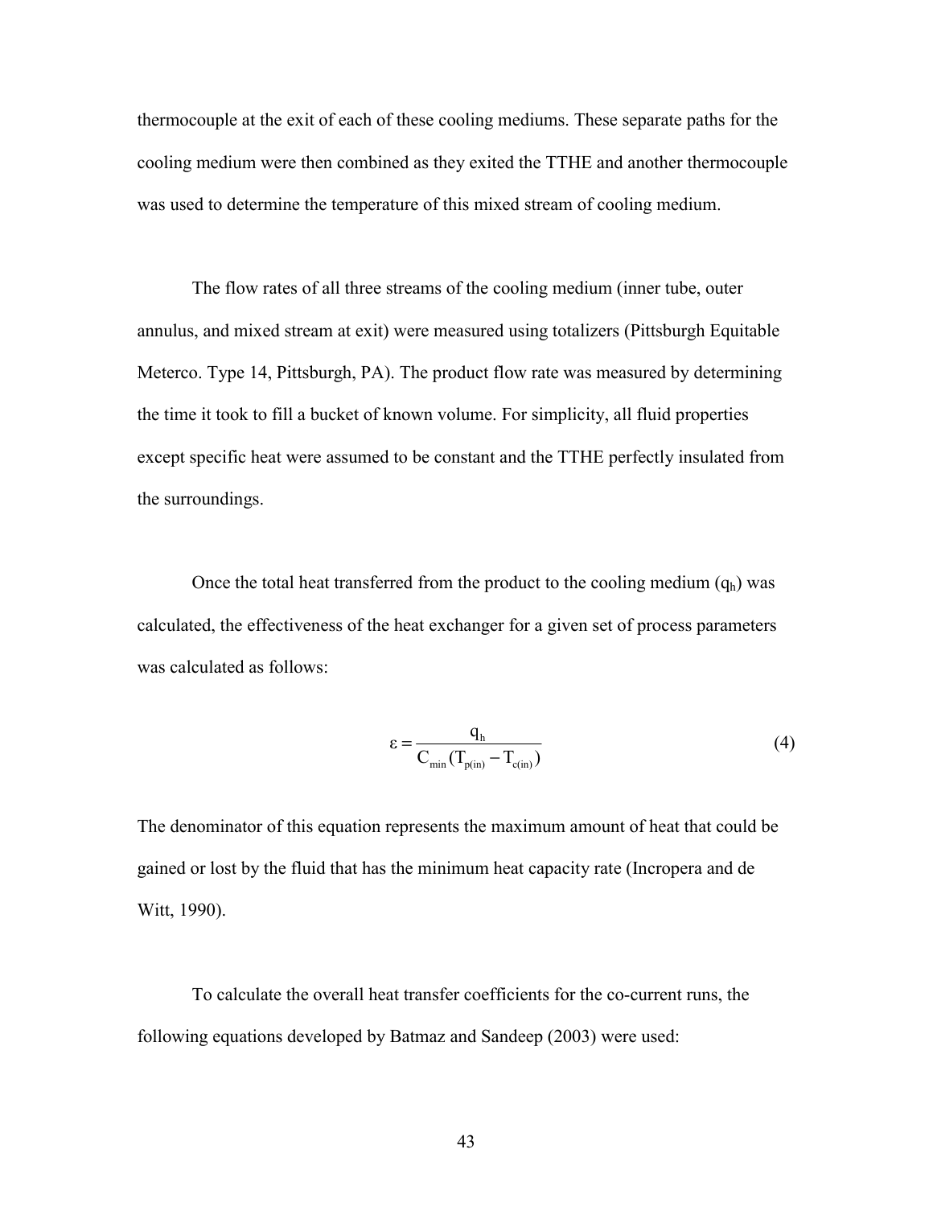thermocouple at the exit of each of these cooling mediums. These separate paths for the cooling medium were then combined as they exited the TTHE and another thermocouple was used to determine the temperature of this mixed stream of cooling medium.

The flow rates of all three streams of the cooling medium (inner tube, outer annulus, and mixed stream at exit) were measured using totalizers (Pittsburgh Equitable Meterco. Type 14, Pittsburgh, PA). The product flow rate was measured by determining the time it took to fill a bucket of known volume. For simplicity, all fluid properties except specific heat were assumed to be constant and the TTHE perfectly insulated from the surroundings.

Once the total heat transferred from the product to the cooling medium ($q_h$) was calculated, the effectiveness of the heat exchanger for a given set of process parameters was calculated as follows:

$$\varepsilon = \frac{q_h}{C_{min}(T_{p(in)} - T_{c(in)})} \tag{4}$$

The denominator of this equation represents the maximum amount of heat that could be gained or lost by the fluid that has the minimum heat capacity rate (Incropera and de Witt, 1990).

To calculate the overall heat transfer coefficients for the co-current runs, the following equations developed by Batmaz and Sandeep (2003) were used: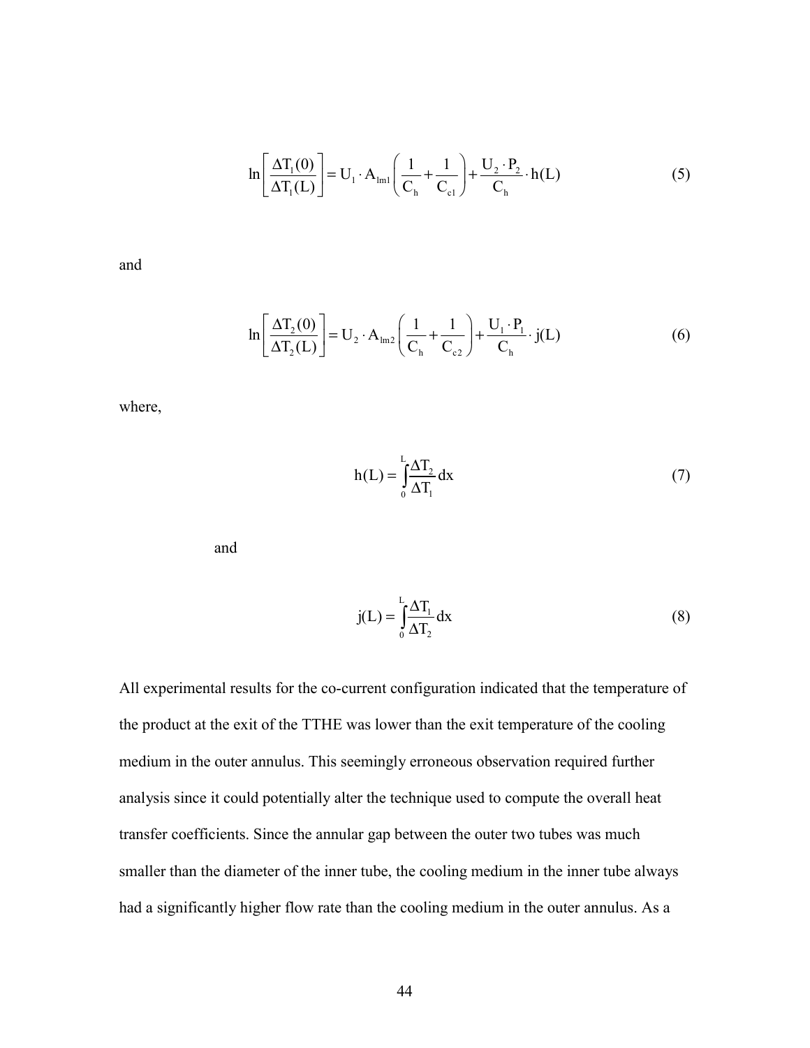$$\ln\left[\frac{\Delta T_1(0)}{\Delta T_1(L)}\right] = U_1 \cdot A_{lm1}\left(\frac{1}{C_h} + \frac{1}{C_{c1}}\right) + \frac{U_2 \cdot P_2}{C_h} \cdot h(L) \tag{5}$$

and

$$\ln\left[\frac{\Delta T_2(0)}{\Delta T_2(L)}\right] = U_2 \cdot A_{lm2}\left(\frac{1}{C_h} + \frac{1}{C_{c2}}\right) + \frac{U_1 \cdot P_1}{C_h} \cdot j(L) \tag{6}$$

where,

$$h(L) = \int_0^L \frac{\Delta T_2}{\Delta T_1} dx \tag{7}$$

and

$$j(L) = \int_0^L \frac{\Delta T_1}{\Delta T_2} dx \tag{8}$$

All experimental results for the co-current configuration indicated that the temperature of the product at the exit of the TTHE was lower than the exit temperature of the cooling medium in the outer annulus. This seemingly erroneous observation required further analysis since it could potentially alter the technique used to compute the overall heat transfer coefficients. Since the annular gap between the outer two tubes was much smaller than the diameter of the inner tube, the cooling medium in the inner tube always had a significantly higher flow rate than the cooling medium in the outer annulus. As a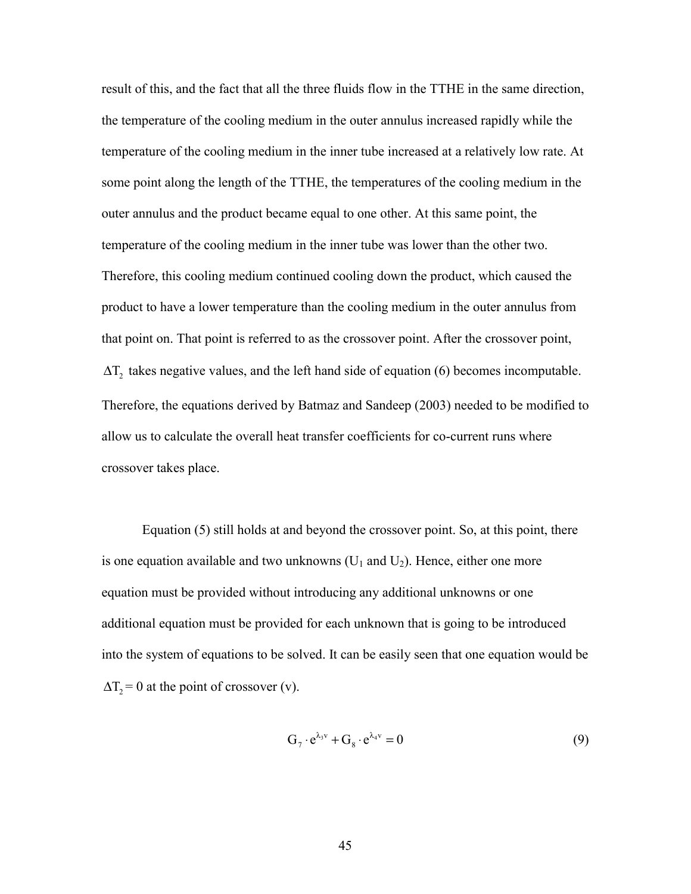result of this, and the fact that all the three fluids flow in the TTHE in the same direction, the temperature of the cooling medium in the outer annulus increased rapidly while the temperature of the cooling medium in the inner tube increased at a relatively low rate. At some point along the length of the TTHE, the temperatures of the cooling medium in the outer annulus and the product became equal to one other. At this same point, the temperature of the cooling medium in the inner tube was lower than the other two. Therefore, this cooling medium continued cooling down the product, which caused the product to have a lower temperature than the cooling medium in the outer annulus from that point on. That point is referred to as the crossover point. After the crossover point, $\Delta T_2$ takes negative values, and the left hand side of equation (6) becomes incomputable. Therefore, the equations derived by Batmaz and Sandeep (2003) needed to be modified to allow us to calculate the overall heat transfer coefficients for co-current runs where crossover takes place.

Equation (5) still holds at and beyond the crossover point. So, at this point, there is one equation available and two unknowns ($U_1$ and $U_2$). Hence, either one more equation must be provided without introducing any additional unknowns or one additional equation must be provided for each unknown that is going to be introduced into the system of equations to be solved. It can be easily seen that one equation would be $\Delta T_2 = 0$ at the point of crossover (v).

$$G_7 \cdot e^{\lambda_3 v} + G_8 \cdot e^{\lambda_4 v} = 0 \tag{9}$$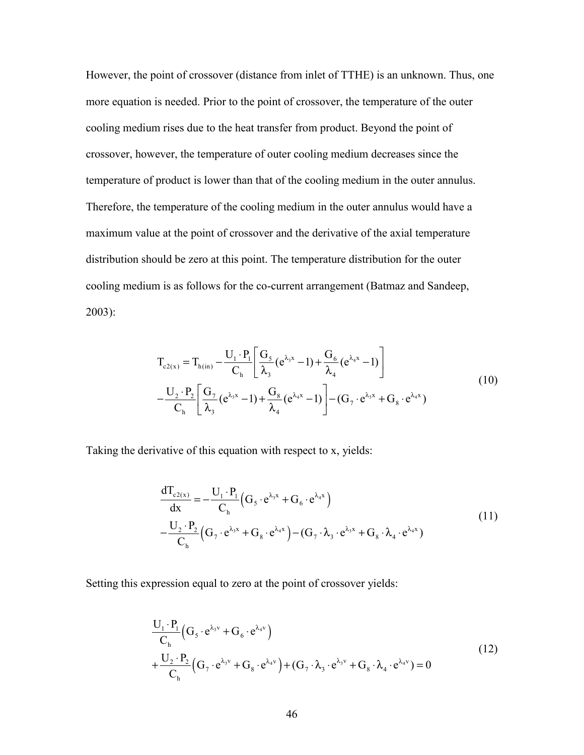However, the point of crossover (distance from inlet of TTHE) is an unknown. Thus, one more equation is needed. Prior to the point of crossover, the temperature of the outer cooling medium rises due to the heat transfer from product. Beyond the point of crossover, however, the temperature of outer cooling medium decreases since the temperature of product is lower than that of the cooling medium in the outer annulus. Therefore, the temperature of the cooling medium in the outer annulus would have a maximum value at the point of crossover and the derivative of the axial temperature distribution should be zero at this point. The temperature distribution for the outer cooling medium is as follows for the co-current arrangement (Batmaz and Sandeep, 2003):

$$
\begin{aligned}
T_{c2(x)} = T_{h(in)} &- \frac{U_1 \cdot P_1}{C_h}\left[\frac{G_5}{\lambda_3}(e^{\lambda_3 x} - 1) + \frac{G_6}{\lambda_4}(e^{\lambda_4 x} - 1)\right] \\
&- \frac{U_2 \cdot P_2}{C_h}\left[\frac{G_7}{\lambda_3}(e^{\lambda_3 x} - 1) + \frac{G_8}{\lambda_4}(e^{\lambda_4 x} - 1)\right] - (G_7 \cdot e^{\lambda_3 x} + G_8 \cdot e^{\lambda_4 x})
\end{aligned}
\tag{10}
$$

Taking the derivative of this equation with respect to x, yields:

$$
\begin{aligned}
\frac{dT_{c2(x)}}{dx} = &- \frac{U_1 \cdot P_1}{C_h}\left(G_5 \cdot e^{\lambda_3 x} + G_6 \cdot e^{\lambda_4 x}\right) \\
&- \frac{U_2 \cdot P_2}{C_h}\left(G_7 \cdot e^{\lambda_3 x} + G_8 \cdot e^{\lambda_4 x}\right) - (G_7 \cdot \lambda_3 \cdot e^{\lambda_3 x} + G_8 \cdot \lambda_4 \cdot e^{\lambda_4 x})
\end{aligned}
\tag{11}
$$

Setting this expression equal to zero at the point of crossover yields:

$$
\begin{aligned}
&\frac{U_1 \cdot P_1}{C_h}\left(G_5 \cdot e^{\lambda_3 v} + G_6 \cdot e^{\lambda_4 v}\right) \\
&+ \frac{U_2 \cdot P_2}{C_h}\left(G_7 \cdot e^{\lambda_3 v} + G_8 \cdot e^{\lambda_4 v}\right) + (G_7 \cdot \lambda_3 \cdot e^{\lambda_3 v} + G_8 \cdot \lambda_4 \cdot e^{\lambda_4 v}) = 0
\end{aligned}
\tag{12}
$$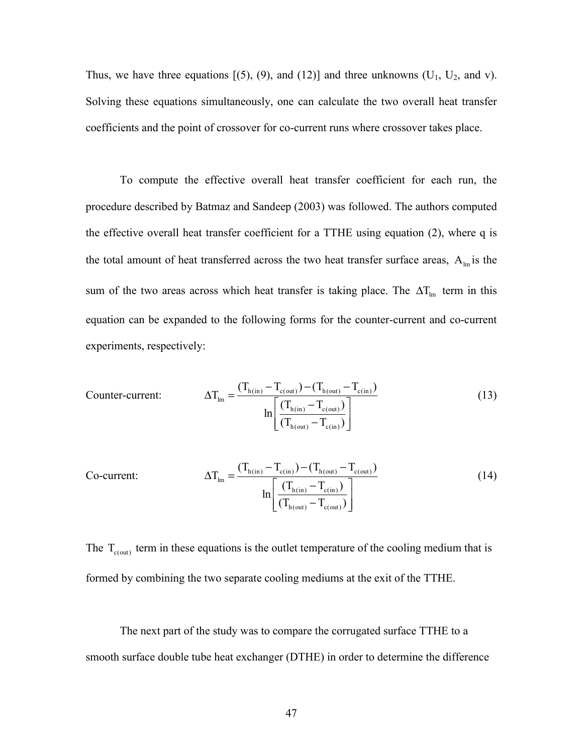Thus, we have three equations [(5), (9), and (12)] and three unknowns ($U_1$, $U_2$, and v). Solving these equations simultaneously, one can calculate the two overall heat transfer coefficients and the point of crossover for co-current runs where crossover takes place.

To compute the effective overall heat transfer coefficient for each run, the procedure described by Batmaz and Sandeep (2003) was followed. The authors computed the effective overall heat transfer coefficient for a TTHE using equation (2), where q is the total amount of heat transferred across the two heat transfer surface areas, $A_{lm}$ is the sum of the two areas across which heat transfer is taking place. The $\Delta T_{lm}$ term in this equation can be expanded to the following forms for the counter-current and co-current experiments, respectively:

Counter-current:

$$\Delta T_{lm} = \frac{(T_{h(in)} - T_{c(out)}) - (T_{h(out)} - T_{c(in)})}{\ln\left[\dfrac{(T_{h(in)} - T_{c(out)})}{(T_{h(out)} - T_{c(in)})}\right]} \tag{13}$$

Co-current:

$$\Delta T_{lm} = \frac{(T_{h(in)} - T_{c(in)}) - (T_{h(out)} - T_{c(out)})}{\ln\left[\dfrac{(T_{h(in)} - T_{c(in)})}{(T_{h(out)} - T_{c(out)})}\right]} \tag{14}$$

The $T_{c(out)}$ term in these equations is the outlet temperature of the cooling medium that is formed by combining the two separate cooling mediums at the exit of the TTHE.

The next part of the study was to compare the corrugated surface TTHE to a smooth surface double tube heat exchanger (DTHE) in order to determine the difference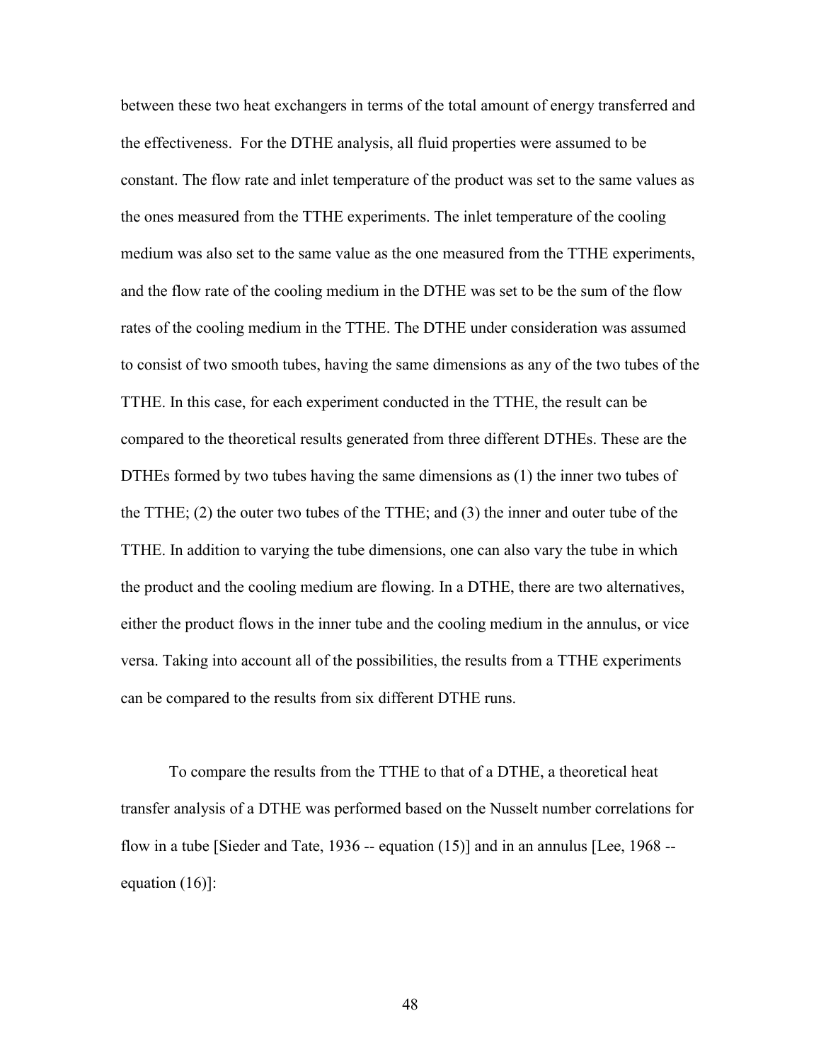between these two heat exchangers in terms of the total amount of energy transferred and the effectiveness. For the DTHE analysis, all fluid properties were assumed to be constant. The flow rate and inlet temperature of the product was set to the same values as the ones measured from the TTHE experiments. The inlet temperature of the cooling medium was also set to the same value as the one measured from the TTHE experiments, and the flow rate of the cooling medium in the DTHE was set to be the sum of the flow rates of the cooling medium in the TTHE. The DTHE under consideration was assumed to consist of two smooth tubes, having the same dimensions as any of the two tubes of the TTHE. In this case, for each experiment conducted in the TTHE, the result can be compared to the theoretical results generated from three different DTHEs. These are the DTHEs formed by two tubes having the same dimensions as (1) the inner two tubes of the TTHE; (2) the outer two tubes of the TTHE; and (3) the inner and outer tube of the TTHE. In addition to varying the tube dimensions, one can also vary the tube in which the product and the cooling medium are flowing. In a DTHE, there are two alternatives, either the product flows in the inner tube and the cooling medium in the annulus, or vice versa. Taking into account all of the possibilities, the results from a TTHE experiments can be compared to the results from six different DTHE runs.

To compare the results from the TTHE to that of a DTHE, a theoretical heat transfer analysis of a DTHE was performed based on the Nusselt number correlations for flow in a tube [Sieder and Tate, 1936 -- equation (15)] and in an annulus [Lee, 1968 -- equation (16)]: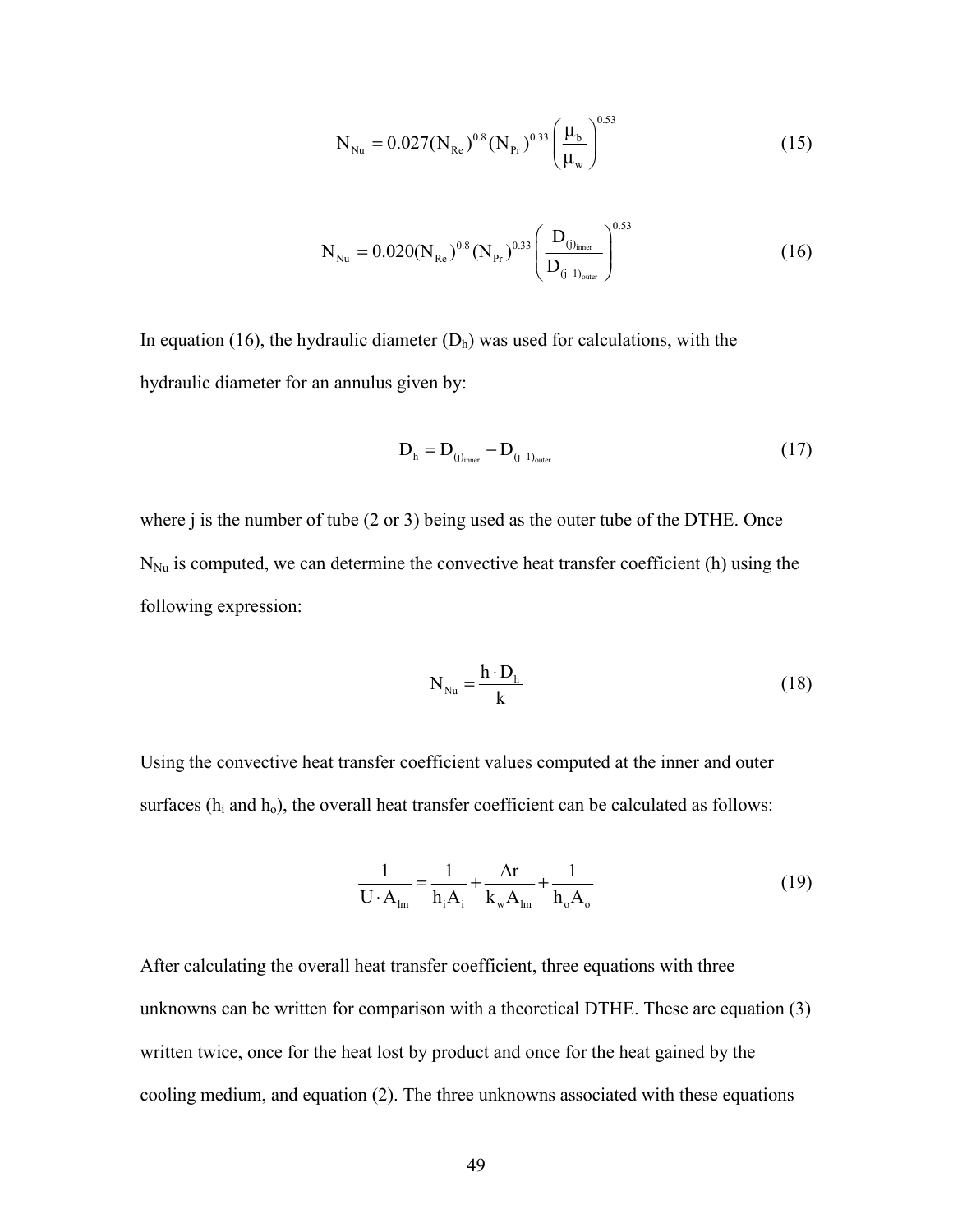$$N_{Nu} = 0.027(N_{Re})^{0.8}(N_{Pr})^{0.33}\left(\frac{\mu_b}{\mu_w}\right)^{0.53} \tag{15}$$

$$N_{Nu} = 0.020(N_{Re})^{0.8}(N_{Pr})^{0.33}\left(\frac{D_{(j)_{inner}}}{D_{(j-1)_{outer}}}\right)^{0.53} \tag{16}$$

In equation (16), the hydraulic diameter ($D_h$) was used for calculations, with the hydraulic diameter for an annulus given by:

$$D_h = D_{(j)_{inner}} - D_{(j-1)_{outer}} \tag{17}$$

where j is the number of tube (2 or 3) being used as the outer tube of the DTHE. Once $N_{Nu}$ is computed, we can determine the convective heat transfer coefficient (h) using the following expression:

$$N_{Nu} = \frac{h \cdot D_h}{k} \tag{18}$$

Using the convective heat transfer coefficient values computed at the inner and outer surfaces ($h_i$ and $h_o$), the overall heat transfer coefficient can be calculated as follows:

$$\frac{1}{U \cdot A_{lm}} = \frac{1}{h_i A_i} + \frac{\Delta r}{k_w A_{lm}} + \frac{1}{h_o A_o} \tag{19}$$

After calculating the overall heat transfer coefficient, three equations with three unknowns can be written for comparison with a theoretical DTHE. These are equation (3) written twice, once for the heat lost by product and once for the heat gained by the cooling medium, and equation (2). The three unknowns associated with these equations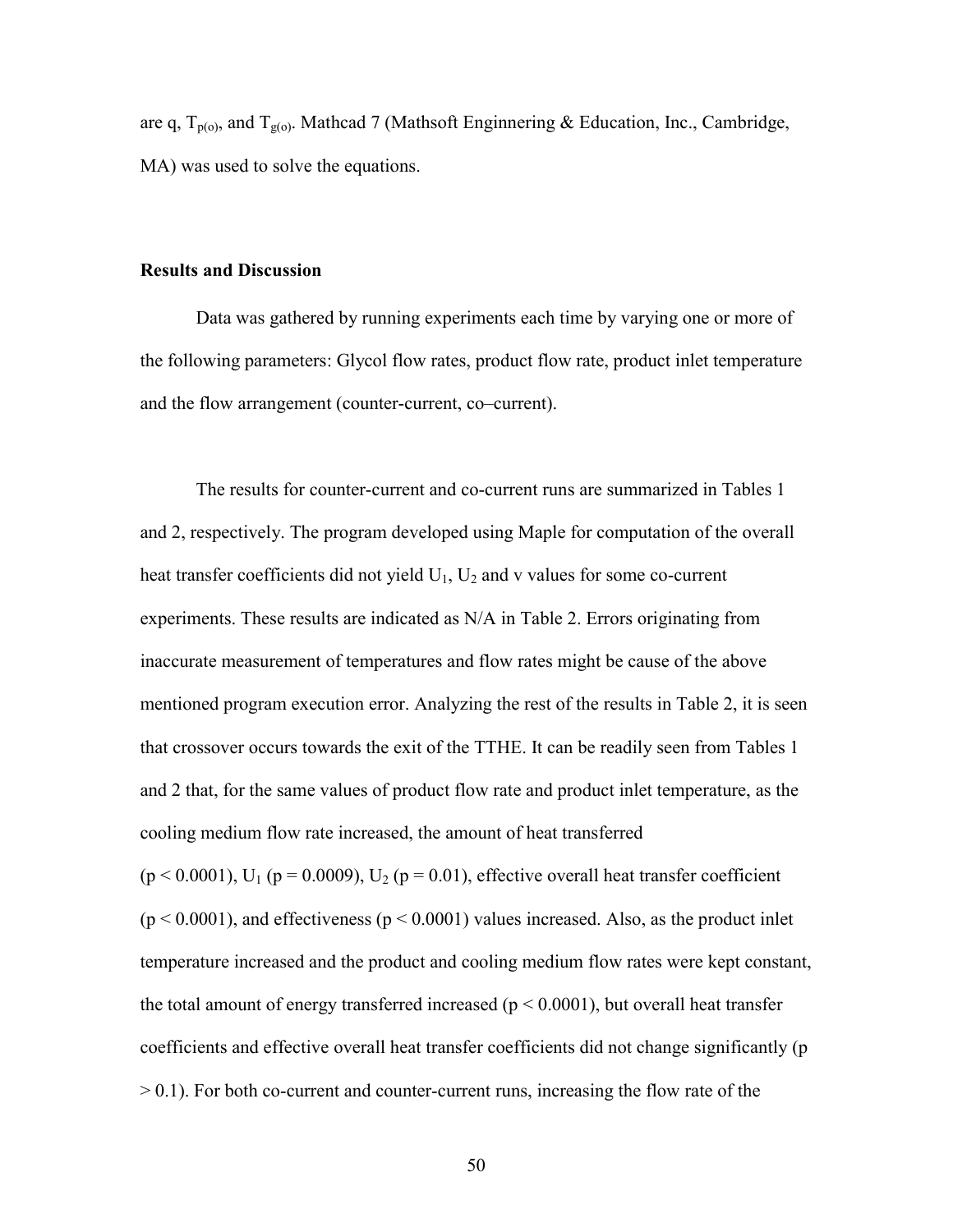are q, $T_{p(o)}$, and $T_{g(o)}$. Mathcad 7 (Mathsoft Enginnering & Education, Inc., Cambridge, MA) was used to solve the equations.

**Results and Discussion**

Data was gathered by running experiments each time by varying one or more of the following parameters: Glycol flow rates, product flow rate, product inlet temperature and the flow arrangement (counter-current, co–current).

The results for counter-current and co-current runs are summarized in Tables 1 and 2, respectively. The program developed using Maple for computation of the overall heat transfer coefficients did not yield $U_1$, $U_2$ and v values for some co-current experiments. These results are indicated as N/A in Table 2. Errors originating from inaccurate measurement of temperatures and flow rates might be cause of the above mentioned program execution error. Analyzing the rest of the results in Table 2, it is seen that crossover occurs towards the exit of the TTHE. It can be readily seen from Tables 1 and 2 that, for the same values of product flow rate and product inlet temperature, as the cooling medium flow rate increased, the amount of heat transferred ($p < 0.0001$), $U_1$ ($p = 0.0009$), $U_2$ ($p = 0.01$), effective overall heat transfer coefficient ($p < 0.0001$), and effectiveness ($p < 0.0001$) values increased. Also, as the product inlet temperature increased and the product and cooling medium flow rates were kept constant, the total amount of energy transferred increased ($p < 0.0001$), but overall heat transfer coefficients and effective overall heat transfer coefficients did not change significantly ($p > 0.1$). For both co-current and counter-current runs, increasing the flow rate of the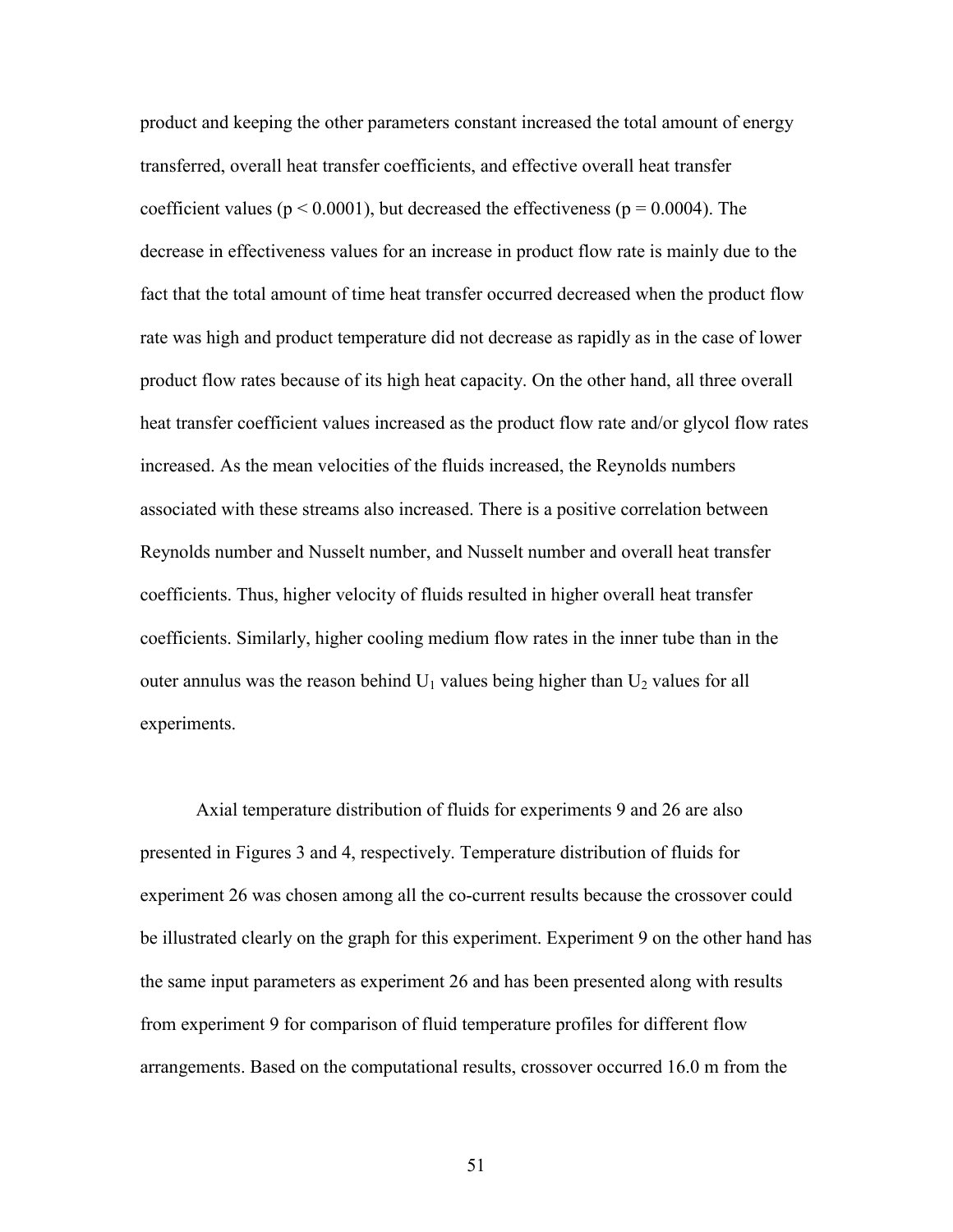product and keeping the other parameters constant increased the total amount of energy transferred, overall heat transfer coefficients, and effective overall heat transfer coefficient values ($p < 0.0001$), but decreased the effectiveness ($p = 0.0004$). The decrease in effectiveness values for an increase in product flow rate is mainly due to the fact that the total amount of time heat transfer occurred decreased when the product flow rate was high and product temperature did not decrease as rapidly as in the case of lower product flow rates because of its high heat capacity. On the other hand, all three overall heat transfer coefficient values increased as the product flow rate and/or glycol flow rates increased. As the mean velocities of the fluids increased, the Reynolds numbers associated with these streams also increased. There is a positive correlation between Reynolds number and Nusselt number, and Nusselt number and overall heat transfer coefficients. Thus, higher velocity of fluids resulted in higher overall heat transfer coefficients. Similarly, higher cooling medium flow rates in the inner tube than in the outer annulus was the reason behind $U_1$ values being higher than $U_2$ values for all experiments.

Axial temperature distribution of fluids for experiments 9 and 26 are also presented in Figures 3 and 4, respectively. Temperature distribution of fluids for experiment 26 was chosen among all the co-current results because the crossover could be illustrated clearly on the graph for this experiment. Experiment 9 on the other hand has the same input parameters as experiment 26 and has been presented along with results from experiment 9 for comparison of fluid temperature profiles for different flow arrangements. Based on the computational results, crossover occurred 16.0 m from the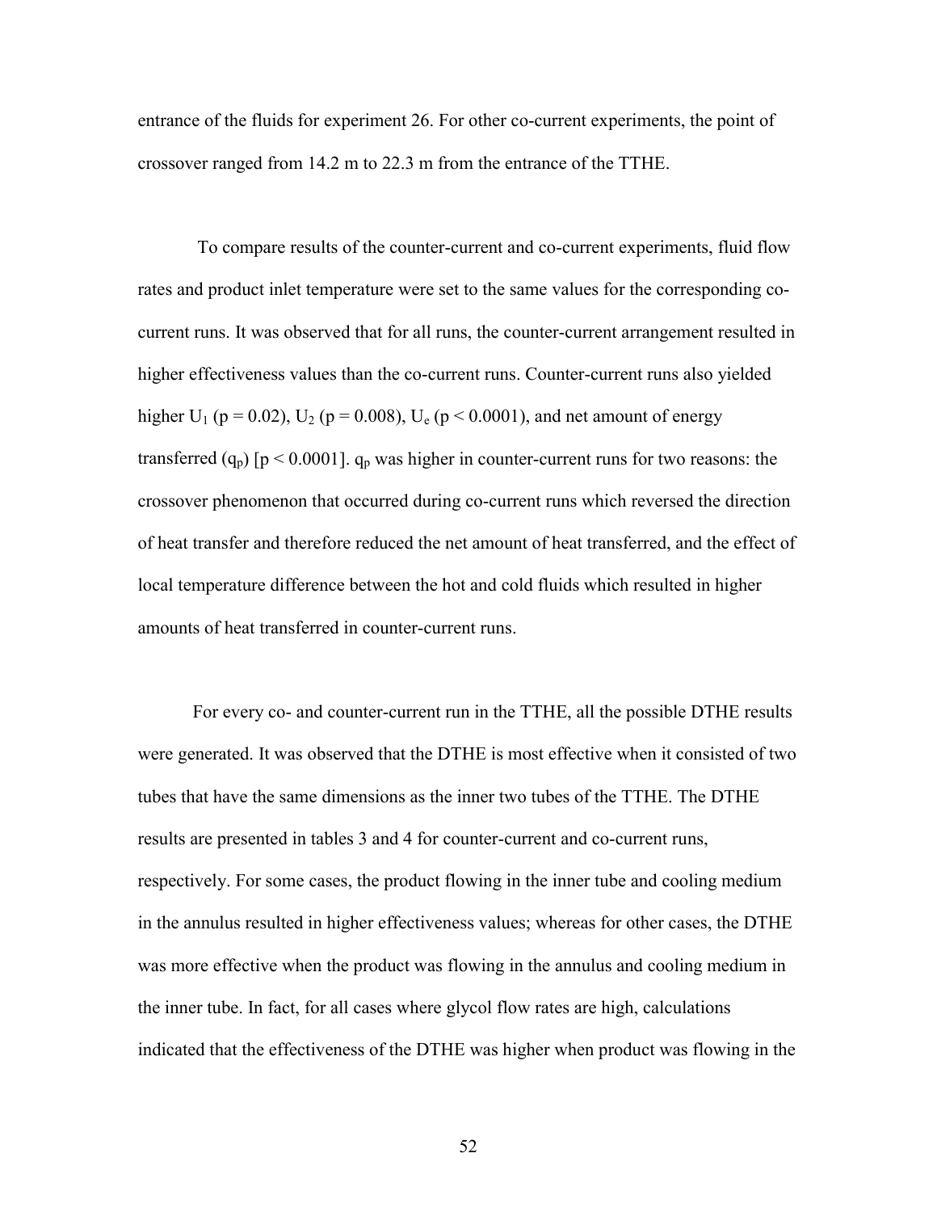entrance of the fluids for experiment 26. For other co-current experiments, the point of crossover ranged from 14.2 m to 22.3 m from the entrance of the TTHE.

To compare results of the counter-current and co-current experiments, fluid flow rates and product inlet temperature were set to the same values for the corresponding co-current runs. It was observed that for all runs, the counter-current arrangement resulted in higher effectiveness values than the co-current runs. Counter-current runs also yielded higher $U_1$ ($p = 0.02$), $U_2$ ($p = 0.008$), $U_e$ ($p < 0.0001$), and net amount of energy transferred ($q_p$) [$p < 0.0001$]. $q_p$ was higher in counter-current runs for two reasons: the crossover phenomenon that occurred during co-current runs which reversed the direction of heat transfer and therefore reduced the net amount of heat transferred, and the effect of local temperature difference between the hot and cold fluids which resulted in higher amounts of heat transferred in counter-current runs.

For every co- and counter-current run in the TTHE, all the possible DTHE results were generated. It was observed that the DTHE is most effective when it consisted of two tubes that have the same dimensions as the inner two tubes of the TTHE. The DTHE results are presented in tables 3 and 4 for counter-current and co-current runs, respectively. For some cases, the product flowing in the inner tube and cooling medium in the annulus resulted in higher effectiveness values; whereas for other cases, the DTHE was more effective when the product was flowing in the annulus and cooling medium in the inner tube. In fact, for all cases where glycol flow rates are high, calculations indicated that the effectiveness of the DTHE was higher when product was flowing in the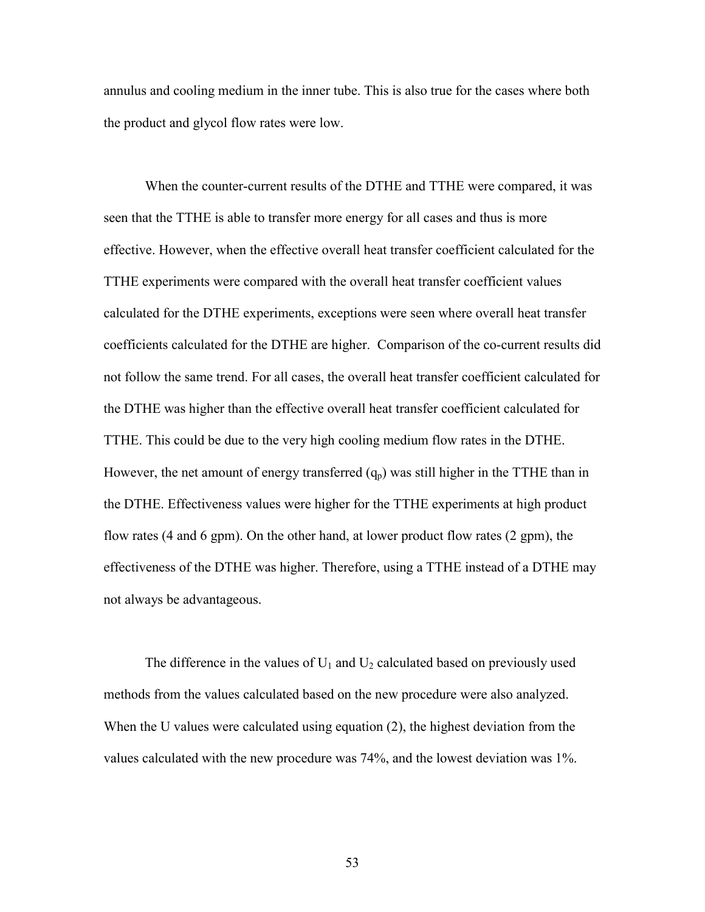annulus and cooling medium in the inner tube. This is also true for the cases where both the product and glycol flow rates were low.

When the counter-current results of the DTHE and TTHE were compared, it was seen that the TTHE is able to transfer more energy for all cases and thus is more effective. However, when the effective overall heat transfer coefficient calculated for the TTHE experiments were compared with the overall heat transfer coefficient values calculated for the DTHE experiments, exceptions were seen where overall heat transfer coefficients calculated for the DTHE are higher. Comparison of the co-current results did not follow the same trend. For all cases, the overall heat transfer coefficient calculated for the DTHE was higher than the effective overall heat transfer coefficient calculated for TTHE. This could be due to the very high cooling medium flow rates in the DTHE. However, the net amount of energy transferred ($q_p$) was still higher in the TTHE than in the DTHE. Effectiveness values were higher for the TTHE experiments at high product flow rates (4 and 6 gpm). On the other hand, at lower product flow rates (2 gpm), the effectiveness of the DTHE was higher. Therefore, using a TTHE instead of a DTHE may not always be advantageous.

The difference in the values of $U_1$ and $U_2$ calculated based on previously used methods from the values calculated based on the new procedure were also analyzed. When the U values were calculated using equation (2), the highest deviation from the values calculated with the new procedure was 74%, and the lowest deviation was 1%.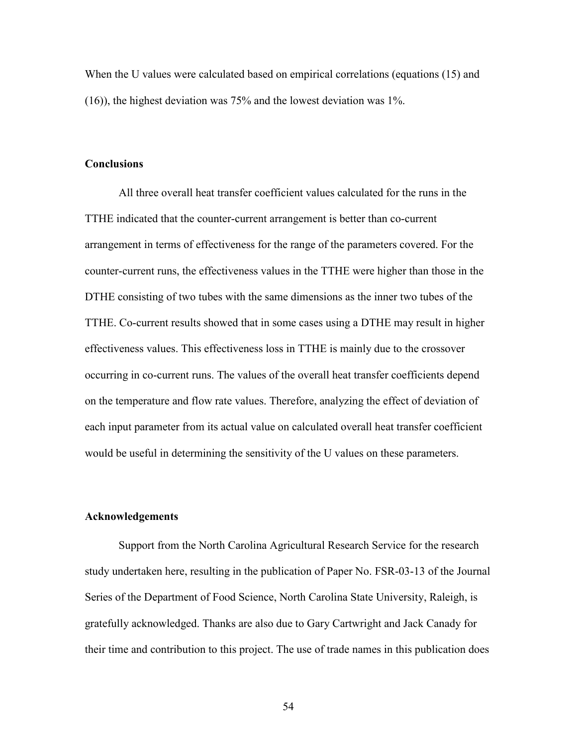When the U values were calculated based on empirical correlations (equations (15) and (16)), the highest deviation was 75% and the lowest deviation was 1%.

## Conclusions

All three overall heat transfer coefficient values calculated for the runs in the TTHE indicated that the counter-current arrangement is better than co-current arrangement in terms of effectiveness for the range of the parameters covered. For the counter-current runs, the effectiveness values in the TTHE were higher than those in the DTHE consisting of two tubes with the same dimensions as the inner two tubes of the TTHE. Co-current results showed that in some cases using a DTHE may result in higher effectiveness values. This effectiveness loss in TTHE is mainly due to the crossover occurring in co-current runs. The values of the overall heat transfer coefficients depend on the temperature and flow rate values. Therefore, analyzing the effect of deviation of each input parameter from its actual value on calculated overall heat transfer coefficient would be useful in determining the sensitivity of the U values on these parameters.

## Acknowledgements

Support from the North Carolina Agricultural Research Service for the research study undertaken here, resulting in the publication of Paper No. FSR-03-13 of the Journal Series of the Department of Food Science, North Carolina State University, Raleigh, is gratefully acknowledged. Thanks are also due to Gary Cartwright and Jack Canady for their time and contribution to this project. The use of trade names in this publication does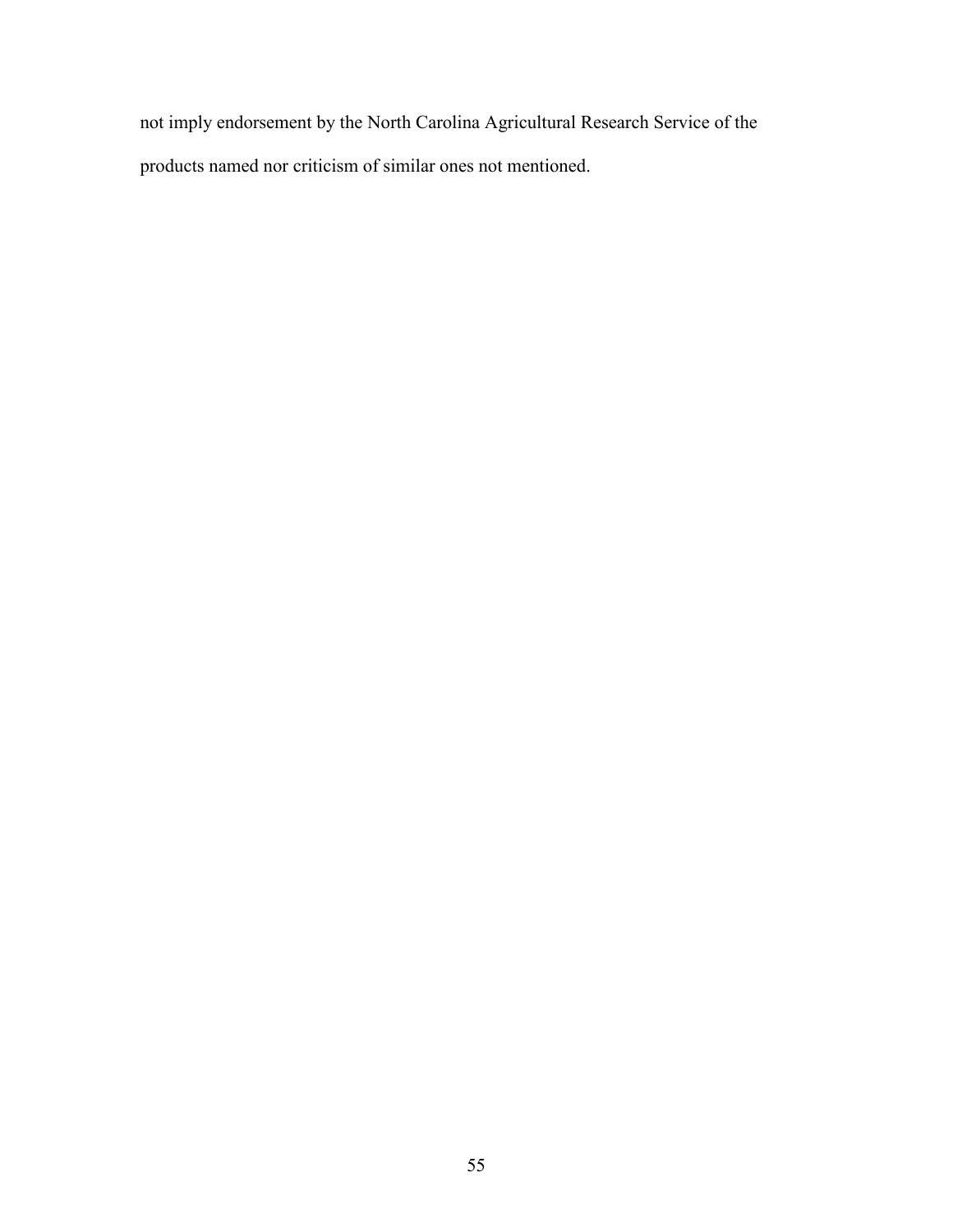not imply endorsement by the North Carolina Agricultural Research Service of the products named nor criticism of similar ones not mentioned.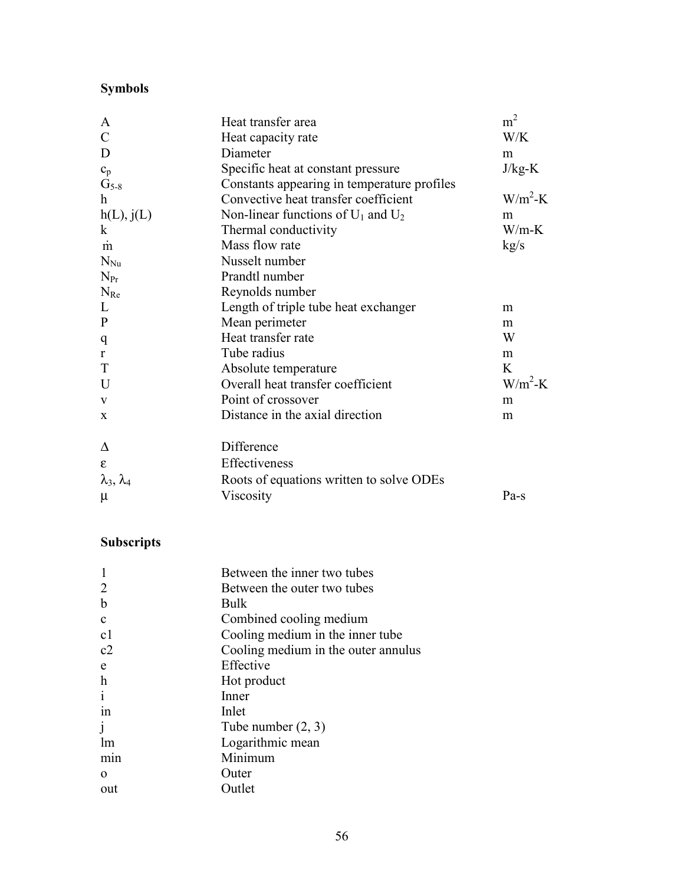## Symbols

| | | |
|---|---|---|
| A | Heat transfer area | $m^2$ |
| C | Heat capacity rate | W/K |
| D | Diameter | m |
| $c_p$ | Specific heat at constant pressure | J/kg-K |
| $G_{5\text{-}8}$ | Constants appearing in temperature profiles | |
| h | Convective heat transfer coefficient | $W/m^2$-K |
| h(L), j(L) | Non-linear functions of $U_1$ and $U_2$ | m |
| k | Thermal conductivity | W/m-K |
| $\dot{m}$ | Mass flow rate | kg/s |
| $N_{Nu}$ | Nusselt number | |
| $N_{Pr}$ | Prandtl number | |
| $N_{Re}$ | Reynolds number | |
| L | Length of triple tube heat exchanger | m |
| P | Mean perimeter | m |
| q | Heat transfer rate | W |
| r | Tube radius | m |
| T | Absolute temperature | K |
| U | Overall heat transfer coefficient | $W/m^2$-K |
| v | Point of crossover | m |
| x | Distance in the axial direction | m |
| $\Delta$ | Difference | |
| $\varepsilon$ | Effectiveness | |
| $\lambda_3$, $\lambda_4$ | Roots of equations written to solve ODEs | |
| $\mu$ | Viscosity | Pa-s |

## Subscripts

| | |
|---|---|
| 1 | Between the inner two tubes |
| 2 | Between the outer two tubes |
| b | Bulk |
| c | Combined cooling medium |
| c1 | Cooling medium in the inner tube |
| c2 | Cooling medium in the outer annulus |
| e | Effective |
| h | Hot product |
| i | Inner |
| in | Inlet |
| j | Tube number (2, 3) |
| lm | Logarithmic mean |
| min | Minimum |
| o | Outer |
| out | Outlet |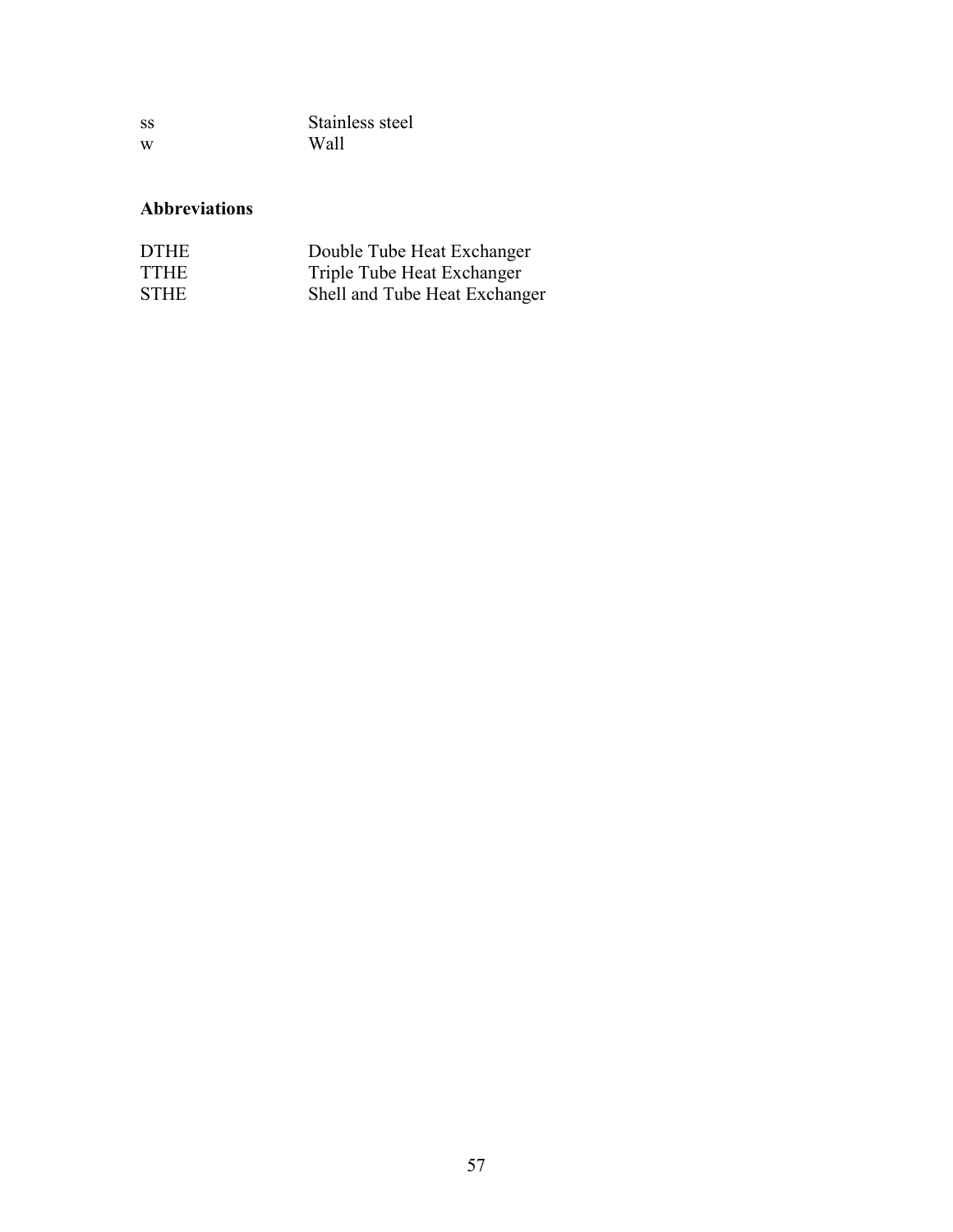| | |
|---|---|
| ss | Stainless steel |
| w | Wall |

**Abbreviations**

| | |
|---|---|
| DTHE | Double Tube Heat Exchanger |
| TTHE | Triple Tube Heat Exchanger |
| STHE | Shell and Tube Heat Exchanger |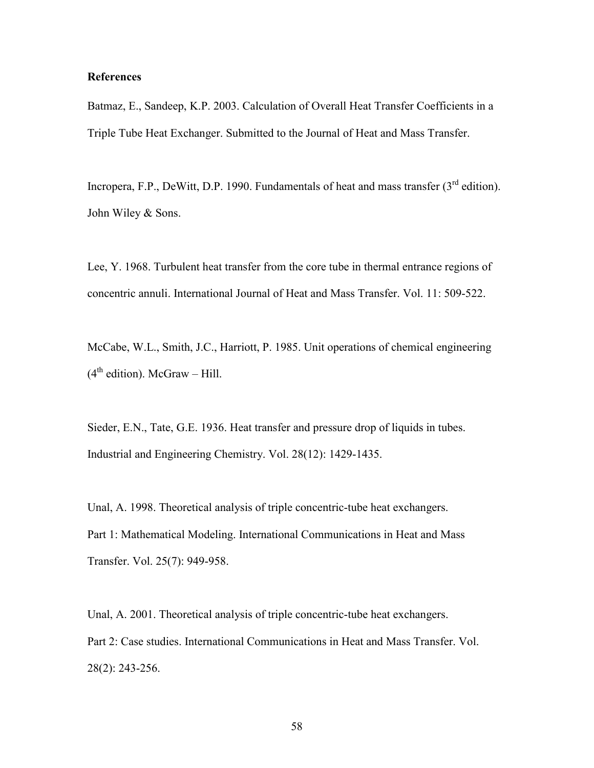## References

Batmaz, E., Sandeep, K.P. 2003. Calculation of Overall Heat Transfer Coefficients in a Triple Tube Heat Exchanger. Submitted to the Journal of Heat and Mass Transfer.

Incropera, F.P., DeWitt, D.P. 1990. Fundamentals of heat and mass transfer (3rd edition). John Wiley & Sons.

Lee, Y. 1968. Turbulent heat transfer from the core tube in thermal entrance regions of concentric annuli. International Journal of Heat and Mass Transfer. Vol. 11: 509-522.

McCabe, W.L., Smith, J.C., Harriott, P. 1985. Unit operations of chemical engineering (4th edition). McGraw – Hill.

Sieder, E.N., Tate, G.E. 1936. Heat transfer and pressure drop of liquids in tubes. Industrial and Engineering Chemistry. Vol. 28(12): 1429-1435.

Unal, A. 1998. Theoretical analysis of triple concentric-tube heat exchangers. Part 1: Mathematical Modeling. International Communications in Heat and Mass Transfer. Vol. 25(7): 949-958.

Unal, A. 2001. Theoretical analysis of triple concentric-tube heat exchangers. Part 2: Case studies. International Communications in Heat and Mass Transfer. Vol. 28(2): 243-256.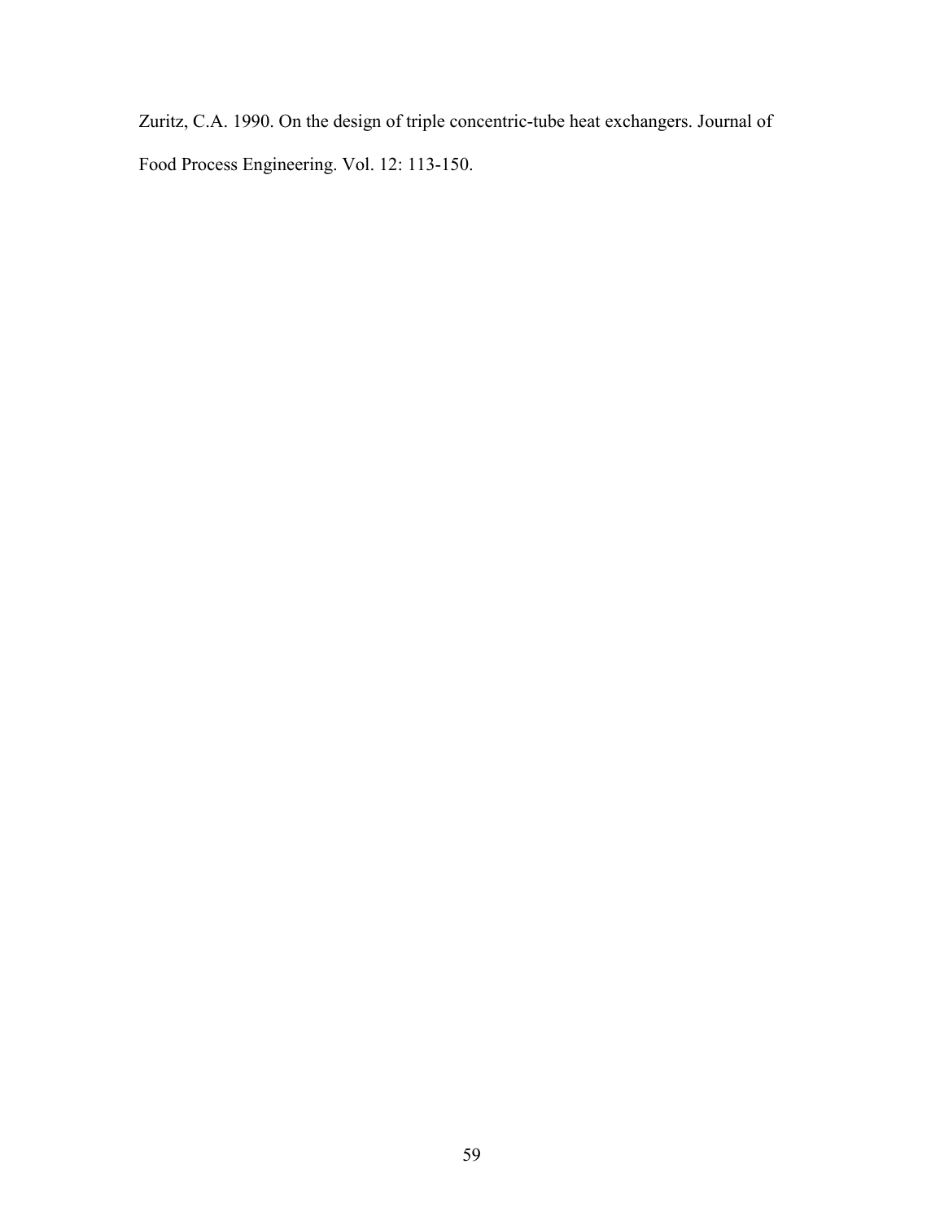Zuritz, C.A. 1990. On the design of triple concentric-tube heat exchangers. Journal of Food Process Engineering. Vol. 12: 113-150.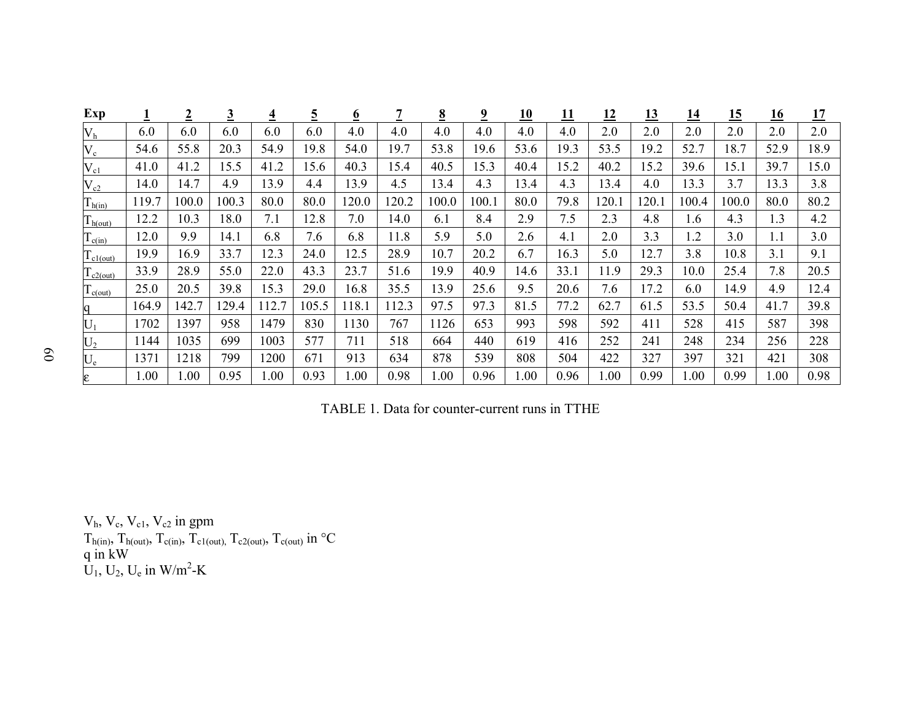| Exp | **1** | **2** | **3** | **4** | **5** | **6** | **7** | **8** | **9** | **10** | **11** | **12** | **13** | **14** | **15** | **16** | **17** |
|---|---|---|---|---|---|---|---|---|---|---|---|---|---|---|---|---|---|
| $V_h$ | 6.0 | 6.0 | 6.0 | 6.0 | 6.0 | 4.0 | 4.0 | 4.0 | 4.0 | 4.0 | 4.0 | 2.0 | 2.0 | 2.0 | 2.0 | 2.0 | 2.0 |
| $V_c$ | 54.6 | 55.8 | 20.3 | 54.9 | 19.8 | 54.0 | 19.7 | 53.8 | 19.6 | 53.6 | 19.3 | 53.5 | 19.2 | 52.7 | 18.7 | 52.9 | 18.9 |
| $V_{c1}$ | 41.0 | 41.2 | 15.5 | 41.2 | 15.6 | 40.3 | 15.4 | 40.5 | 15.3 | 40.4 | 15.2 | 40.2 | 15.2 | 39.6 | 15.1 | 39.7 | 15.0 |
| $V_{c2}$ | 14.0 | 14.7 | 4.9 | 13.9 | 4.4 | 13.9 | 4.5 | 13.4 | 4.3 | 13.4 | 4.3 | 13.4 | 4.0 | 13.3 | 3.7 | 13.3 | 3.8 |
| $T_{h(in)}$ | 119.7 | 100.0 | 100.3 | 80.0 | 80.0 | 120.0 | 120.2 | 100.0 | 100.1 | 80.0 | 79.8 | 120.1 | 120.1 | 100.4 | 100.0 | 80.0 | 80.2 |
| $T_{h(out)}$ | 12.2 | 10.3 | 18.0 | 7.1 | 12.8 | 7.0 | 14.0 | 6.1 | 8.4 | 2.9 | 7.5 | 2.3 | 4.8 | 1.6 | 4.3 | 1.3 | 4.2 |
| $T_{c(in)}$ | 12.0 | 9.9 | 14.1 | 6.8 | 7.6 | 6.8 | 11.8 | 5.9 | 5.0 | 2.6 | 4.1 | 2.0 | 3.3 | 1.2 | 3.0 | 1.1 | 3.0 |
| $T_{c1(out)}$ | 19.9 | 16.9 | 33.7 | 12.3 | 24.0 | 12.5 | 28.9 | 10.7 | 20.2 | 6.7 | 16.3 | 5.0 | 12.7 | 3.8 | 10.8 | 3.1 | 9.1 |
| $T_{c2(out)}$ | 33.9 | 28.9 | 55.0 | 22.0 | 43.3 | 23.7 | 51.6 | 19.9 | 40.9 | 14.6 | 33.1 | 11.9 | 29.3 | 10.0 | 25.4 | 7.8 | 20.5 |
| $T_{c(out)}$ | 25.0 | 20.5 | 39.8 | 15.3 | 29.0 | 16.8 | 35.5 | 13.9 | 25.6 | 9.5 | 20.6 | 7.6 | 17.2 | 6.0 | 14.9 | 4.9 | 12.4 |
| $q$ | 164.9 | 142.7 | 129.4 | 112.7 | 105.5 | 118.1 | 112.3 | 97.5 | 97.3 | 81.5 | 77.2 | 62.7 | 61.5 | 53.5 | 50.4 | 41.7 | 39.8 |
| $U_1$ | 1702 | 1397 | 958 | 1479 | 830 | 1130 | 767 | 1126 | 653 | 993 | 598 | 592 | 411 | 528 | 415 | 587 | 398 |
| $U_2$ | 1144 | 1035 | 699 | 1003 | 577 | 711 | 518 | 664 | 440 | 619 | 416 | 252 | 241 | 248 | 234 | 256 | 228 |
| $U_e$ | 1371 | 1218 | 799 | 1200 | 671 | 913 | 634 | 878 | 539 | 808 | 504 | 422 | 327 | 397 | 321 | 421 | 308 |
| $\varepsilon$ | 1.00 | 1.00 | 0.95 | 1.00 | 0.93 | 1.00 | 0.98 | 1.00 | 0.96 | 1.00 | 0.96 | 1.00 | 0.99 | 1.00 | 0.99 | 1.00 | 0.98 |

TABLE 1. Data for counter-current runs in TTHE

$V_h$, $V_c$, $V_{c1}$, $V_{c2}$ in gpm
$T_{h(in)}$, $T_{h(out)}$, $T_{c(in)}$, $T_{c1(out)}$, $T_{c2(out)}$, $T_{c(out)}$ in °C
q in kW
$U_1$, $U_2$, $U_e$ in W/m$^2$-K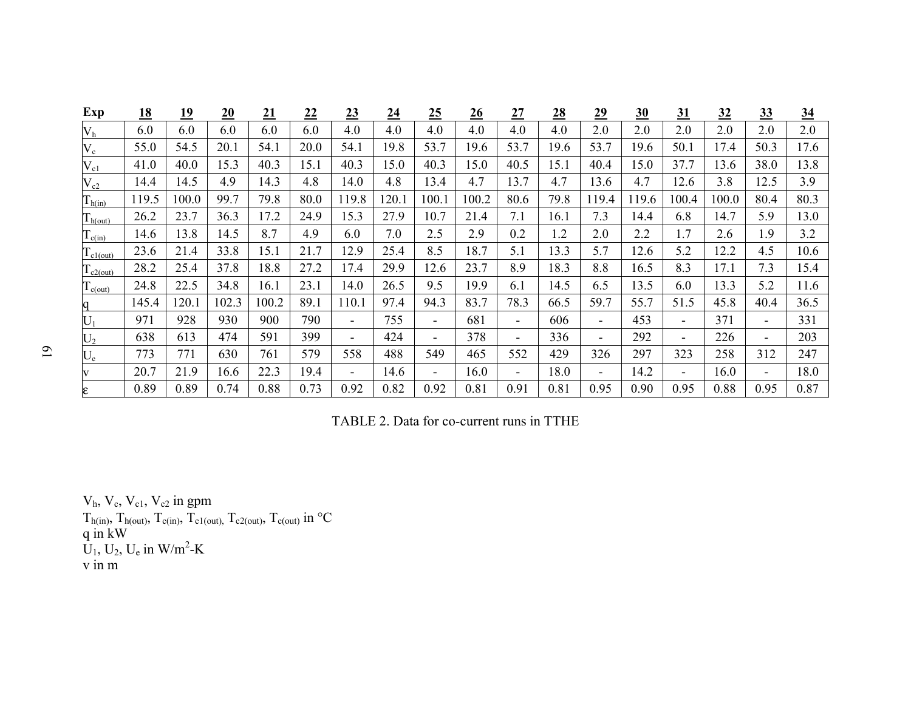| Exp | 18 | 19 | 20 | 21 | 22 | 23 | 24 | 25 | 26 | 27 | 28 | 29 | 30 | 31 | 32 | 33 | 34 |
|---|---|---|---|---|---|---|---|---|---|---|---|---|---|---|---|---|---|
| $V_h$ | 6.0 | 6.0 | 6.0 | 6.0 | 6.0 | 4.0 | 4.0 | 4.0 | 4.0 | 4.0 | 4.0 | 2.0 | 2.0 | 2.0 | 2.0 | 2.0 | 2.0 |
| $V_c$ | 55.0 | 54.5 | 20.1 | 54.1 | 20.0 | 54.1 | 19.8 | 53.7 | 19.6 | 53.7 | 19.6 | 53.7 | 19.6 | 50.1 | 17.4 | 50.3 | 17.6 |
| $V_{c1}$ | 41.0 | 40.0 | 15.3 | 40.3 | 15.1 | 40.3 | 15.0 | 40.3 | 15.0 | 40.5 | 15.1 | 40.4 | 15.0 | 37.7 | 13.6 | 38.0 | 13.8 |
| $V_{c2}$ | 14.4 | 14.5 | 4.9 | 14.3 | 4.8 | 14.0 | 4.8 | 13.4 | 4.7 | 13.7 | 4.7 | 13.6 | 4.7 | 12.6 | 3.8 | 12.5 | 3.9 |
| $T_{h(in)}$ | 119.5 | 100.0 | 99.7 | 79.8 | 80.0 | 119.8 | 120.1 | 100.1 | 100.2 | 80.6 | 79.8 | 119.4 | 119.6 | 100.4 | 100.0 | 80.4 | 80.3 |
| $T_{h(out)}$ | 26.2 | 23.7 | 36.3 | 17.2 | 24.9 | 15.3 | 27.9 | 10.7 | 21.4 | 7.1 | 16.1 | 7.3 | 14.4 | 6.8 | 14.7 | 5.9 | 13.0 |
| $T_{c(in)}$ | 14.6 | 13.8 | 14.5 | 8.7 | 4.9 | 6.0 | 7.0 | 2.5 | 2.9 | 0.2 | 1.2 | 2.0 | 2.2 | 1.7 | 2.6 | 1.9 | 3.2 |
| $T_{c1(out)}$ | 23.6 | 21.4 | 33.8 | 15.1 | 21.7 | 12.9 | 25.4 | 8.5 | 18.7 | 5.1 | 13.3 | 5.7 | 12.6 | 5.2 | 12.2 | 4.5 | 10.6 |
| $T_{c2(out)}$ | 28.2 | 25.4 | 37.8 | 18.8 | 27.2 | 17.4 | 29.9 | 12.6 | 23.7 | 8.9 | 18.3 | 8.8 | 16.5 | 8.3 | 17.1 | 7.3 | 15.4 |
| $T_{c(out)}$ | 24.8 | 22.5 | 34.8 | 16.1 | 23.1 | 14.0 | 26.5 | 9.5 | 19.9 | 6.1 | 14.5 | 6.5 | 13.5 | 6.0 | 13.3 | 5.2 | 11.6 |
| q | 145.4 | 120.1 | 102.3 | 100.2 | 89.1 | 110.1 | 97.4 | 94.3 | 83.7 | 78.3 | 66.5 | 59.7 | 55.7 | 51.5 | 45.8 | 40.4 | 36.5 |
| $U_1$ | 971 | 928 | 930 | 900 | 790 | - | 755 | - | 681 | - | 606 | - | 453 | - | 371 | - | 331 |
| $U_2$ | 638 | 613 | 474 | 591 | 399 | - | 424 | - | 378 | - | 336 | - | 292 | - | 226 | - | 203 |
| $U_e$ | 773 | 771 | 630 | 761 | 579 | 558 | 488 | 549 | 465 | 552 | 429 | 326 | 297 | 323 | 258 | 312 | 247 |
| v | 20.7 | 21.9 | 16.6 | 22.3 | 19.4 | - | 14.6 | - | 16.0 | - | 18.0 | - | 14.2 | - | 16.0 | - | 18.0 |
| ε | 0.89 | 0.89 | 0.74 | 0.88 | 0.73 | 0.92 | 0.82 | 0.92 | 0.81 | 0.91 | 0.81 | 0.95 | 0.90 | 0.95 | 0.88 | 0.95 | 0.87 |

TABLE 2. Data for co-current runs in TTHE

$V_h$, $V_c$, $V_{c1}$, $V_{c2}$ in gpm
$T_{h(in)}$, $T_{h(out)}$, $T_{c(in)}$, $T_{c1(out)}$, $T_{c2(out)}$, $T_{c(out)}$ in °C
q in kW
$U_1$, $U_2$, $U_e$ in $W/m^2$-K
v in m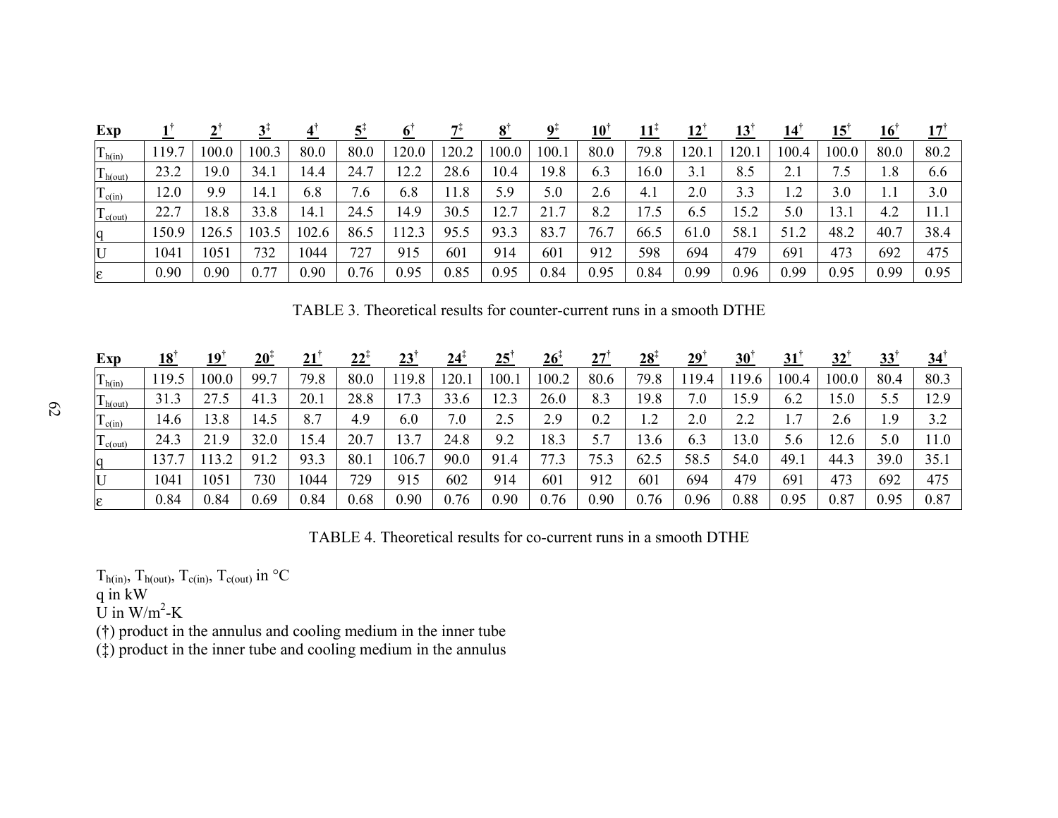| Exp | 1† | 2† | 3‡ | 4† | 5‡ | 6† | 7‡ | 8† | 9‡ | 10† | 11‡ | 12† | 13† | 14† | 15† | 16† | 17† |
|---|---|---|---|---|---|---|---|---|---|---|---|---|---|---|---|---|---|
| $T_{h(in)}$ | 119.7 | 100.0 | 100.3 | 80.0 | 80.0 | 120.0 | 120.2 | 100.0 | 100.1 | 80.0 | 79.8 | 120.1 | 120.1 | 100.4 | 100.0 | 80.0 | 80.2 |
| $T_{h(out)}$ | 23.2 | 19.0 | 34.1 | 14.4 | 24.7 | 12.2 | 28.6 | 10.4 | 19.8 | 6.3 | 16.0 | 3.1 | 8.5 | 2.1 | 7.5 | 1.8 | 6.6 |
| $T_{c(in)}$ | 12.0 | 9.9 | 14.1 | 6.8 | 7.6 | 6.8 | 11.8 | 5.9 | 5.0 | 2.6 | 4.1 | 2.0 | 3.3 | 1.2 | 3.0 | 1.1 | 3.0 |
| $T_{c(out)}$ | 22.7 | 18.8 | 33.8 | 14.1 | 24.5 | 14.9 | 30.5 | 12.7 | 21.7 | 8.2 | 17.5 | 6.5 | 15.2 | 5.0 | 13.1 | 4.2 | 11.1 |
| q | 150.9 | 126.5 | 103.5 | 102.6 | 86.5 | 112.3 | 95.5 | 93.3 | 83.7 | 76.7 | 66.5 | 61.0 | 58.1 | 51.2 | 48.2 | 40.7 | 38.4 |
| U | 1041 | 1051 | 732 | 1044 | 727 | 915 | 601 | 914 | 601 | 912 | 598 | 694 | 479 | 691 | 473 | 692 | 475 |
| ε | 0.90 | 0.90 | 0.77 | 0.90 | 0.76 | 0.95 | 0.85 | 0.95 | 0.84 | 0.95 | 0.84 | 0.99 | 0.96 | 0.99 | 0.95 | 0.99 | 0.95 |

TABLE 3. Theoretical results for counter-current runs in a smooth DTHE

| Exp | 18† | 19† | 20‡ | 21† | 22‡ | 23† | 24‡ | 25† | 26‡ | 27† | 28‡ | 29† | 30† | 31† | 32† | 33† | 34† |
|---|---|---|---|---|---|---|---|---|---|---|---|---|---|---|---|---|---|
| $T_{h(in)}$ | 119.5 | 100.0 | 99.7 | 79.8 | 80.0 | 119.8 | 120.1 | 100.1 | 100.2 | 80.6 | 79.8 | 119.4 | 119.6 | 100.4 | 100.0 | 80.4 | 80.3 |
| $T_{h(out)}$ | 31.3 | 27.5 | 41.3 | 20.1 | 28.8 | 17.3 | 33.6 | 12.3 | 26.0 | 8.3 | 19.8 | 7.0 | 15.9 | 6.2 | 15.0 | 5.5 | 12.9 |
| $T_{c(in)}$ | 14.6 | 13.8 | 14.5 | 8.7 | 4.9 | 6.0 | 7.0 | 2.5 | 2.9 | 0.2 | 1.2 | 2.0 | 2.2 | 1.7 | 2.6 | 1.9 | 3.2 |
| $T_{c(out)}$ | 24.3 | 21.9 | 32.0 | 15.4 | 20.7 | 13.7 | 24.8 | 9.2 | 18.3 | 5.7 | 13.6 | 6.3 | 13.0 | 5.6 | 12.6 | 5.0 | 11.0 |
| q | 137.7 | 113.2 | 91.2 | 93.3 | 80.1 | 106.7 | 90.0 | 91.4 | 77.3 | 75.3 | 62.5 | 58.5 | 54.0 | 49.1 | 44.3 | 39.0 | 35.1 |
| U | 1041 | 1051 | 730 | 1044 | 729 | 915 | 602 | 914 | 601 | 912 | 601 | 694 | 479 | 691 | 473 | 692 | 475 |
| ε | 0.84 | 0.84 | 0.69 | 0.84 | 0.68 | 0.90 | 0.76 | 0.90 | 0.76 | 0.90 | 0.76 | 0.96 | 0.88 | 0.95 | 0.87 | 0.95 | 0.87 |

TABLE 4. Theoretical results for co-current runs in a smooth DTHE

$T_{h(in)}$, $T_{h(out)}$, $T_{c(in)}$, $T_{c(out)}$ in °C
q in kW
U in $W/m^2$-K
(†) product in the annulus and cooling medium in the inner tube
(‡) product in the inner tube and cooling medium in the annulus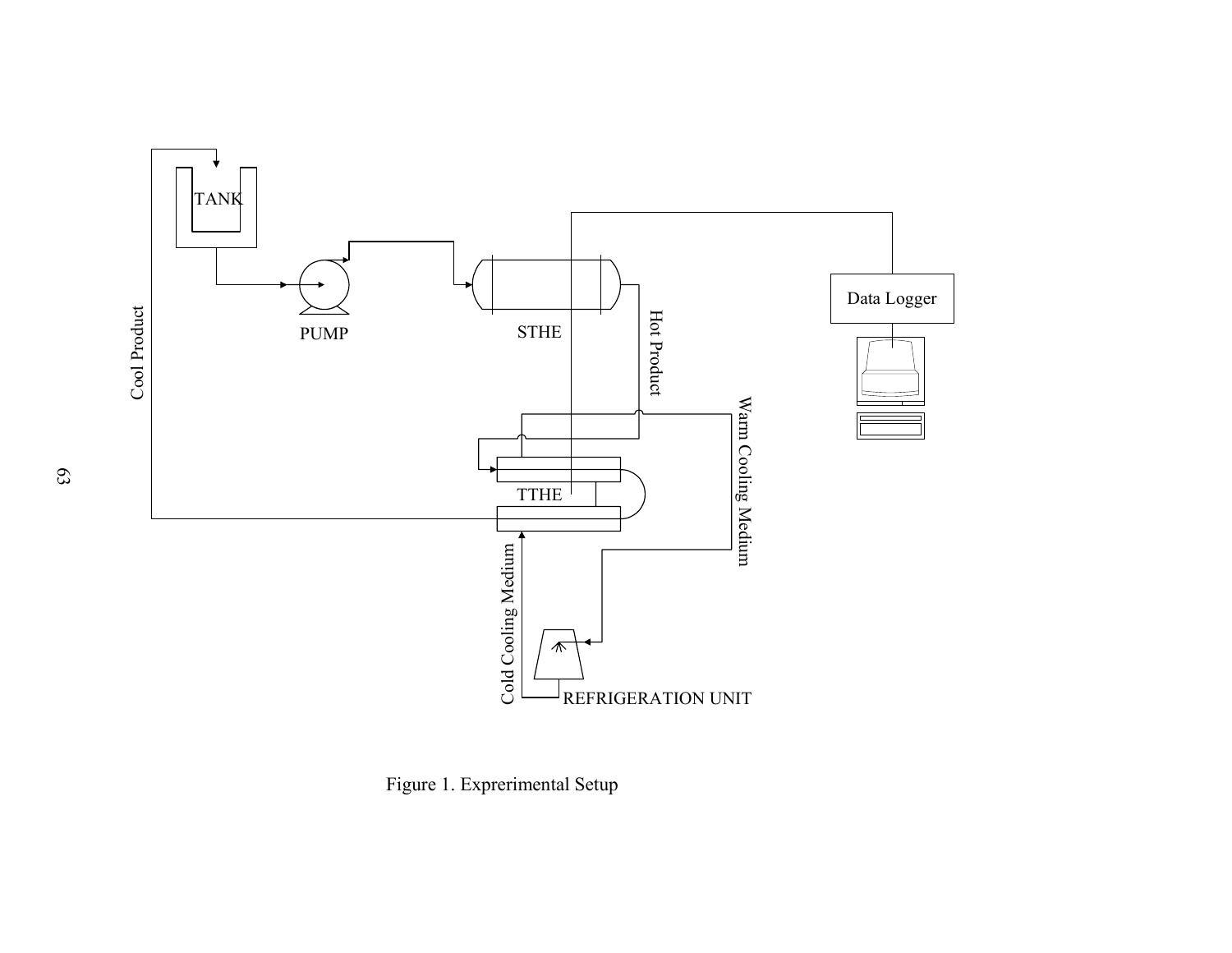Figure 1. Exprerimental Setup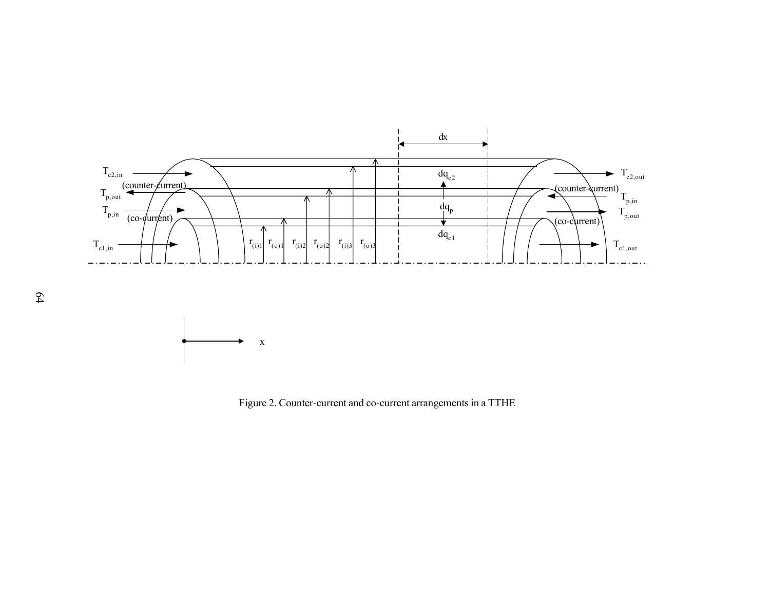Figure 2. Counter-current and co-current arrangements in a TTHE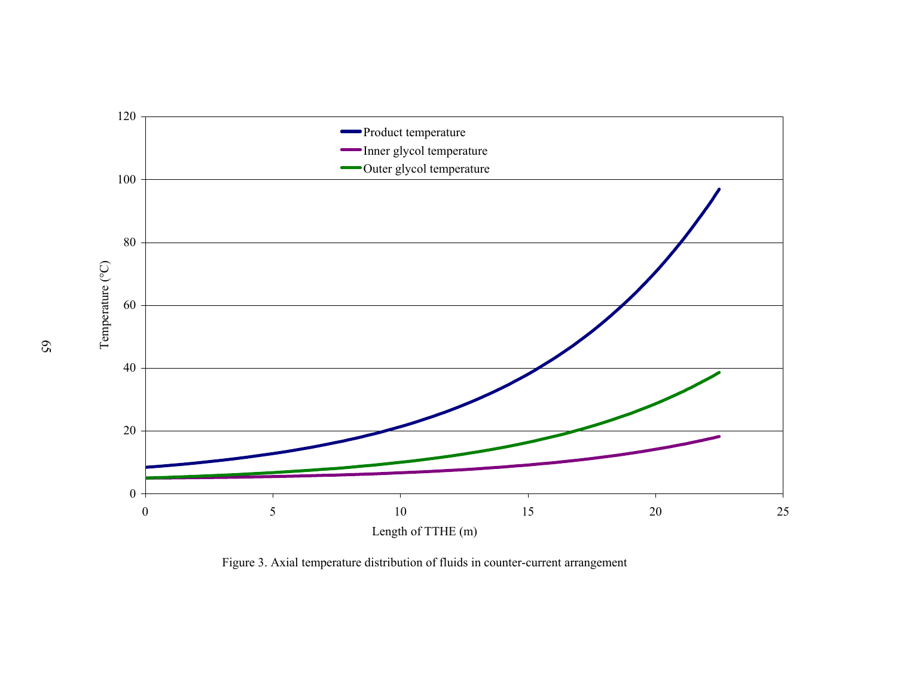Figure 3. Axial temperature distribution of fluids in counter-current arrangement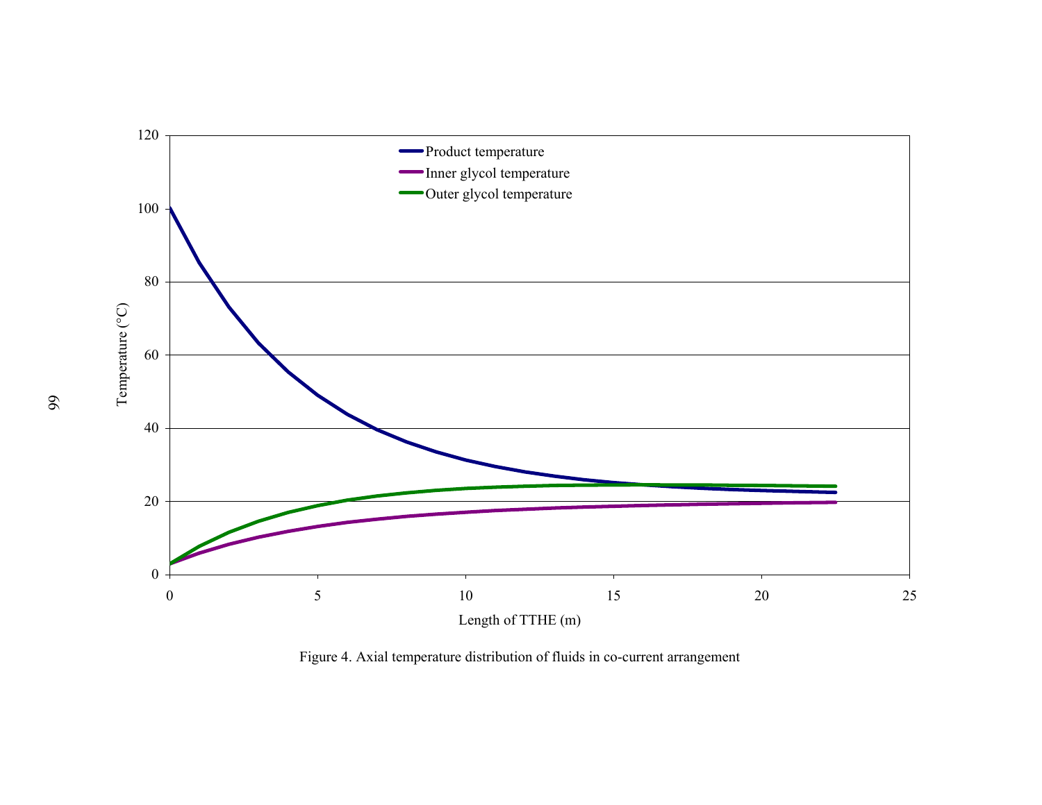Figure 4. Axial temperature distribution of fluids in co-current arrangement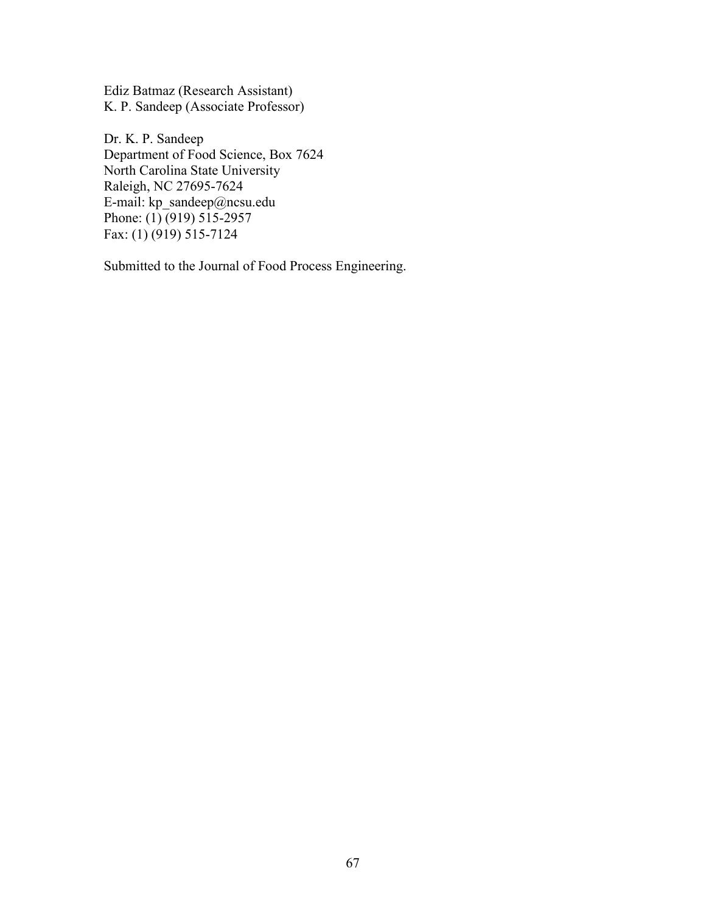Ediz Batmaz (Research Assistant)
K. P. Sandeep (Associate Professor)

Dr. K. P. Sandeep
Department of Food Science, Box 7624
North Carolina State University
Raleigh, NC 27695-7624
E-mail: kp_sandeep@ncsu.edu
Phone: (1) (919) 515-2957
Fax: (1) (919) 515-7124

Submitted to the Journal of Food Process Engineering.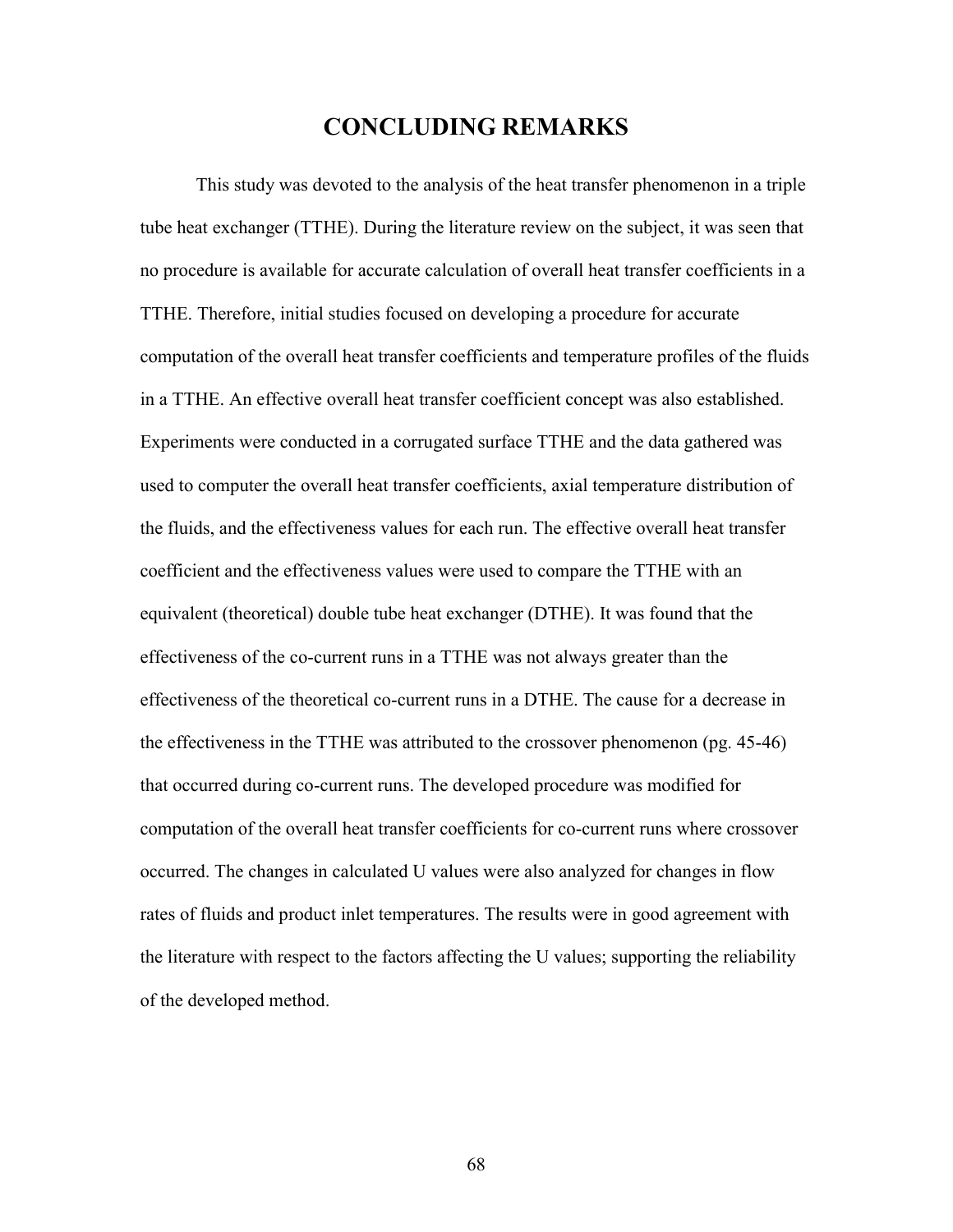# CONCLUDING REMARKS

This study was devoted to the analysis of the heat transfer phenomenon in a triple tube heat exchanger (TTHE). During the literature review on the subject, it was seen that no procedure is available for accurate calculation of overall heat transfer coefficients in a TTHE. Therefore, initial studies focused on developing a procedure for accurate computation of the overall heat transfer coefficients and temperature profiles of the fluids in a TTHE. An effective overall heat transfer coefficient concept was also established. Experiments were conducted in a corrugated surface TTHE and the data gathered was used to computer the overall heat transfer coefficients, axial temperature distribution of the fluids, and the effectiveness values for each run. The effective overall heat transfer coefficient and the effectiveness values were used to compare the TTHE with an equivalent (theoretical) double tube heat exchanger (DTHE). It was found that the effectiveness of the co-current runs in a TTHE was not always greater than the effectiveness of the theoretical co-current runs in a DTHE. The cause for a decrease in the effectiveness in the TTHE was attributed to the crossover phenomenon (pg. 45-46) that occurred during co-current runs. The developed procedure was modified for computation of the overall heat transfer coefficients for co-current runs where crossover occurred. The changes in calculated U values were also analyzed for changes in flow rates of fluids and product inlet temperatures. The results were in good agreement with the literature with respect to the factors affecting the U values; supporting the reliability of the developed method.